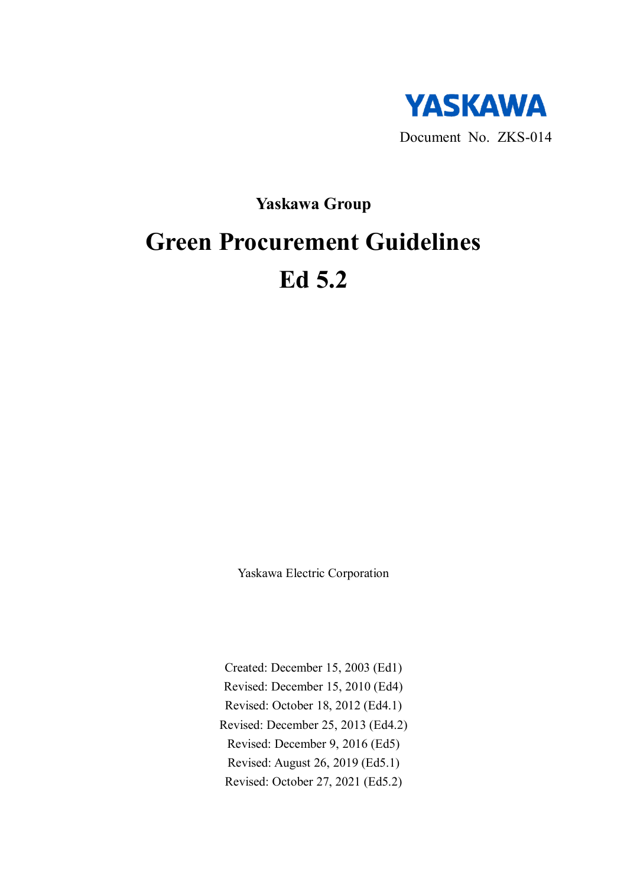YASKAWA

Document No. ZKS-014

## Yaskawa Group

# Green Procurement Guidelines

# Ed 5.2

Yaskawa Electric Corporation

Created: December 15, 2003 (Ed1)
Revised: December 15, 2010 (Ed4)
Revised: October 18, 2012 (Ed4.1)
Revised: December 25, 2013 (Ed4.2)
Revised: December 9, 2016 (Ed5)
Revised: August 26, 2019 (Ed5.1)
Revised: October 27, 2021 (Ed5.2)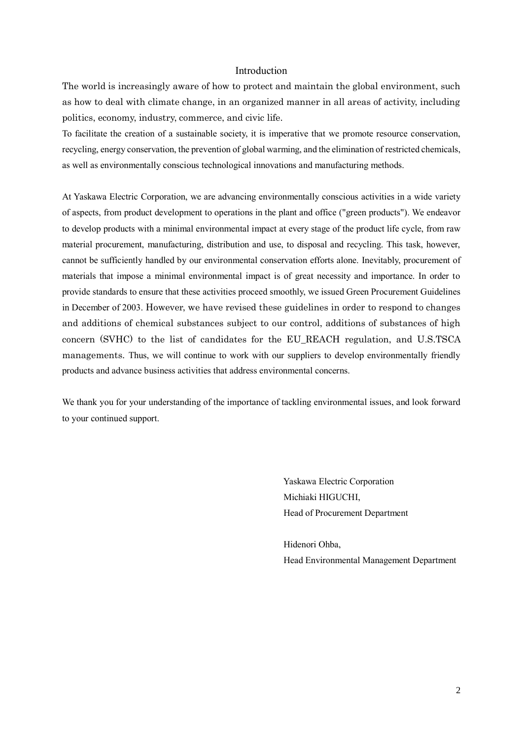# Introduction

The world is increasingly aware of how to protect and maintain the global environment, such as how to deal with climate change, in an organized manner in all areas of activity, including politics, economy, industry, commerce, and civic life.
To facilitate the creation of a sustainable society, it is imperative that we promote resource conservation, recycling, energy conservation, the prevention of global warming, and the elimination of restricted chemicals, as well as environmentally conscious technological innovations and manufacturing methods.

At Yaskawa Electric Corporation, we are advancing environmentally conscious activities in a wide variety of aspects, from product development to operations in the plant and office ("green products"). We endeavor to develop products with a minimal environmental impact at every stage of the product life cycle, from raw material procurement, manufacturing, distribution and use, to disposal and recycling. This task, however, cannot be sufficiently handled by our environmental conservation efforts alone. Inevitably, procurement of materials that impose a minimal environmental impact is of great necessity and importance. In order to provide standards to ensure that these activities proceed smoothly, we issued Green Procurement Guidelines in December of 2003. However, we have revised these guidelines in order to respond to changes and additions of chemical substances subject to our control, additions of substances of high concern (SVHC) to the list of candidates for the EU_REACH regulation, and U.S.TSCA managements. Thus, we will continue to work with our suppliers to develop environmentally friendly products and advance business activities that address environmental concerns.

We thank you for your understanding of the importance of tackling environmental issues, and look forward to your continued support.

Yaskawa Electric Corporation
Michiaki HIGUCHI,
Head of Procurement Department

Hidenori Ohba,
Head Environmental Management Department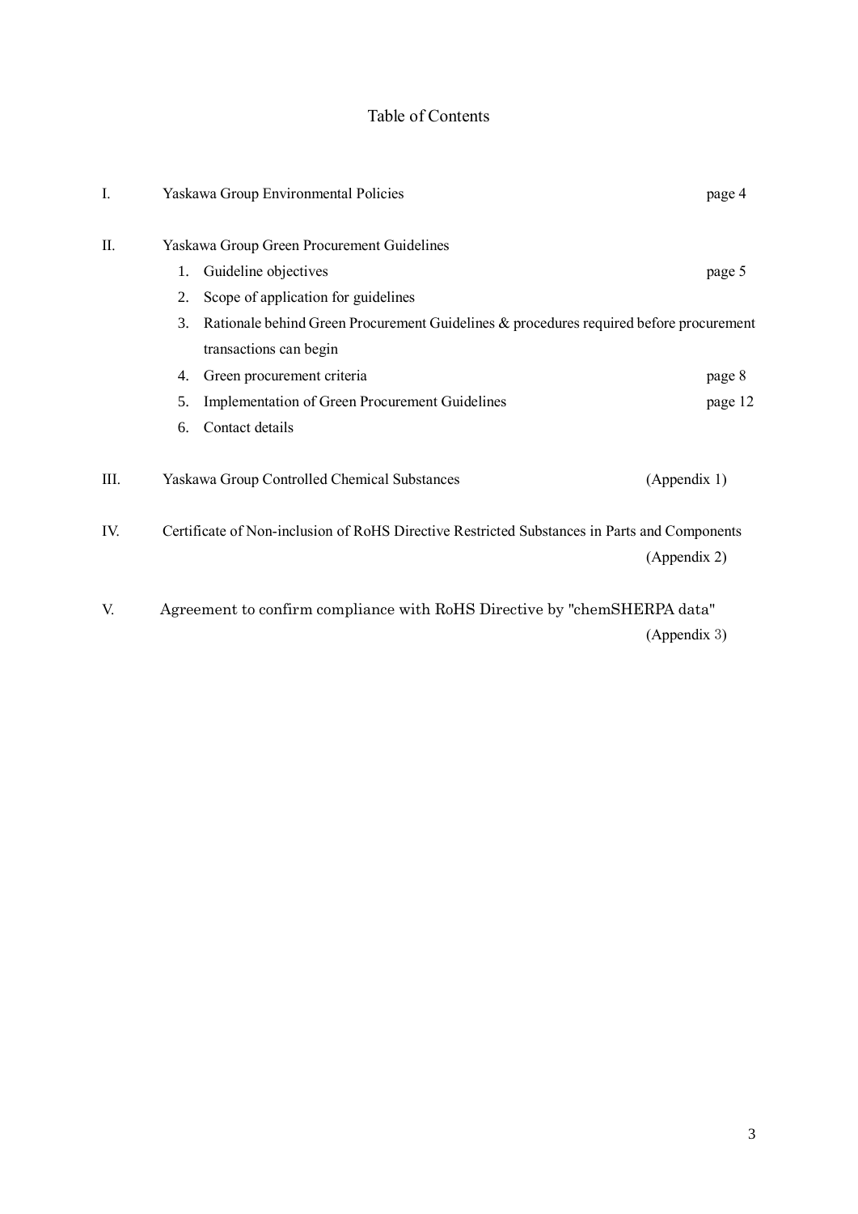# Table of Contents

I. Yaskawa Group Environmental Policies — page 4

II. Yaskawa Group Green Procurement Guidelines

1. Guideline objectives — page 5
2. Scope of application for guidelines
3. Rationale behind Green Procurement Guidelines & procedures required before procurement transactions can begin
4. Green procurement criteria — page 8
5. Implementation of Green Procurement Guidelines — page 12
6. Contact details

III. Yaskawa Group Controlled Chemical Substances — (Appendix 1)

IV. Certificate of Non-inclusion of RoHS Directive Restricted Substances in Parts and Components — (Appendix 2)

V. Agreement to confirm compliance with RoHS Directive by "chemSHERPA data" — (Appendix 3)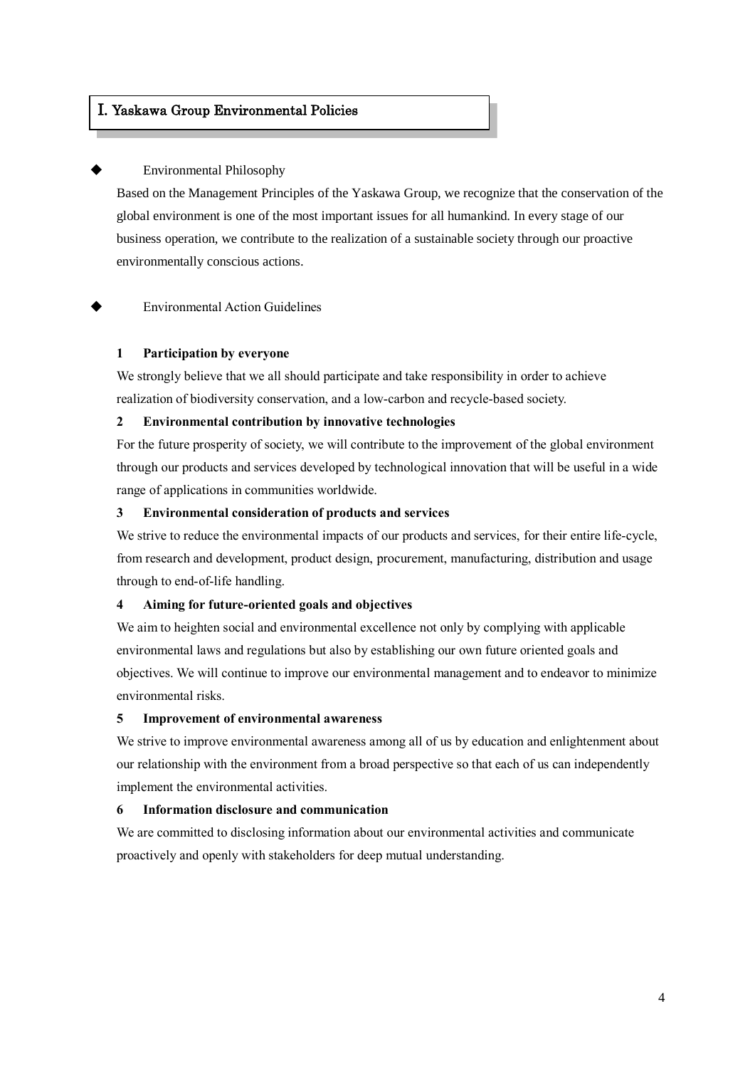# I. Yaskawa Group Environmental Policies

◆ Environmental Philosophy

Based on the Management Principles of the Yaskawa Group, we recognize that the conservation of the global environment is one of the most important issues for all humankind. In every stage of our business operation, we contribute to the realization of a sustainable society through our proactive environmentally conscious actions.

◆ Environmental Action Guidelines

**1 Participation by everyone**

We strongly believe that we all should participate and take responsibility in order to achieve realization of biodiversity conservation, and a low-carbon and recycle-based society.

**2 Environmental contribution by innovative technologies**

For the future prosperity of society, we will contribute to the improvement of the global environment through our products and services developed by technological innovation that will be useful in a wide range of applications in communities worldwide.

**3 Environmental consideration of products and services**

We strive to reduce the environmental impacts of our products and services, for their entire life-cycle, from research and development, product design, procurement, manufacturing, distribution and usage through to end-of-life handling.

**4 Aiming for future-oriented goals and objectives**

We aim to heighten social and environmental excellence not only by complying with applicable environmental laws and regulations but also by establishing our own future oriented goals and objectives. We will continue to improve our environmental management and to endeavor to minimize environmental risks.

**5 Improvement of environmental awareness**

We strive to improve environmental awareness among all of us by education and enlightenment about our relationship with the environment from a broad perspective so that each of us can independently implement the environmental activities.

**6 Information disclosure and communication**

We are committed to disclosing information about our environmental activities and communicate proactively and openly with stakeholders for deep mutual understanding.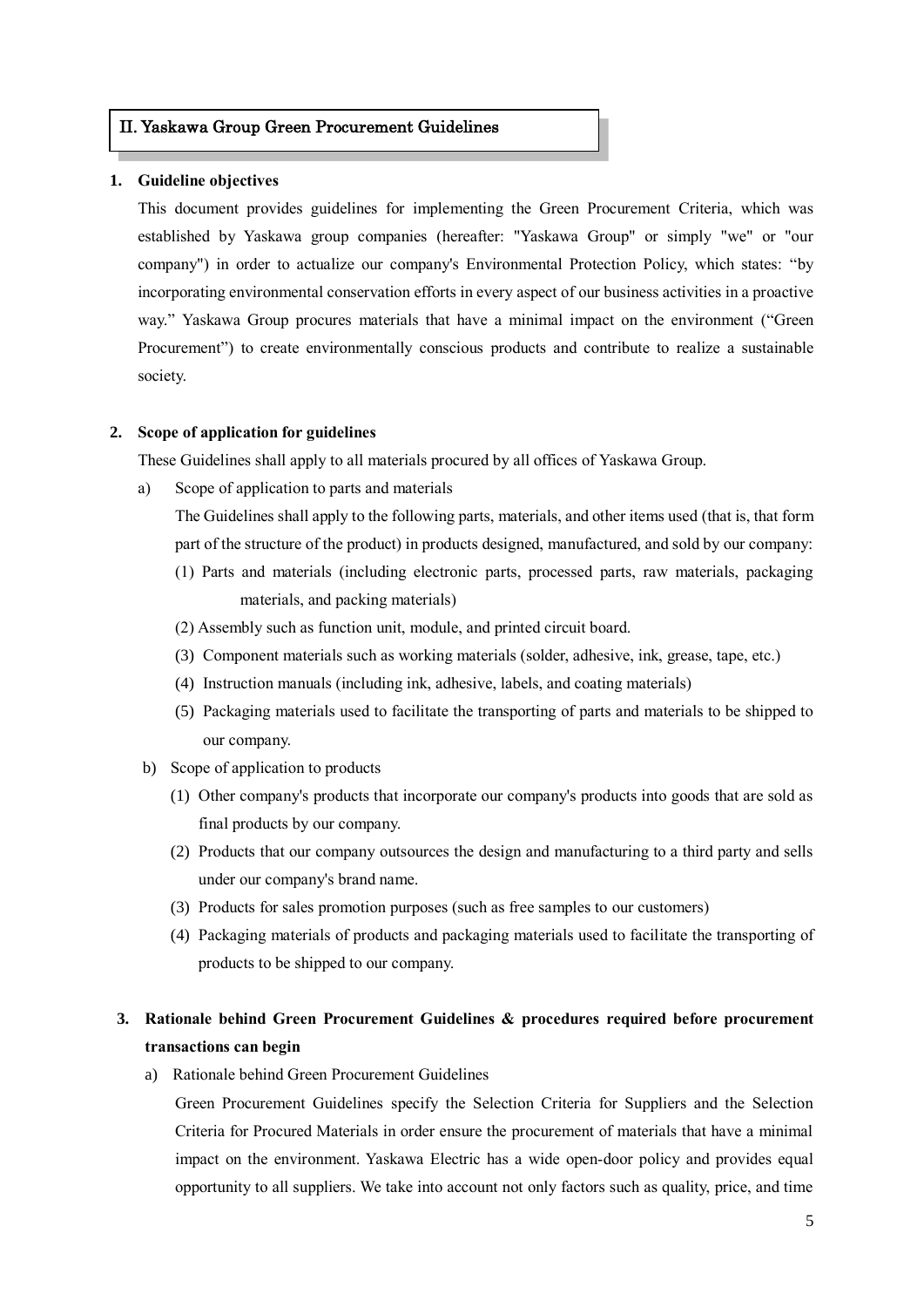## II. Yaskawa Group Green Procurement Guidelines

### 1. Guideline objectives

This document provides guidelines for implementing the Green Procurement Criteria, which was established by Yaskawa group companies (hereafter: "Yaskawa Group" or simply "we" or "our company") in order to actualize our company's Environmental Protection Policy, which states: "by incorporating environmental conservation efforts in every aspect of our business activities in a proactive way." Yaskawa Group procures materials that have a minimal impact on the environment ("Green Procurement") to create environmentally conscious products and contribute to realize a sustainable society.

### 2. Scope of application for guidelines

These Guidelines shall apply to all materials procured by all offices of Yaskawa Group.

a) Scope of application to parts and materials

The Guidelines shall apply to the following parts, materials, and other items used (that is, that form part of the structure of the product) in products designed, manufactured, and sold by our company:

(1) Parts and materials (including electronic parts, processed parts, raw materials, packaging materials, and packing materials)

(2) Assembly such as function unit, module, and printed circuit board.

(3) Component materials such as working materials (solder, adhesive, ink, grease, tape, etc.)

(4) Instruction manuals (including ink, adhesive, labels, and coating materials)

(5) Packaging materials used to facilitate the transporting of parts and materials to be shipped to our company.

b) Scope of application to products

(1) Other company's products that incorporate our company's products into goods that are sold as final products by our company.

(2) Products that our company outsources the design and manufacturing to a third party and sells under our company's brand name.

(3) Products for sales promotion purposes (such as free samples to our customers)

(4) Packaging materials of products and packaging materials used to facilitate the transporting of products to be shipped to our company.

### 3. Rationale behind Green Procurement Guidelines & procedures required before procurement transactions can begin

a) Rationale behind Green Procurement Guidelines

Green Procurement Guidelines specify the Selection Criteria for Suppliers and the Selection Criteria for Procured Materials in order ensure the procurement of materials that have a minimal impact on the environment. Yaskawa Electric has a wide open-door policy and provides equal opportunity to all suppliers. We take into account not only factors such as quality, price, and time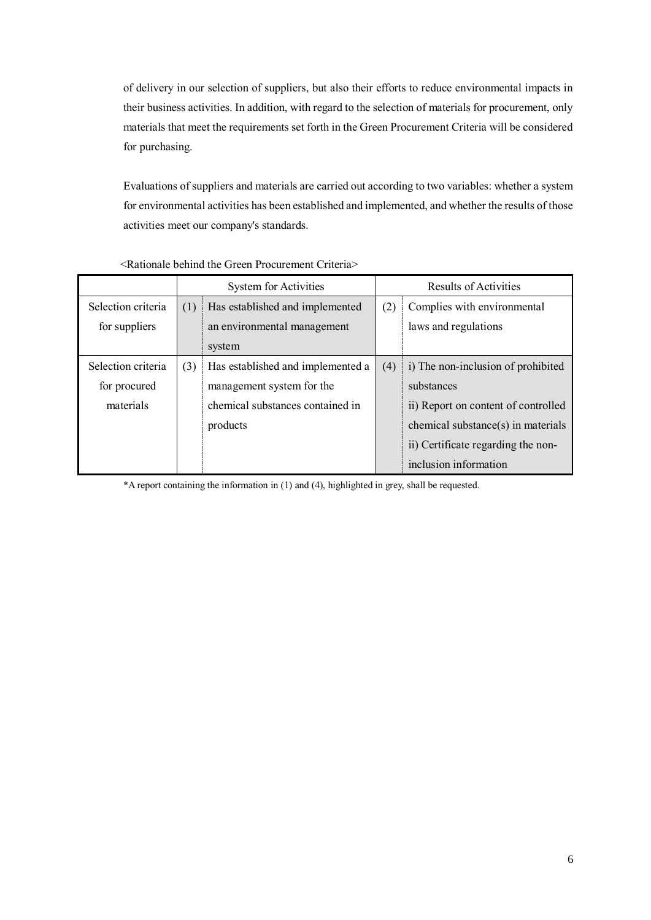of delivery in our selection of suppliers, but also their efforts to reduce environmental impacts in their business activities. In addition, with regard to the selection of materials for procurement, only materials that meet the requirements set forth in the Green Procurement Criteria will be considered for purchasing.

Evaluations of suppliers and materials are carried out according to two variables: whether a system for environmental activities has been established and implemented, and whether the results of those activities meet our company's standards.

<Rationale behind the Green Procurement Criteria>

| | System for Activities | | Results of Activities | |
|---|---|---|---|---|
| Selection criteria for suppliers | (1) | Has established and implemented an environmental management system | (2) | Complies with environmental laws and regulations |
| Selection criteria for procured materials | (3) | Has established and implemented a management system for the chemical substances contained in products | (4) | i) The non-inclusion of prohibited substances<br>ii) Report on content of controlled chemical substance(s) in materials<br>ii) Certificate regarding the non-inclusion information |

*A report containing the information in (1) and (4), highlighted in grey, shall be requested.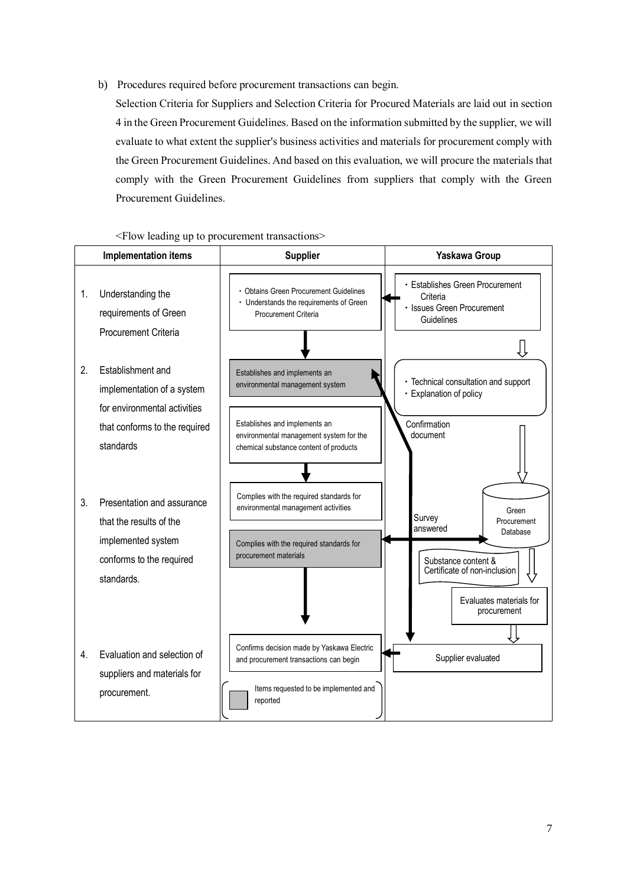b) Procedures required before procurement transactions can begin.

Selection Criteria for Suppliers and Selection Criteria for Procured Materials are laid out in section 4 in the Green Procurement Guidelines. Based on the information submitted by the supplier, we will evaluate to what extent the supplier's business activities and materials for procurement comply with the Green Procurement Guidelines. And based on this evaluation, we will procure the materials that comply with the Green Procurement Guidelines from suppliers that comply with the Green Procurement Guidelines.

<Flow leading up to procurement transactions>

| Implementation items | Supplier | Yaskawa Group |
|---|---|---|
| 1. Understanding the requirements of Green Procurement Criteria | ・Obtains Green Procurement Guidelines<br>・Understands the requirements of Green Procurement Criteria | ・Establishes Green Procurement Criteria<br>・Issues Green Procurement Guidelines |
| 2. Establishment and implementation of a system for environmental activities that conforms to the required standards | Establishes and implements an environmental management system<br><br>Establishes and implements an environmental management system for the chemical substance content of products | ・Technical consultation and support<br>・Explanation of policy<br><br>Confirmation document |
| 3. Presentation and assurance that the results of the implemented system conforms to the required standards. | Complies with the required standards for environmental management activities<br><br>Complies with the required standards for procurement materials | Survey answered<br><br>Green Procurement Database<br><br>Substance content & Certificate of non-inclusion<br><br>Evaluates materials for procurement |
| 4. Evaluation and selection of suppliers and materials for procurement. | Confirms decision made by Yaskawa Electric and procurement transactions can begin | Supplier evaluated |

(Shaded boxes: Items requested to be implemented and reported)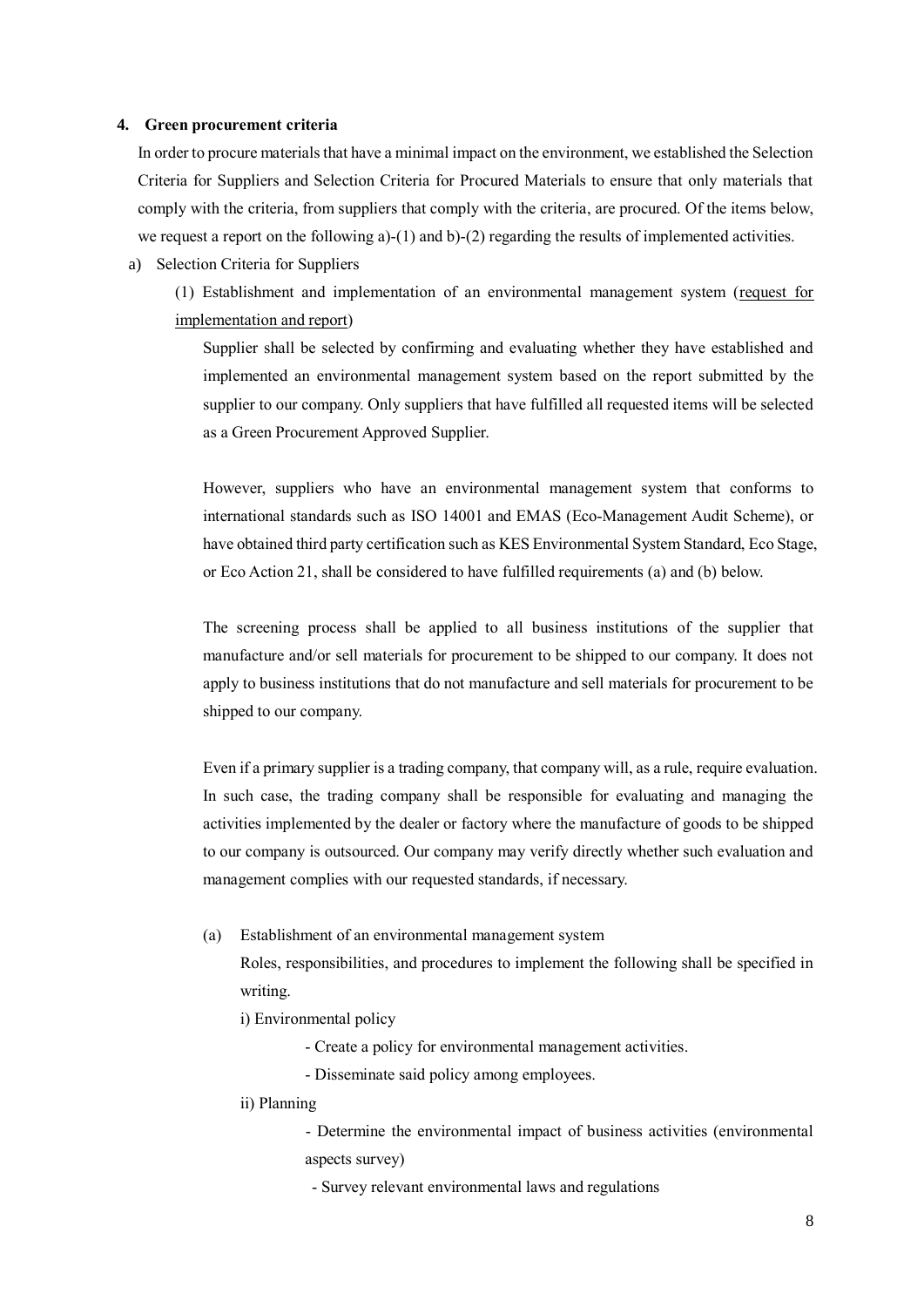## 4. Green procurement criteria

In order to procure materials that have a minimal impact on the environment, we established the Selection Criteria for Suppliers and Selection Criteria for Procured Materials to ensure that only materials that comply with the criteria, from suppliers that comply with the criteria, are procured. Of the items below, we request a report on the following a)-(1) and b)-(2) regarding the results of implemented activities.

a) Selection Criteria for Suppliers

(1) Establishment and implementation of an environmental management system (request for implementation and report)

Supplier shall be selected by confirming and evaluating whether they have established and implemented an environmental management system based on the report submitted by the supplier to our company. Only suppliers that have fulfilled all requested items will be selected as a Green Procurement Approved Supplier.

However, suppliers who have an environmental management system that conforms to international standards such as ISO 14001 and EMAS (Eco-Management Audit Scheme), or have obtained third party certification such as KES Environmental System Standard, Eco Stage, or Eco Action 21, shall be considered to have fulfilled requirements (a) and (b) below.

The screening process shall be applied to all business institutions of the supplier that manufacture and/or sell materials for procurement to be shipped to our company. It does not apply to business institutions that do not manufacture and sell materials for procurement to be shipped to our company.

Even if a primary supplier is a trading company, that company will, as a rule, require evaluation. In such case, the trading company shall be responsible for evaluating and managing the activities implemented by the dealer or factory where the manufacture of goods to be shipped to our company is outsourced. Our company may verify directly whether such evaluation and management complies with our requested standards, if necessary.

(a) Establishment of an environmental management system

Roles, responsibilities, and procedures to implement the following shall be specified in writing.

i) Environmental policy

- Create a policy for environmental management activities.
- Disseminate said policy among employees.

ii) Planning

- Determine the environmental impact of business activities (environmental aspects survey)
- Survey relevant environmental laws and regulations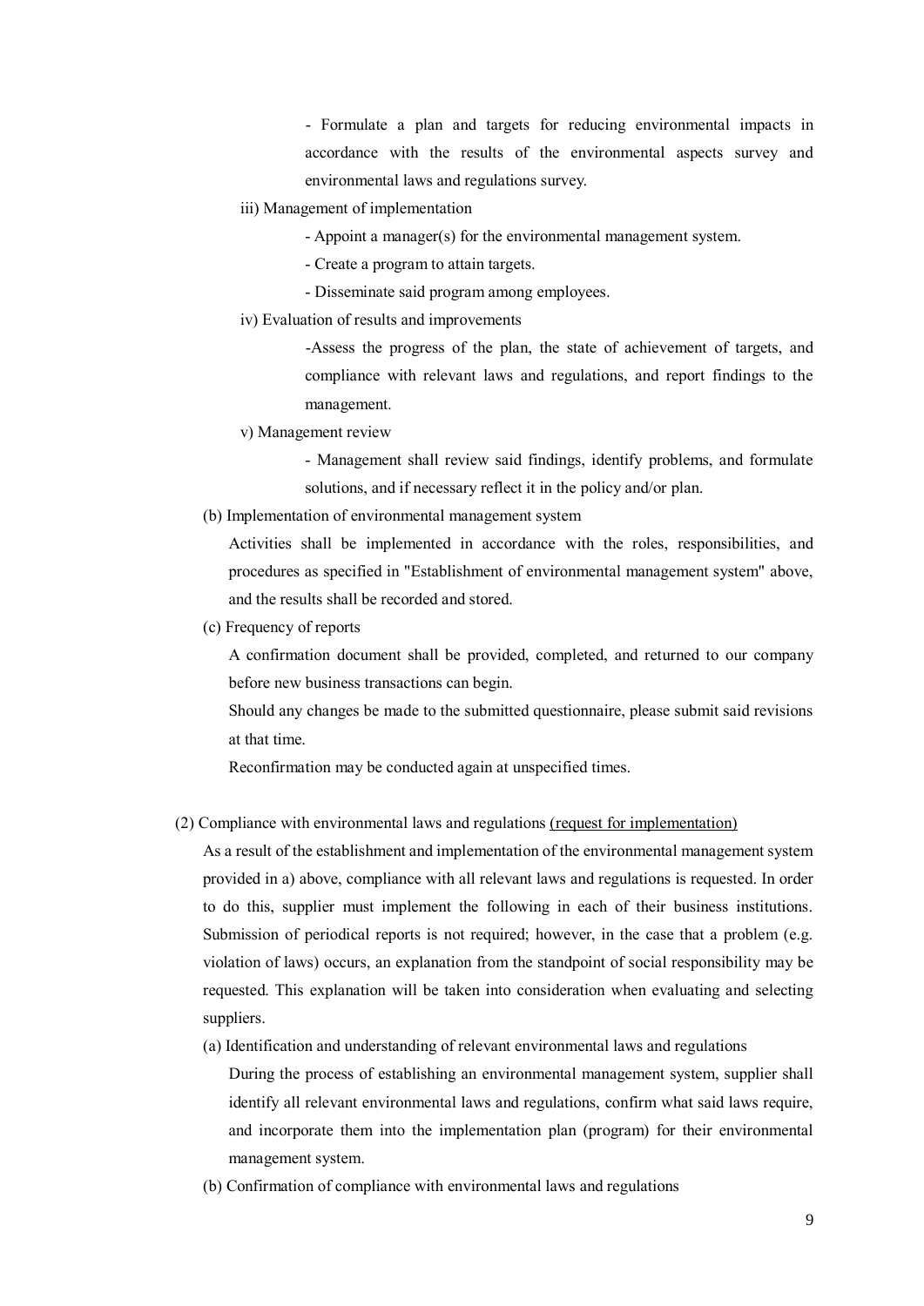- Formulate a plan and targets for reducing environmental impacts in accordance with the results of the environmental aspects survey and environmental laws and regulations survey.

iii) Management of implementation

- Appoint a manager(s) for the environmental management system.
- Create a program to attain targets.
- Disseminate said program among employees.

iv) Evaluation of results and improvements

-Assess the progress of the plan, the state of achievement of targets, and compliance with relevant laws and regulations, and report findings to the management.

v) Management review

- Management shall review said findings, identify problems, and formulate solutions, and if necessary reflect it in the policy and/or plan.

(b) Implementation of environmental management system

Activities shall be implemented in accordance with the roles, responsibilities, and procedures as specified in "Establishment of environmental management system" above, and the results shall be recorded and stored.

(c) Frequency of reports

A confirmation document shall be provided, completed, and returned to our company before new business transactions can begin.

Should any changes be made to the submitted questionnaire, please submit said revisions at that time.

Reconfirmation may be conducted again at unspecified times.

(2) Compliance with environmental laws and regulations <u>(request for implementation)</u>

As a result of the establishment and implementation of the environmental management system provided in a) above, compliance with all relevant laws and regulations is requested. In order to do this, supplier must implement the following in each of their business institutions. Submission of periodical reports is not required; however, in the case that a problem (e.g. violation of laws) occurs, an explanation from the standpoint of social responsibility may be requested. This explanation will be taken into consideration when evaluating and selecting suppliers.

(a) Identification and understanding of relevant environmental laws and regulations

During the process of establishing an environmental management system, supplier shall identify all relevant environmental laws and regulations, confirm what said laws require, and incorporate them into the implementation plan (program) for their environmental management system.

(b) Confirmation of compliance with environmental laws and regulations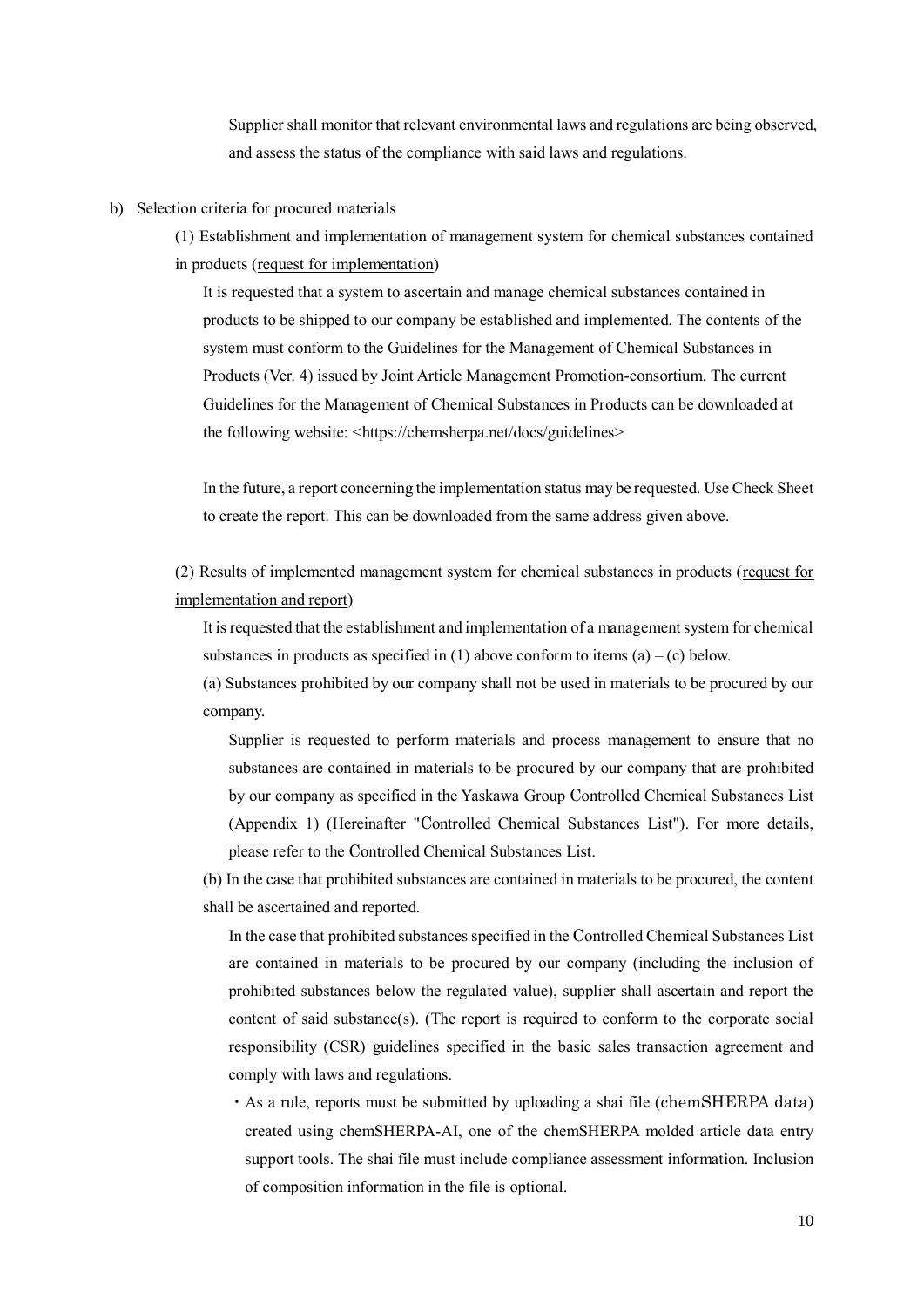Supplier shall monitor that relevant environmental laws and regulations are being observed, and assess the status of the compliance with said laws and regulations.

b) Selection criteria for procured materials

(1) Establishment and implementation of management system for chemical substances contained in products (<u>request for implementation</u>)

It is requested that a system to ascertain and manage chemical substances contained in products to be shipped to our company be established and implemented. The contents of the system must conform to the Guidelines for the Management of Chemical Substances in Products (Ver. 4) issued by Joint Article Management Promotion-consortium. The current Guidelines for the Management of Chemical Substances in Products can be downloaded at the following website: <https://chemsherpa.net/docs/guidelines>

In the future, a report concerning the implementation status may be requested. Use Check Sheet to create the report. This can be downloaded from the same address given above.

(2) Results of implemented management system for chemical substances in products (<u>request for implementation and report</u>)

It is requested that the establishment and implementation of a management system for chemical substances in products as specified in (1) above conform to items (a) – (c) below.

(a) Substances prohibited by our company shall not be used in materials to be procured by our company.

Supplier is requested to perform materials and process management to ensure that no substances are contained in materials to be procured by our company that are prohibited by our company as specified in the Yaskawa Group Controlled Chemical Substances List (Appendix 1) (Hereinafter "Controlled Chemical Substances List"). For more details, please refer to the Controlled Chemical Substances List.

(b) In the case that prohibited substances are contained in materials to be procured, the content shall be ascertained and reported.

In the case that prohibited substances specified in the Controlled Chemical Substances List are contained in materials to be procured by our company (including the inclusion of prohibited substances below the regulated value), supplier shall ascertain and report the content of said substance(s). (The report is required to conform to the corporate social responsibility (CSR) guidelines specified in the basic sales transaction agreement and comply with laws and regulations.

- As a rule, reports must be submitted by uploading a shai file (chemSHERPA data) created using chemSHERPA-AI, one of the chemSHERPA molded article data entry support tools. The shai file must include compliance assessment information. Inclusion of composition information in the file is optional.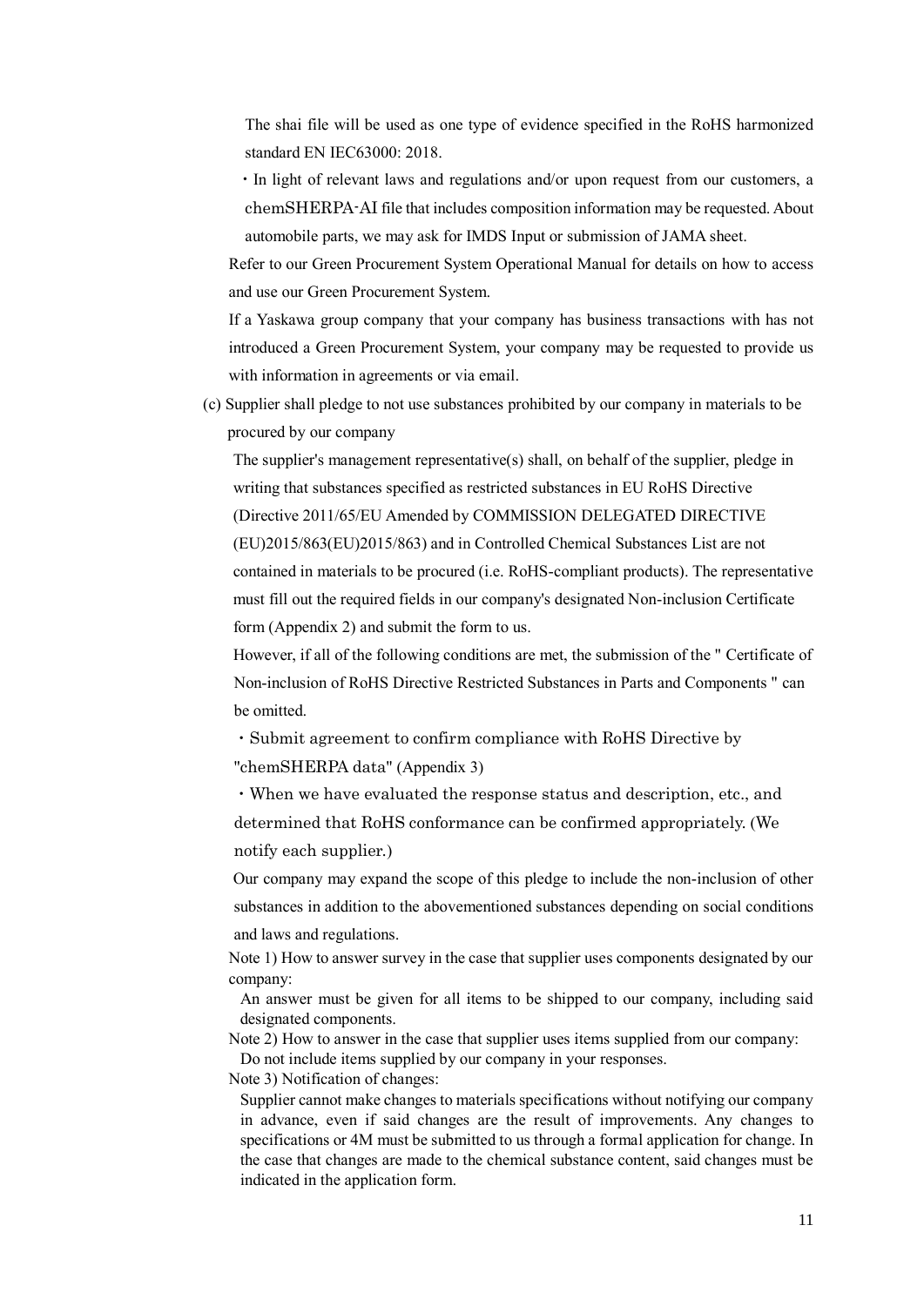The shai file will be used as one type of evidence specified in the RoHS harmonized standard EN IEC63000: 2018.

・In light of relevant laws and regulations and/or upon request from our customers, a chemSHERPA-AI file that includes composition information may be requested. About automobile parts, we may ask for IMDS Input or submission of JAMA sheet.

Refer to our Green Procurement System Operational Manual for details on how to access and use our Green Procurement System.

If a Yaskawa group company that your company has business transactions with has not introduced a Green Procurement System, your company may be requested to provide us with information in agreements or via email.

(c) Supplier shall pledge to not use substances prohibited by our company in materials to be procured by our company

The supplier's management representative(s) shall, on behalf of the supplier, pledge in writing that substances specified as restricted substances in EU RoHS Directive (Directive 2011/65/EU Amended by COMMISSION DELEGATED DIRECTIVE (EU)2015/863(EU)2015/863) and in Controlled Chemical Substances List are not contained in materials to be procured (i.e. RoHS-compliant products). The representative must fill out the required fields in our company's designated Non-inclusion Certificate form (Appendix 2) and submit the form to us.

However, if all of the following conditions are met, the submission of the " Certificate of Non-inclusion of RoHS Directive Restricted Substances in Parts and Components " can be omitted.

・Submit agreement to confirm compliance with RoHS Directive by "chemSHERPA data" (Appendix 3)

・When we have evaluated the response status and description, etc., and determined that RoHS conformance can be confirmed appropriately. (We notify each supplier.)

Our company may expand the scope of this pledge to include the non-inclusion of other substances in addition to the abovementioned substances depending on social conditions and laws and regulations.

Note 1) How to answer survey in the case that supplier uses components designated by our company:

An answer must be given for all items to be shipped to our company, including said designated components.

Note 2) How to answer in the case that supplier uses items supplied from our company:

Do not include items supplied by our company in your responses.

Note 3) Notification of changes:

Supplier cannot make changes to materials specifications without notifying our company in advance, even if said changes are the result of improvements. Any changes to specifications or 4M must be submitted to us through a formal application for change. In the case that changes are made to the chemical substance content, said changes must be indicated in the application form.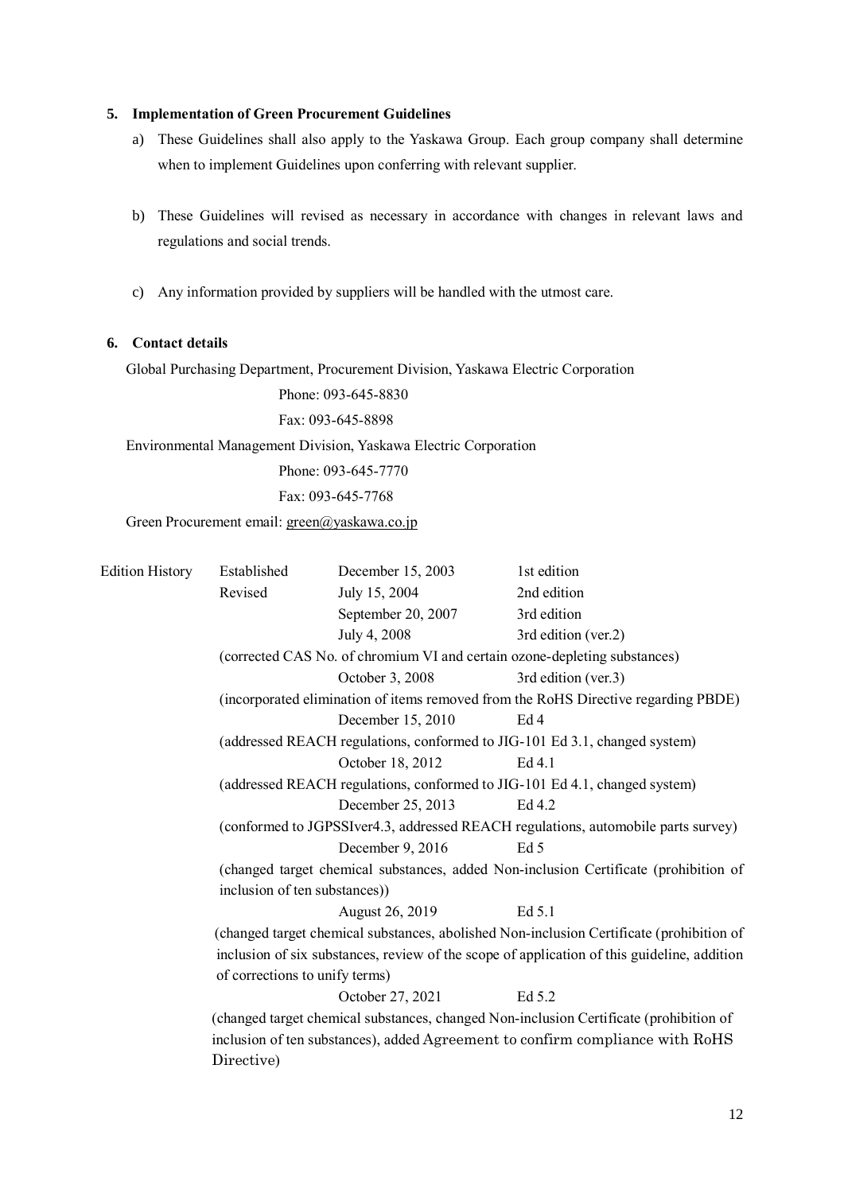## 5. Implementation of Green Procurement Guidelines

a) These Guidelines shall also apply to the Yaskawa Group. Each group company shall determine when to implement Guidelines upon conferring with relevant supplier.

b) These Guidelines will revised as necessary in accordance with changes in relevant laws and regulations and social trends.

c) Any information provided by suppliers will be handled with the utmost care.

## 6. Contact details

Global Purchasing Department, Procurement Division, Yaskawa Electric Corporation

Phone: 093-645-8830

Fax: 093-645-8898

Environmental Management Division, Yaskawa Electric Corporation

Phone: 093-645-7770

Fax: 093-645-7768

Green Procurement email: green@yaskawa.co.jp

| Edition History | Established | December 15, 2003 | 1st edition |
|---|---|---|---|
| | Revised | July 15, 2004 | 2nd edition |
| | | September 20, 2007 | 3rd edition |
| | | July 4, 2008 | 3rd edition (ver.2) |
| | (corrected CAS No. of chromium VI and certain ozone-depleting substances) | | |
| | | October 3, 2008 | 3rd edition (ver.3) |
| | (incorporated elimination of items removed from the RoHS Directive regarding PBDE) | | |
| | | December 15, 2010 | Ed 4 |
| | (addressed REACH regulations, conformed to JIG-101 Ed 3.1, changed system) | | |
| | | October 18, 2012 | Ed 4.1 |
| | (addressed REACH regulations, conformed to JIG-101 Ed 4.1, changed system) | | |
| | | December 25, 2013 | Ed 4.2 |
| | (conformed to JGPSSIver4.3, addressed REACH regulations, automobile parts survey) | | |
| | | December 9, 2016 | Ed 5 |
| | (changed target chemical substances, added Non-inclusion Certificate (prohibition of inclusion of ten substances)) | | |
| | | August 26, 2019 | Ed 5.1 |
| | (changed target chemical substances, abolished Non-inclusion Certificate (prohibition of inclusion of six substances, review of the scope of application of this guideline, addition of corrections to unify terms) | | |
| | | October 27, 2021 | Ed 5.2 |
| | (changed target chemical substances, changed Non-inclusion Certificate (prohibition of inclusion of ten substances), added Agreement to confirm compliance with RoHS Directive) | | |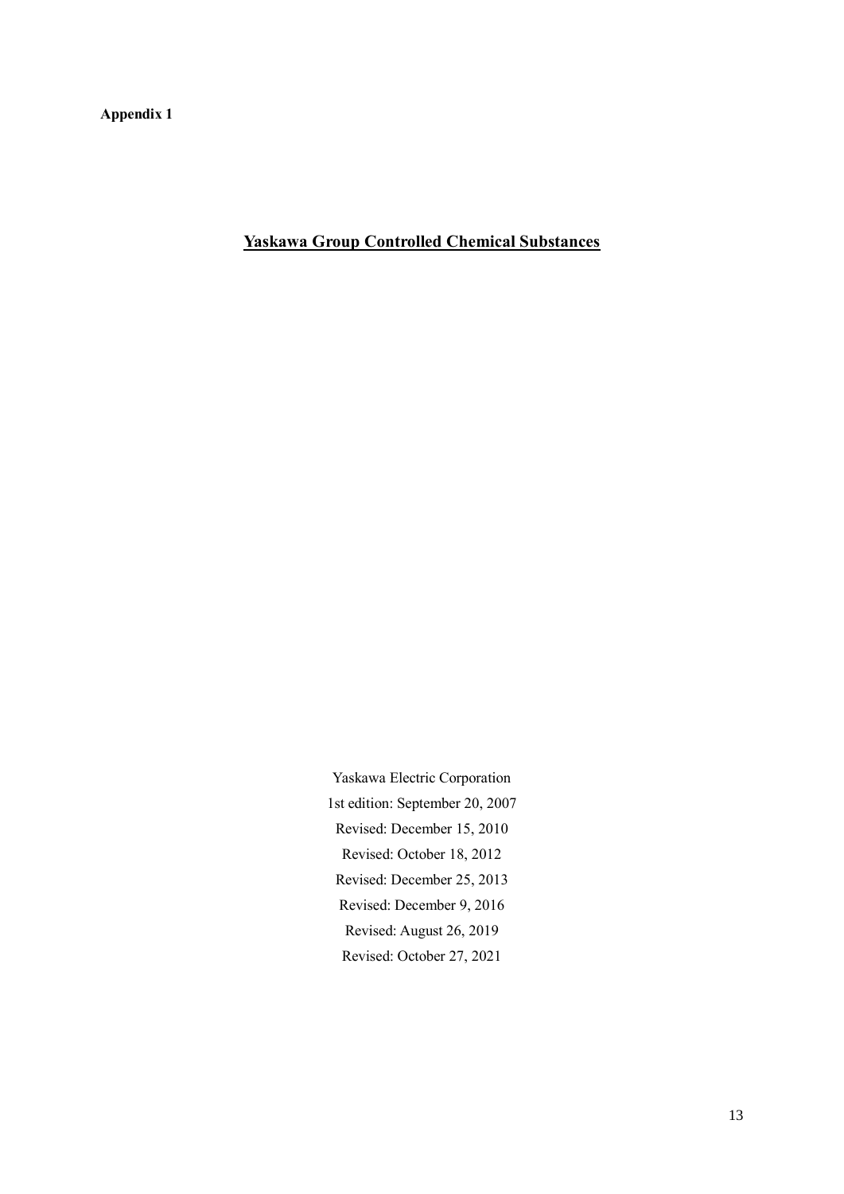**Appendix 1**

# Yaskawa Group Controlled Chemical Substances

Yaskawa Electric Corporation

1st edition: September 20, 2007

Revised: December 15, 2010

Revised: October 18, 2012

Revised: December 25, 2013

Revised: December 9, 2016

Revised: August 26, 2019

Revised: October 27, 2021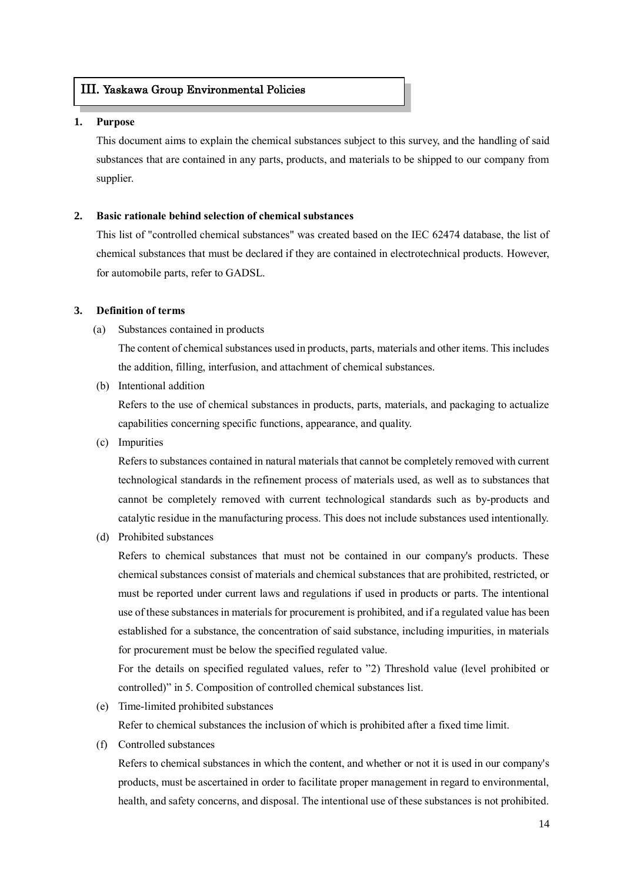## III. Yaskawa Group Environmental Policies

### 1. Purpose

This document aims to explain the chemical substances subject to this survey, and the handling of said substances that are contained in any parts, products, and materials to be shipped to our company from supplier.

### 2. Basic rationale behind selection of chemical substances

This list of "controlled chemical substances" was created based on the IEC 62474 database, the list of chemical substances that must be declared if they are contained in electrotechnical products. However, for automobile parts, refer to GADSL.

### 3. Definition of terms

(a) Substances contained in products

The content of chemical substances used in products, parts, materials and other items. This includes the addition, filling, interfusion, and attachment of chemical substances.

(b) Intentional addition

Refers to the use of chemical substances in products, parts, materials, and packaging to actualize capabilities concerning specific functions, appearance, and quality.

(c) Impurities

Refers to substances contained in natural materials that cannot be completely removed with current technological standards in the refinement process of materials used, as well as to substances that cannot be completely removed with current technological standards such as by-products and catalytic residue in the manufacturing process. This does not include substances used intentionally.

(d) Prohibited substances

Refers to chemical substances that must not be contained in our company's products. These chemical substances consist of materials and chemical substances that are prohibited, restricted, or must be reported under current laws and regulations if used in products or parts. The intentional use of these substances in materials for procurement is prohibited, and if a regulated value has been established for a substance, the concentration of said substance, including impurities, in materials for procurement must be below the specified regulated value.

For the details on specified regulated values, refer to "2) Threshold value (level prohibited or controlled)" in 5. Composition of controlled chemical substances list.

(e) Time-limited prohibited substances

Refer to chemical substances the inclusion of which is prohibited after a fixed time limit.

(f) Controlled substances

Refers to chemical substances in which the content, and whether or not it is used in our company's products, must be ascertained in order to facilitate proper management in regard to environmental, health, and safety concerns, and disposal. The intentional use of these substances is not prohibited.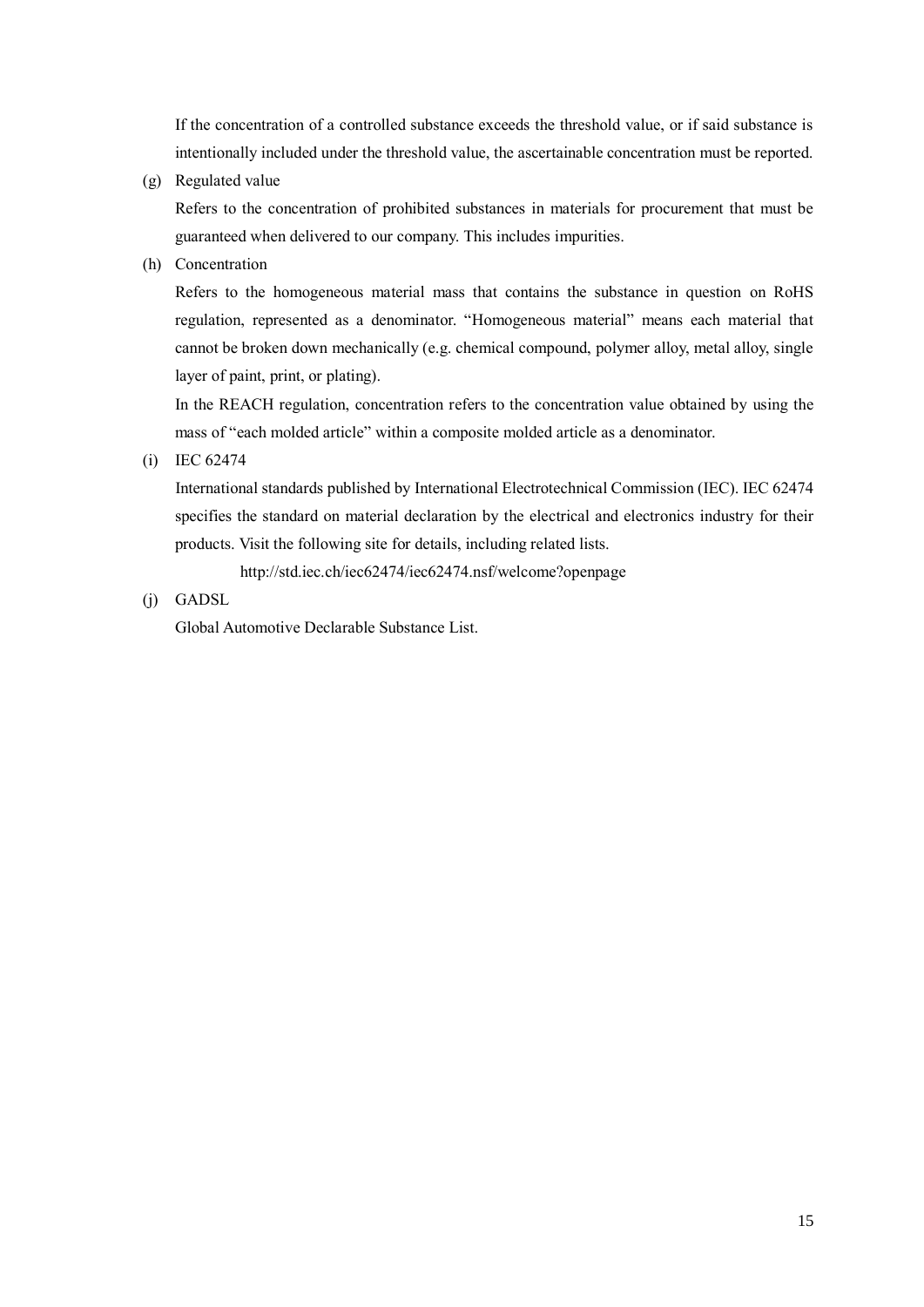If the concentration of a controlled substance exceeds the threshold value, or if said substance is intentionally included under the threshold value, the ascertainable concentration must be reported.

(g) Regulated value

Refers to the concentration of prohibited substances in materials for procurement that must be guaranteed when delivered to our company. This includes impurities.

(h) Concentration

Refers to the homogeneous material mass that contains the substance in question on RoHS regulation, represented as a denominator. "Homogeneous material" means each material that cannot be broken down mechanically (e.g. chemical compound, polymer alloy, metal alloy, single layer of paint, print, or plating).

In the REACH regulation, concentration refers to the concentration value obtained by using the mass of "each molded article" within a composite molded article as a denominator.

(i) IEC 62474

International standards published by International Electrotechnical Commission (IEC). IEC 62474 specifies the standard on material declaration by the electrical and electronics industry for their products. Visit the following site for details, including related lists.

http://std.iec.ch/iec62474/iec62474.nsf/welcome?openpage

(j) GADSL

Global Automotive Declarable Substance List.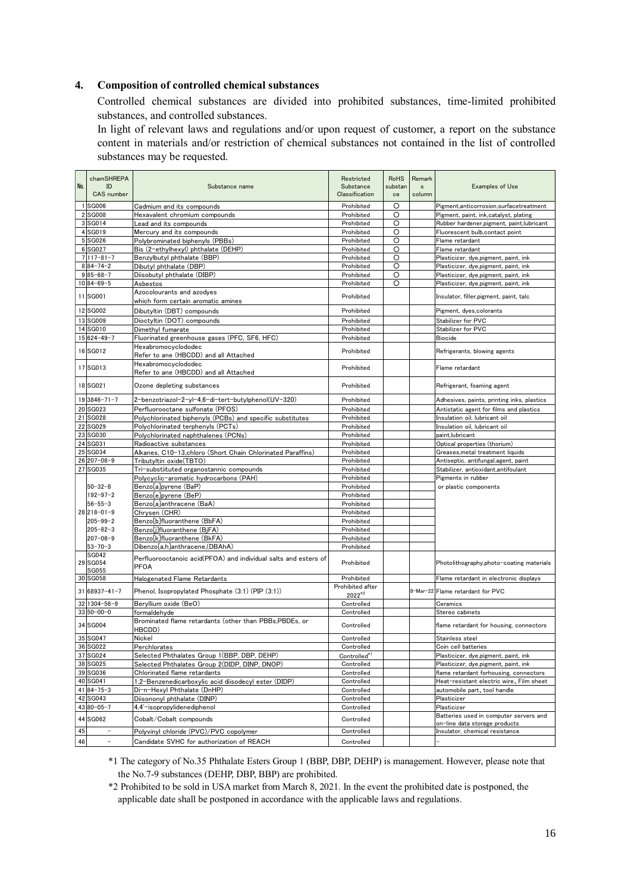## 4. Composition of controlled chemical substances

Controlled chemical substances are divided into prohibited substances, time-limited prohibited substances, and controlled substances.

In light of relevant laws and regulations and/or upon request of customer, a report on the substance content in materials and/or restriction of chemical substances not contained in the list of controlled substances may be requested.

| No. | chamSHREPA ID CAS number | Substance name | Restricted Substance Classification | RoHS substance | Remarks column | Examples of Use |
|---|---|---|---|---|---|---|
| 1 | SG006 | Cadmium and its compounds | Prohibited | ○ | | Pigment,anticorrosion,surfacetreatment |
| 2 | SG008 | Hexavalent chromium compounds | Prohibited | ○ | | Pigment, paint, ink,catalyst, plating |
| 3 | SG014 | Lead and its compounds | Prohibited | ○ | | Rubber hardener,pigment, paint,lubricant |
| 4 | SG019 | Mercury and its compounds | Prohibited | ○ | | Fluorescent bulb,contact point |
| 5 | SG026 | Polybrominated biphenyls (PBBs) | Prohibited | ○ | | Flame retardant |
| 6 | SG027 | Bis (2-ethylhexyl) phthalate (DEHP) | Prohibited | ○ | | Flame retardant |
| 7 | 117-81-7 | Benzylbutyl phthalate (BBP) | Prohibited | ○ | | Plasticizer, dye,pigment, paint, ink |
| 8 | 84-74-2 | Dibutyl phthalate (DBP) | Prohibited | ○ | | Plasticizer, dye,pigment, paint, ink |
| 9 | 85-68-7 | Diisobutyl phthalate (DIBP) | Prohibited | ○ | | Plasticizer, dye,pigment, paint, ink |
| 10 | 84-69-5 | Asbestos | Prohibited | ○ | | Plasticizer, dye,pigment, paint, ink |
| 11 | SG001 | Azocolourants and azodyes which form certain aromatic amines | Prohibited | | | Insulator, filler,pigment, paint, talc |
| 12 | SG002 | Dibutyltin (DBT) compounds | Prohibited | | | Pigment, dyes,colorants |
| 13 | SG009 | Dioctyltin (DOT) compounds | Prohibited | | | Stabilizer for PVC |
| 14 | SG010 | Dimethyl fumarate | Prohibited | | | Stabilizer for PVC |
| 15 | 624-49-7 | Fluorinated greenhouse gases (PFC, SF6, HFC) | Prohibited | | | Biocide |
| 16 | SG012 | Hexabromocyclododec Refer to ane (HBCDD) and all Attached | Prohibited | | | Refrigerants, blowing agents |
| 17 | SG013 | Hexabromocyclododec Refer to ane (HBCDD) and all Attached | Prohibited | | | Flame retardant |
| 18 | SG021 | Ozone depleting substances | Prohibited | | | Refrigerant, foaming agent |
| 19 | 3846-71-7 | 2-benzotriazol-2-yl-4,6-di-tert-butylphenol(UV-320) | Prohibited | | | Adhesives, paints, printing inks, plastics |
| 20 | SG023 | Perfluorooctane sulfonate (PFOS) | Prohibited | | | Antistatic agent for films and plastics |
| 21 | SG028 | Polychlorinated biphenyls (PCBs) and specific substitutes | Prohibited | | | Insulation oil, lubricant oil |
| 22 | SG029 | Polychlorinated terphenyls (PCTs) | Prohibited | | | Insulation oil, lubricant oil |
| 23 | SG030 | Polychlorinated naphthalenes (PCNs) | Prohibited | | | paint,lubricant |
| 24 | SG031 | Radioactive substances | Prohibited | | | Optical properties (thorium) |
| 25 | SG034 | Alkanes, C10-13,chloro (Short Chain Chlorinated Paraffins) | Prohibited | | | Greases,metal treatment liquids |
| 26 | 207-08-9 | Tributyltin oxide(TBTO) | Prohibited | | | Antiseptic, antifungal,agent, paint |
| 27 | SG035 | Tri-substiituted organostannic compounds | Prohibited | | | Stabilizer, antioxidant,antifoulant |
| 28 | | Polycyclic-aromatic hydrocarbons (PAH) | Prohibited | | | Pigments in rubber or plastic components |
| | 50-32-8 | Benzo[a]pyrene (BaP) | Prohibited | | | |
| | 192-97-2 | Benzo[e]pyrene (BeP) | Prohibited | | | |
| | 56-55-3 | Benzo[a]anthracene (BaA) | Prohibited | | | |
| | 218-01-9 | Chrysen (CHR) | Prohibited | | | |
| | 205-99-2 | Benzo[b]fluoranthene (BbFA) | Prohibited | | | |
| | 205-82-3 | Benzo[j]fluoranthene (BjFA) | Prohibited | | | |
| | 207-08-9 | Benzo[k]fluoranthene (BkFA) | Prohibited | | | |
| | 53-70-3 | Dibenzo[a,h]anthracene,(DBAhA) | Prohibited | | | |
| 29 | SG042 SG054 SG055 | Perfluorooctanoic acid(PFOA) and individual salts and esters of PFOA | Prohibited | | | Photolithography,photo-coating materials |
| 30 | SG058 | Halogenated Flame Retardants | Prohibited | | | Flame retardant in electronic displays |
| 31 | 68937-41-7 | Phenol, Isopropylated Phosphate (3:1) (PIP (3:1)) | Prohibited after 2022*2 | | 8-Mar-22 | Flame retardant for PVC |
| 32 | 1304-56-9 | Beryllium oxide (BeO) | Controlled | | | Ceramics |
| 33 | 50-00-0 | formaldehyde | Controlled | | | Stereo cabinets |
| 34 | SG004 | Brominated flame retardants (other than PBBs,PBDEs, or HBCDD) | Controlled | | | flame retardant for housing, connectors |
| 35 | SG047 | Nickel | Controlled | | | Stainless steel |
| 36 | SG022 | Perchlorates | Controlled | | | Coin cell batteries |
| 37 | SG024 | Selected Phthalates Group 1(BBP, DBP, DEHP) | Controlled*1 | | | Plasticizer, dye,pigment, paint, ink |
| 38 | SG025 | Selected Phthalates Group 2(DIDP, DINP, DNOP) | Controlled | | | Plasticizer, dye,pigment, paint, ink |
| 39 | SG036 | Chlorinated flame retardants | Controlled | | | flame retardant forhousing, connectors |
| 40 | SG041 | 1,2-Benzenedicarboxylic acid diisodecyl ester (DIDP) | Controlled | | | Heat-resistant electric wire、Film sheet |
| 41 | 84-75-3 | Di-n-Hexyl Phthalate (DnHP) | Controlled | | | automobile part、tool handle |
| 42 | SG043 | Diisononyl phthalate (DINP) | Controlled | | | Plasticizer |
| 43 | 80-05-7 | 4,4'-isopropylidenediphenol | Controlled | | | Plasticizer |
| 44 | SG062 | Cobalt/Cobalt compounds | Controlled | | | Batteries used in computer servers and on-line data storage products |
| 45 | - | Polyvinyl chloride (PVC)/PVC copolymer | Controlled | | | Insulator, chemical resistance |
| 46 | - | Candidate SVHC for authorization of REACH | Controlled | | | - |

*1 The category of No.35 Phthalate Esters Group 1 (BBP, DBP, DEHP) is management. However, please note that the No.7-9 substances (DEHP, DBP, BBP) are prohibited.

*2 Prohibited to be sold in USA market from March 8, 2021. In the event the prohibited date is postponed, the applicable date shall be postponed in accordance with the applicable laws and regulations.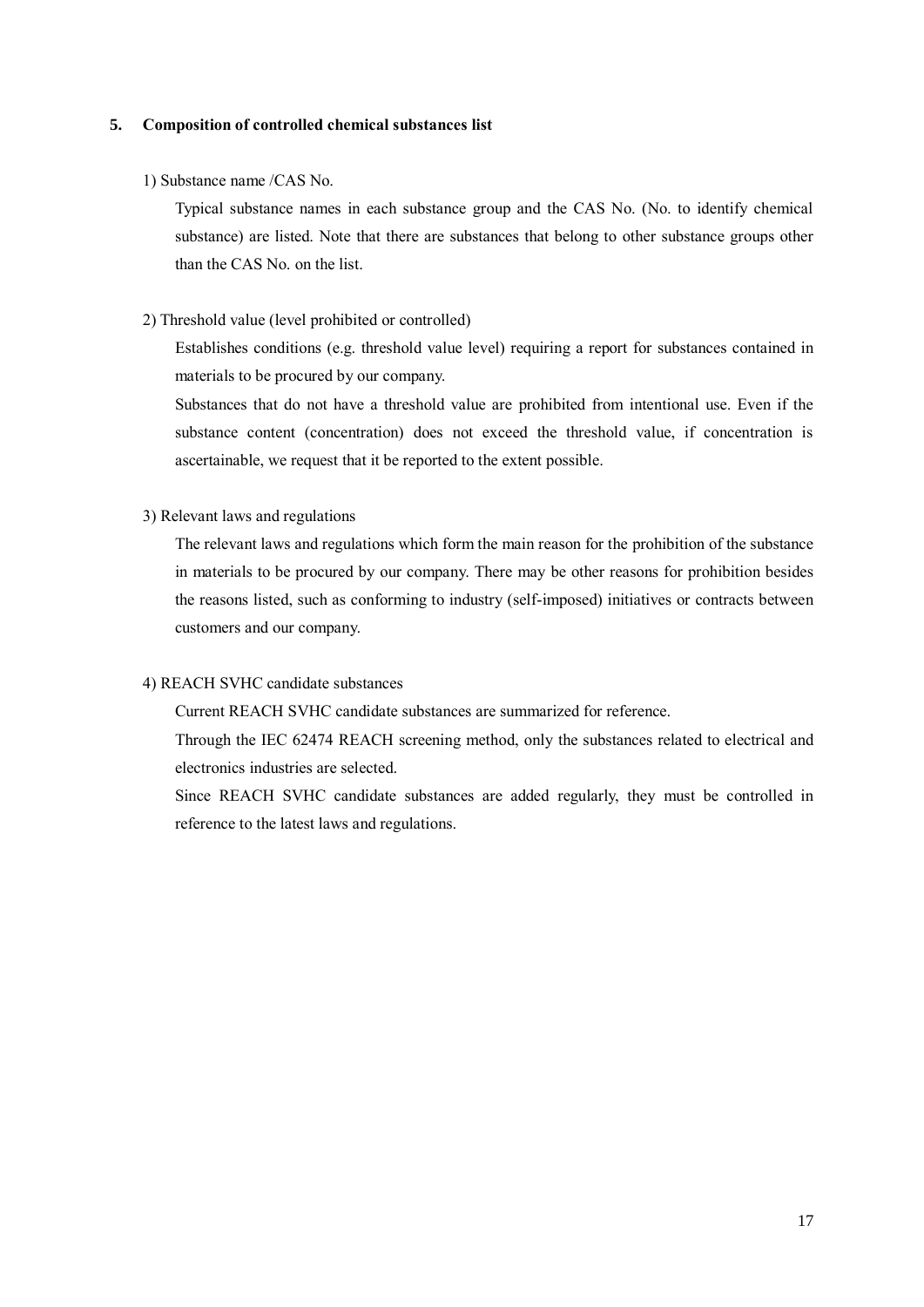## 5. Composition of controlled chemical substances list

1) Substance name /CAS No.

Typical substance names in each substance group and the CAS No. (No. to identify chemical substance) are listed. Note that there are substances that belong to other substance groups other than the CAS No. on the list.

2) Threshold value (level prohibited or controlled)

Establishes conditions (e.g. threshold value level) requiring a report for substances contained in materials to be procured by our company.

Substances that do not have a threshold value are prohibited from intentional use. Even if the substance content (concentration) does not exceed the threshold value, if concentration is ascertainable, we request that it be reported to the extent possible.

3) Relevant laws and regulations

The relevant laws and regulations which form the main reason for the prohibition of the substance in materials to be procured by our company. There may be other reasons for prohibition besides the reasons listed, such as conforming to industry (self-imposed) initiatives or contracts between customers and our company.

4) REACH SVHC candidate substances

Current REACH SVHC candidate substances are summarized for reference.

Through the IEC 62474 REACH screening method, only the substances related to electrical and electronics industries are selected.

Since REACH SVHC candidate substances are added regularly, they must be controlled in reference to the latest laws and regulations.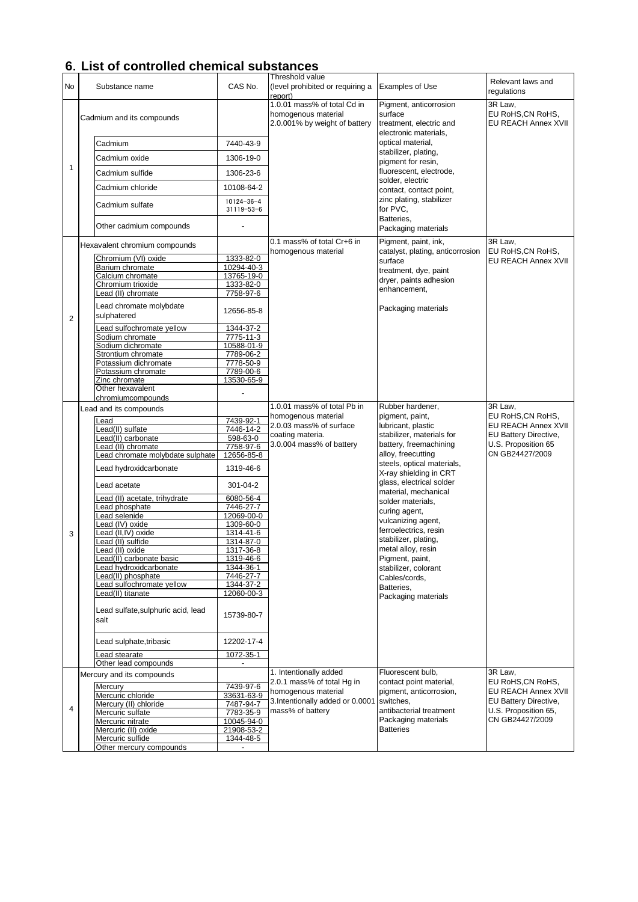## 6. List of controlled chemical substances

| No | Substance name | | CAS No. | Threshold value (level prohibited or requiring a report) | Examples of Use | Relevant laws and regulations |
|---|---|---|---|---|---|---|
| 1 | Cadmium and its compounds | | | 1.0.01 mass% of total Cd in homogenous material<br>2.0.001% by weight of battery | Pigment, anticorrosion surface treatment, electric and electronic materials, optical material, stabilizer, plating, pigment for resin, fluorescent, electrode, solder, electric contact, contact point, zinc plating, stabilizer for PVC, Batteries, Packaging materials | 3R Law, EU RoHS,CN RoHS, EU REACH Annex XVII |
| | | Cadmium | 7440-43-9 | | | |
| | | Cadmium oxide | 1306-19-0 | | | |
| | | Cadmium sulfide | 1306-23-6 | | | |
| | | Cadmium chloride | 10108-64-2 | | | |
| | | Cadmium sulfate | 10124-36-4<br>31119-53-6 | | | |
| | | Other cadmium compounds | - | | | |
| 2 | Hexavalent chromium compounds | | | 0.1 mass% of total Cr+6 in homogenous material | Pigment, paint, ink, catalyst, plating, anticorrosion surface treatment, dye, paint dryer, paints adhesion enhancement,<br><br>Packaging materials | 3R Law, EU RoHS,CN RoHS, EU REACH Annex XVII |
| | | Chromium (VI) oxide | 1333-82-0 | | | |
| | | Barium chromate | 10294-40-3 | | | |
| | | Calcium chromate | 13765-19-0 | | | |
| | | Chromium trioxide | 1333-82-0 | | | |
| | | Lead (II) chromate | 7758-97-6 | | | |
| | | Lead chromate molybdate sulphatered | 12656-85-8 | | | |
| | | Lead sulfochromate yellow | 1344-37-2 | | | |
| | | Sodium chromate | 7775-11-3 | | | |
| | | Sodium dichromate | 10588-01-9 | | | |
| | | Strontium chromate | 7789-06-2 | | | |
| | | Potassium dichromate | 7778-50-9 | | | |
| | | Potassium chromate | 7789-00-6 | | | |
| | | Zinc chromate | 13530-65-9 | | | |
| | | Other hexavalent chromiumcompounds | - | | | |
| 3 | Lead and its compounds | | | 1.0.01 mass% of total Pb in homogenous material<br>2.0.03 mass% of surface coating materia.<br>3.0.004 mass% of battery | Rubber hardener, pigment, paint, lubricant, plastic stabilizer, materials for battery, freemachining alloy, freecutting steels, optical materials, X-ray shielding in CRT glass, electrical solder material, mechanical solder materials, curing agent, vulcanizing agent, ferroelectrics, resin stabilizer, plating, metal alloy, resin Pigment, paint, stabilizer, colorant Cables/cords, Batteries, Packaging materials | 3R Law, EU RoHS,CN RoHS, EU REACH Annex XVII EU Battery Directive, U.S. Proposition 65 CN GB24427/2009 |
| | | Lead | 7439-92-1 | | | |
| | | Lead(II) sulfate | 7446-14-2 | | | |
| | | Lead(II) carbonate | 598-63-0 | | | |
| | | Lead (II) chromate | 7758-97-6 | | | |
| | | Lead chromate molybdate sulphate | 12656-85-8 | | | |
| | | Lead hydroxidcarbonate | 1319-46-6 | | | |
| | | Lead acetate | 301-04-2 | | | |
| | | Lead (II) acetate, trihydrate | 6080-56-4 | | | |
| | | Lead phosphate | 7446-27-7 | | | |
| | | Lead selenide | 12069-00-0 | | | |
| | | Lead (IV) oxide | 1309-60-0 | | | |
| | | Lead (II,IV) oxide | 1314-41-6 | | | |
| | | Lead (II) sulfide | 1314-87-0 | | | |
| | | Lead (II) oxide | 1317-36-8 | | | |
| | | Lead(II) carbonate basic | 1319-46-6 | | | |
| | | Lead hydroxidcarbonate | 1344-36-1 | | | |
| | | Lead(II) phosphate | 7446-27-7 | | | |
| | | Lead sulfochromate yellow | 1344-37-2 | | | |
| | | Lead(II) titanate | 12060-00-3 | | | |
| | | Lead sulfate,sulphuric acid, lead salt | 15739-80-7 | | | |
| | | Lead sulphate,tribasic | 12202-17-4 | | | |
| | | Lead stearate | 1072-35-1 | | | |
| | | Other lead compounds | - | | | |
| 4 | Mercury and its compounds | | | 1. Intentionally added<br>2.0.1 mass% of total Hg in homogenous material<br>3.Intentionally added or 0.0001 mass% of battery | Fluorescent bulb, contact point material, pigment, anticorrosion, switches, antibacterial treatment Packaging materials Batteries | 3R Law, EU RoHS,CN RoHS, EU REACH Annex XVII EU Battery Directive, U.S. Proposition 65, CN GB24427/2009 |
| | | Mercury | 7439-97-6 | | | |
| | | Mercuric chloride | 33631-63-9 | | | |
| | | Mercury (II) chloride | 7487-94-7 | | | |
| | | Mercuric sulfate | 7783-35-9 | | | |
| | | Mercuric nitrate | 10045-94-0 | | | |
| | | Mercuric (II) oxide | 21908-53-2 | | | |
| | | Mercuric sulfide | 1344-48-5 | | | |
| | | Other mercury compounds | - | | | |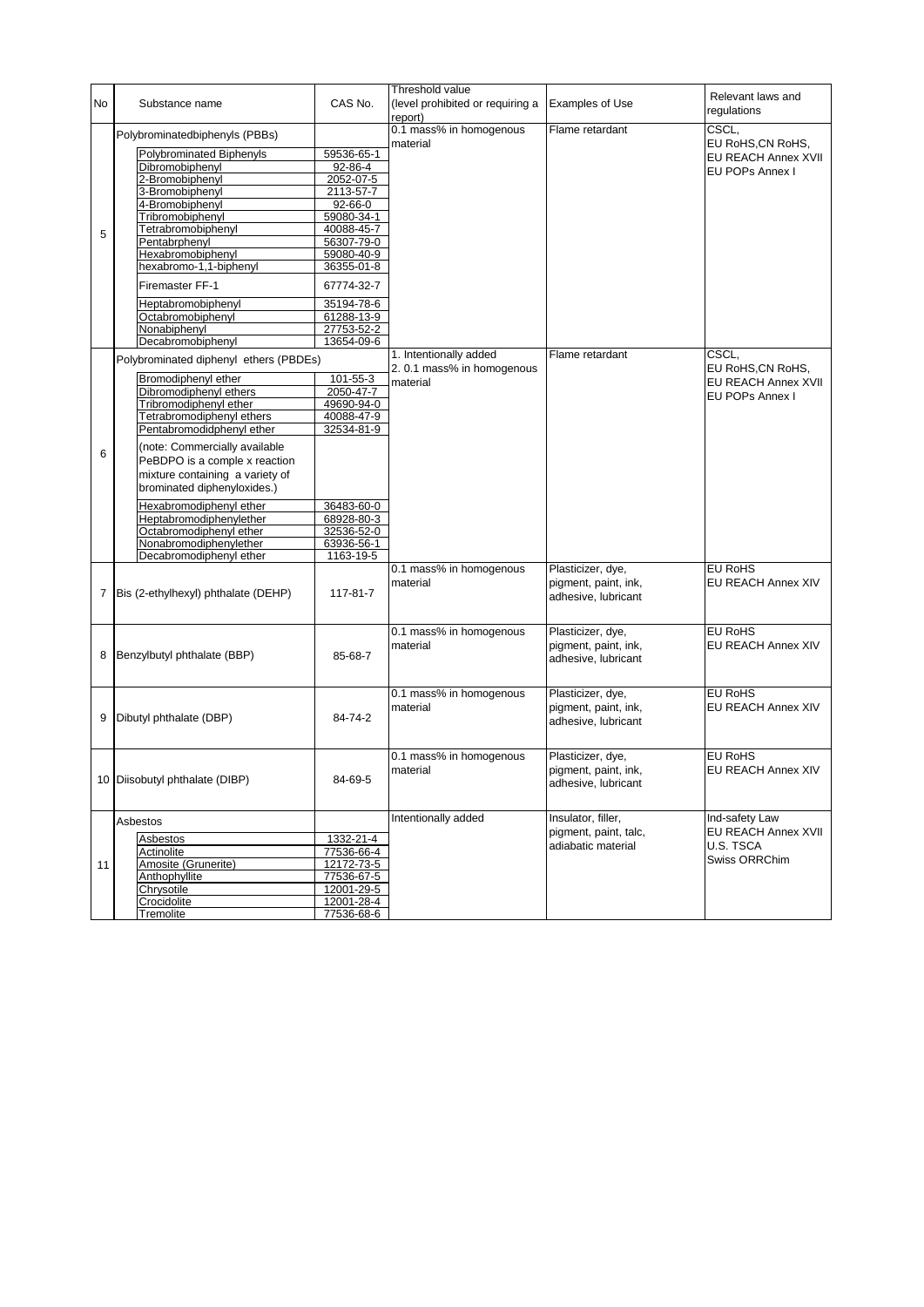| No | Substance name | | CAS No. | Threshold value (level prohibited or requiring a report) | Examples of Use | Relevant laws and regulations |
|---|---|---|---|---|---|---|
| 5 | Polybrominatedbiphenyls (PBBs) | | | 0.1 mass% in homogenous material | Flame retardant | CSCL, EU RoHS,CN RoHS, EU REACH Annex XVII EU POPs Annex I |
| | | Polybrominated Biphenyls | 59536-65-1 | | | |
| | | Dibromobiphenyl | 92-86-4 | | | |
| | | 2-Bromobiphenyl | 2052-07-5 | | | |
| | | 3-Bromobiphenyl | 2113-57-7 | | | |
| | | 4-Bromobiphenyl | 92-66-0 | | | |
| | | Tribromobiphenyl | 59080-34-1 | | | |
| | | Tetrabromobiphenyl | 40088-45-7 | | | |
| | | Pentabrphenyl | 56307-79-0 | | | |
| | | Hexabromobiphenyl | 59080-40-9 | | | |
| | | hexabromo-1,1-biphenyl | 36355-01-8 | | | |
| | | Firemaster FF-1 | 67774-32-7 | | | |
| | | Heptabromobiphenyl | 35194-78-6 | | | |
| | | Octabromobiphenyl | 61288-13-9 | | | |
| | | Nonabiphenyl | 27753-52-2 | | | |
| | | Decabromobiphenyl | 13654-09-6 | | | |
| 6 | Polybrominated diphenyl ethers (PBDEs) | | | 1. Intentionally added 2. 0.1 mass% in homogenous material | Flame retardant | CSCL, EU RoHS,CN RoHS, EU REACH Annex XVII EU POPs Annex I |
| | | Bromodiphenyl ether | 101-55-3 | | | |
| | | Dibromodiphenyl ethers | 2050-47-7 | | | |
| | | Tribromodiphenyl ether | 49690-94-0 | | | |
| | | Tetrabromodiphenyl ethers | 40088-47-9 | | | |
| | | Pentabromodidphenyl ether | 32534-81-9 | | | |
| | | (note: Commercially available PeBDPO is a comple x reaction mixture containing a variety of brominated diphenyloxides.) | | | | |
| | | Hexabromodiphenyl ether | 36483-60-0 | | | |
| | | Heptabromodiphenylether | 68928-80-3 | | | |
| | | Octabromodiphenyl ether | 32536-52-0 | | | |
| | | Nonabromodiphenylether | 63936-56-1 | | | |
| | | Decabromodiphenyl ether | 1163-19-5 | | | |
| 7 | Bis (2-ethylhexyl) phthalate (DEHP) | | 117-81-7 | 0.1 mass% in homogenous material | Plasticizer, dye, pigment, paint, ink, adhesive, lubricant | EU RoHS EU REACH Annex XIV |
| 8 | Benzylbutyl phthalate (BBP) | | 85-68-7 | 0.1 mass% in homogenous material | Plasticizer, dye, pigment, paint, ink, adhesive, lubricant | EU RoHS EU REACH Annex XIV |
| 9 | Dibutyl phthalate (DBP) | | 84-74-2 | 0.1 mass% in homogenous material | Plasticizer, dye, pigment, paint, ink, adhesive, lubricant | EU RoHS EU REACH Annex XIV |
| 10 | Diisobutyl phthalate (DIBP) | | 84-69-5 | 0.1 mass% in homogenous material | Plasticizer, dye, pigment, paint, ink, adhesive, lubricant | EU RoHS EU REACH Annex XIV |
| 11 | Asbestos | | | Intentionally added | Insulator, filler, pigment, paint, talc, adiabatic material | Ind-safety Law EU REACH Annex XVII U.S. TSCA Swiss ORRChim |
| | | Asbestos | 1332-21-4 | | | |
| | | Actinolite | 77536-66-4 | | | |
| | | Amosite (Grunerite) | 12172-73-5 | | | |
| | | Anthophyllite | 77536-67-5 | | | |
| | | Chrysotile | 12001-29-5 | | | |
| | | Crocidolite | 12001-28-4 | | | |
| | | Tremolite | 77536-68-6 | | | |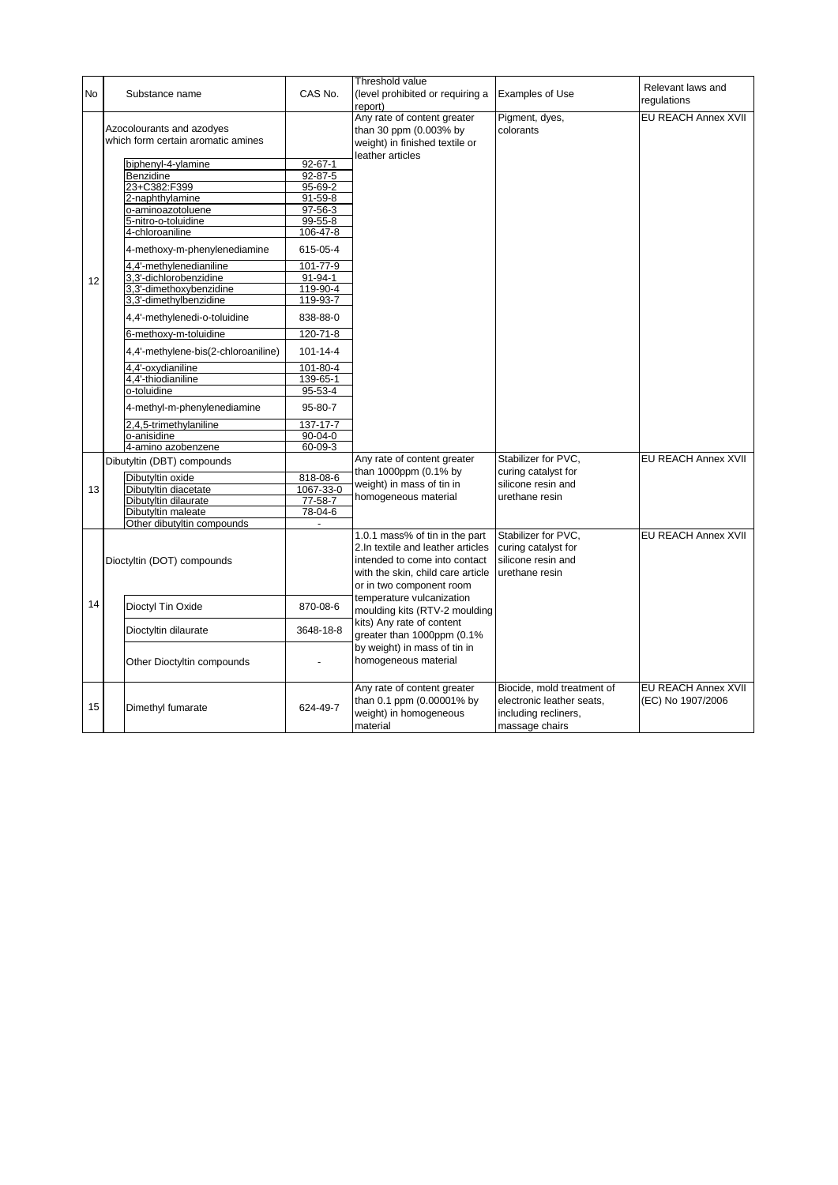| No | Substance name | CAS No. | Threshold value (level prohibited or requiring a report) | Examples of Use | Relevant laws and regulations |
| --- | --- | --- | --- | --- | --- |
| 12 | Azocolourants and azodyes which form certain aromatic amines | | Any rate of content greater than 30 ppm (0.003% by weight) in finished textile or leather articles | Pigment, dyes, colorants | EU REACH Annex XVII |
| | biphenyl-4-ylamine | 92-67-1 | | | |
| | Benzidine | 92-87-5 | | | |
| | 23+C382:F399 | 95-69-2 | | | |
| | 2-naphthylamine | 91-59-8 | | | |
| | o-aminoazotoluene | 97-56-3 | | | |
| | 5-nitro-o-toluidine | 99-55-8 | | | |
| | 4-chloroaniline | 106-47-8 | | | |
| | 4-methoxy-m-phenylenediamine | 615-05-4 | | | |
| | 4,4'-methylenedianiline | 101-77-9 | | | |
| | 3,3'-dichlorobenzidine | 91-94-1 | | | |
| | 3,3'-dimethoxybenzidine | 119-90-4 | | | |
| | 3,3'-dimethylbenzidine | 119-93-7 | | | |
| | 4,4'-methylenedi-o-toluidine | 838-88-0 | | | |
| | 6-methoxy-m-toluidine | 120-71-8 | | | |
| | 4,4'-methylene-bis(2-chloroaniline) | 101-14-4 | | | |
| | 4,4'-oxydianiline | 101-80-4 | | | |
| | 4,4'-thiodianiline | 139-65-1 | | | |
| | o-toluidine | 95-53-4 | | | |
| | 4-methyl-m-phenylenediamine | 95-80-7 | | | |
| | 2,4,5-trimethylaniline | 137-17-7 | | | |
| | o-anisidine | 90-04-0 | | | |
| | 4-amino azobenzene | 60-09-3 | | | |
| 13 | Dibutyltin (DBT) compounds | | Any rate of content greater than 1000ppm (0.1% by weight) in mass of tin in homogeneous material | Stabilizer for PVC, curing catalyst for silicone resin and urethane resin | EU REACH Annex XVII |
| | Dibutyltin oxide | 818-08-6 | | | |
| | Dibutyltin diacetate | 1067-33-0 | | | |
| | Dibutyltin dilaurate | 77-58-7 | | | |
| | Dibutyltin maleate | 78-04-6 | | | |
| | Other dibutyltin compounds | - | | | |
| 14 | Dioctyltin (DOT) compounds | | 1.0.1 mass% of tin in the part 2.In textile and leather articles intended to come into contact with the skin, child care article or in two component room temperature vulcanization moulding kits (RTV-2 moulding kits) Any rate of content greater than 1000ppm (0.1% by weight) in mass of tin in homogeneous material | Stabilizer for PVC, curing catalyst for silicone resin and urethane resin | EU REACH Annex XVII |
| | Dioctyl Tin Oxide | 870-08-6 | | | |
| | Dioctyltin dilaurate | 3648-18-8 | | | |
| | Other Dioctyltin compounds | - | | | |
| 15 | Dimethyl fumarate | 624-49-7 | Any rate of content greater than 0.1 ppm (0.00001% by weight) in homogeneous material | Biocide, mold treatment of electronic leather seats, including recliners, massage chairs | EU REACH Annex XVII (EC) No 1907/2006 |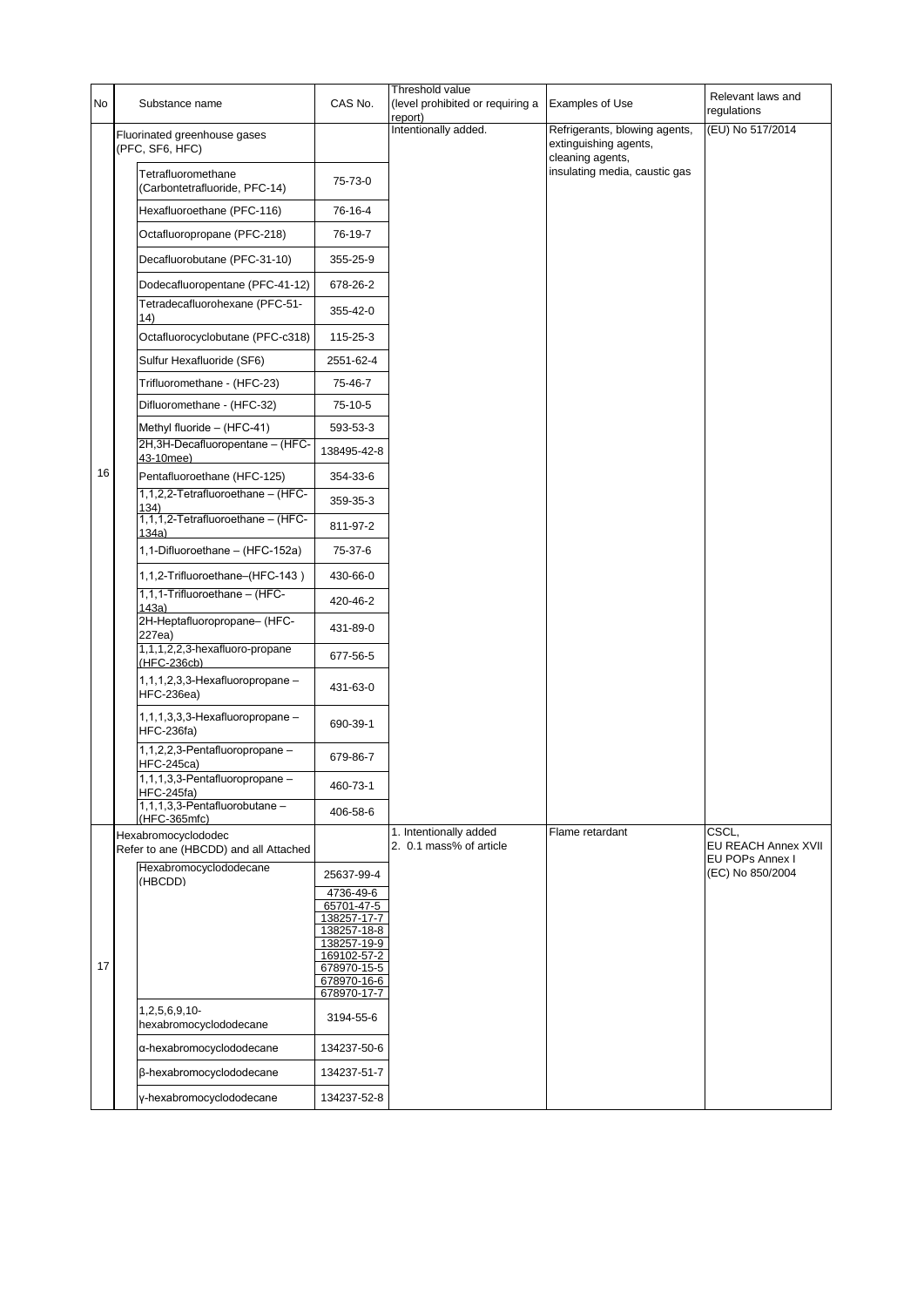| No | Substance name | | CAS No. | Threshold value (level prohibited or requiring a report) | Examples of Use | Relevant laws and regulations |
|---|---|---|---|---|---|---|
| 16 | Fluorinated greenhouse gases (PFC, SF6, HFC) | | | Intentionally added. | Refrigerants, blowing agents, extinguishing agents, cleaning agents, insulating media, caustic gas | (EU) No 517/2014 |
| | | Tetrafluoromethane (Carbontetrafluoride, PFC-14) | 75-73-0 | | | |
| | | Hexafluoroethane (PFC-116) | 76-16-4 | | | |
| | | Octafluoropropane (PFC-218) | 76-19-7 | | | |
| | | Decafluorobutane (PFC-31-10) | 355-25-9 | | | |
| | | Dodecafluoropentane (PFC-41-12) | 678-26-2 | | | |
| | | Tetradecafluorohexane (PFC-51-14) | 355-42-0 | | | |
| | | Octafluorocyclobutane (PFC-c318) | 115-25-3 | | | |
| | | Sulfur Hexafluoride (SF6) | 2551-62-4 | | | |
| | | Trifluoromethane - (HFC-23) | 75-46-7 | | | |
| | | Difluoromethane - (HFC-32) | 75-10-5 | | | |
| | | Methyl fluoride – (HFC-41) | 593-53-3 | | | |
| | | 2H,3H-Decafluoropentane – (HFC-43-10mee) | 138495-42-8 | | | |
| | | Pentafluoroethane (HFC-125) | 354-33-6 | | | |
| | | 1,1,2,2-Tetrafluoroethane – (HFC-134) | 359-35-3 | | | |
| | | 1,1,1,2-Tetrafluoroethane – (HFC-134a) | 811-97-2 | | | |
| | | 1,1-Difluoroethane – (HFC-152a) | 75-37-6 | | | |
| | | 1,1,2-Trifluoroethane–(HFC-143 ) | 430-66-0 | | | |
| | | 1,1,1-Trifluoroethane – (HFC-143a) | 420-46-2 | | | |
| | | 2H-Heptafluoropropane– (HFC-227ea) | 431-89-0 | | | |
| | | 1,1,1,2,2,3-hexafluoro-propane (HFC-236cb) | 677-56-5 | | | |
| | | 1,1,1,2,3,3-Hexafluoropropane – HFC-236ea) | 431-63-0 | | | |
| | | 1,1,1,3,3,3-Hexafluoropropane – HFC-236fa) | 690-39-1 | | | |
| | | 1,1,2,2,3-Pentafluoropropane – HFC-245ca) | 679-86-7 | | | |
| | | 1,1,1,3,3-Pentafluoropropane – HFC-245fa) | 460-73-1 | | | |
| | | 1,1,1,3,3-Pentafluorobutane – (HFC-365mfc) | 406-58-6 | | | |
| 17 | Hexabromocyclododec Refer to ane (HBCDD) and all Attached | | | 1. Intentionally added<br>2. 0.1 mass% of article | Flame retardant | CSCL,<br>EU REACH Annex XVII<br>EU POPs Annex I<br>(EC) No 850/2004 |
| | | Hexabromocyclododecane (HBCDD) | 25637-99-4<br>4736-49-6<br>65701-47-5<br>138257-17-7<br>138257-18-8<br>138257-19-9<br>169102-57-2<br>678970-15-5<br>678970-16-6<br>678970-17-7 | | | |
| | | 1,2,5,6,9,10-hexabromocyclododecane | 3194-55-6 | | | |
| | | α-hexabromocyclododecane | 134237-50-6 | | | |
| | | β-hexabromocyclododecane | 134237-51-7 | | | |
| | | γ-hexabromocyclododecane | 134237-52-8 | | | |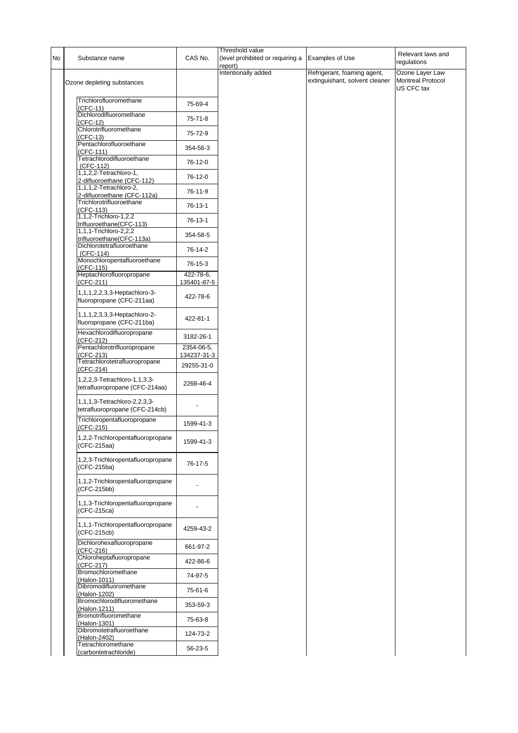| No | Substance name | CAS No. | Threshold value (level prohibited or requiring a report) | Examples of Use | Relevant laws and regulations |
|---|---|---|---|---|---|
| | Ozone depleting substances | | Intentionally added | Refrigerant, foaming agent, extinguishant, solvent cleaner | Ozone Layer Law Montreal Protocol US CFC tax |
| | Trichlorofluoromethane (CFC-11) | 75-69-4 | | | |
| | Dichlorodifluoromethane (CFC-12) | 75-71-8 | | | |
| | Chlorotrifluoromethane (CFC-13) | 75-72-9 | | | |
| | Pentachlorofluoroethane (CFC-111) | 354-56-3 | | | |
| | Tetrachlorodifluoroethane (CFC-112) | 76-12-0 | | | |
| | 1,1,2,2-Tetrachloro-1, 2-difluoroethane (CFC-112) | 76-12-0 | | | |
| | 1,1,1,2-Tetrachloro-2, 2-difluoroethane (CFC-112a) | 76-11-9 | | | |
| | Trichlorotrifluoroethane (CFC-113) | 76-13-1 | | | |
| | 1,1,2-Trichloro-1,2,2 trifluoroethane(CFC-113) | 76-13-1 | | | |
| | 1,1,1-Trichloro-2,2,2 trifluoroethane(CFC-113a) | 354-58-5 | | | |
| | Dichlorotetrafluoroethane (CFC-114) | 76-14-2 | | | |
| | Monochloropentafluoroethane (CFC-115) | 76-15-3 | | | |
| | Heptachlorofluoropropane (CFC-211) | 422-78-6, 135401-87-5 | | | |
| | 1,1,1,2,2,3,3-Heptachloro-3-fluoropropane (CFC-211aa) | 422-78-6 | | | |
| | 1,1,1,2,3,3,3-Heptachloro-2-fluoropropane (CFC-211ba) | 422-81-1 | | | |
| | Hexachlorodifluoropropane (CFC-212) | 3182-26-1 | | | |
| | Pentachlorotrifluoropropane (CFC-213) | 2354-06-5, 134237-31-3 | | | |
| | Tetrachlorotetrafluoropropane (CFC-214) | 29255-31-0 | | | |
| | 1,2,2,3-Tetrachloro-1,1,3,3-tetrafluoropropane (CFC-214aa) | 2268-46-4 | | | |
| | 1,1,1,3-Tetrachloro-2,2,3,3-tetrafluoropropane (CFC-214cb) | - | | | |
| | Trichloropentafluoropropane (CFC-215) | 1599-41-3 | | | |
| | 1,2,2-Trichloropentafluoropropane (CFC-215aa) | 1599-41-3 | | | |
| | 1,2,3-Trichloropentafluoropropane (CFC-215ba) | 76-17-5 | | | |
| | 1,1,2-Trichloropentafluoropropane (CFC-215bb) | - | | | |
| | 1,1,3-Trichloropentafluoropropane (CFC-215ca) | - | | | |
| | 1,1,1-Trichloropentafluoropropane (CFC-215cb) | 4259-43-2 | | | |
| | Dichlorohexafluoropropane (CFC-216) | 661-97-2 | | | |
| | Chloroheptafluoropropane (CFC-217) | 422-86-6 | | | |
| | Bromochloromethane (Halon-1011) | 74-97-5 | | | |
| | Dibromodifluoromethane (Halon-1202) | 75-61-6 | | | |
| | Bromochlorodifluoromethane (Halon-1211) | 353-59-3 | | | |
| | Bromotrifluoromethane (Halon-1301) | 75-63-8 | | | |
| | Dibromotetrafluoroethane (Halon-2402) | 124-73-2 | | | |
| | Tetrachloromethane (carbontetrachloride) | 56-23-5 | | | |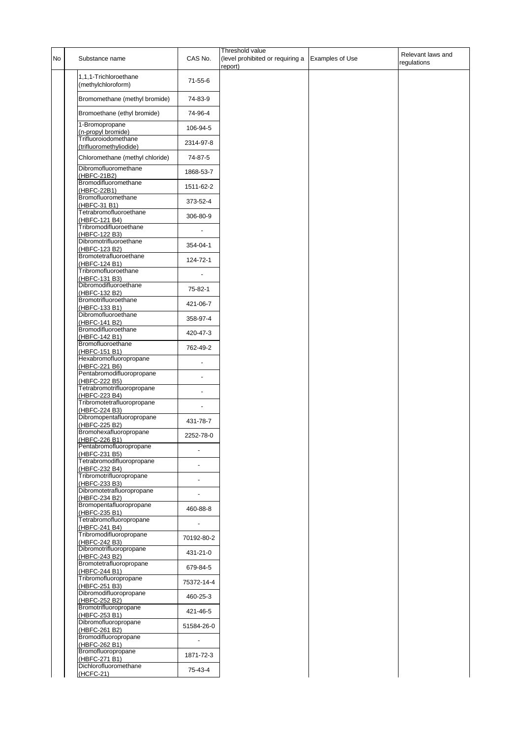| No | Substance name | CAS No. | Threshold value (level prohibited or requiring a report) | Examples of Use | Relevant laws and regulations |
|---|---|---|---|---|---|
| | 1,1,1-Trichloroethane (methylchloroform) | 71-55-6 | | | |
| | Bromomethane (methyl bromide) | 74-83-9 | | | |
| | Bromoethane (ethyl bromide) | 74-96-4 | | | |
| | 1-Bromopropane (n-propyl bromide) | 106-94-5 | | | |
| | Trifluoroiodomethane (trifluoromethyliodide) | 2314-97-8 | | | |
| | Chloromethane (methyl chloride) | 74-87-5 | | | |
| | Dibromofluoromethane (HBFC-21B2) | 1868-53-7 | | | |
| | Bromodifluoromethane (HBFC-22B1) | 1511-62-2 | | | |
| | Bromofluoromethane (HBFC-31 B1) | 373-52-4 | | | |
| | Tetrabromofluoroethane (HBFC-121 B4) | 306-80-9 | | | |
| | Tribromodifluoroethane (HBFC-122 B3) | - | | | |
| | Dibromotrifluoroethane (HBFC-123 B2) | 354-04-1 | | | |
| | Bromotetrafluoroethane (HBFC-124 B1) | 124-72-1 | | | |
| | Tribromofluoroethane (HBFC-131 B3) | - | | | |
| | Dibromodifluoroethane (HBFC-132 B2) | 75-82-1 | | | |
| | Bromotrifluoroethane (HBFC-133 B1) | 421-06-7 | | | |
| | Dibromofluoroethane (HBFC-141 B2) | 358-97-4 | | | |
| | Bromodifluoroethane (HBFC-142 B1) | 420-47-3 | | | |
| | Bromofluoroethane (HBFC-151 B1) | 762-49-2 | | | |
| | Hexabromofluoropropane (HBFC-221 B6) | - | | | |
| | Pentabromodifluoropropane (HBFC-222 B5) | - | | | |
| | Tetrabromotrifluoropropane (HBFC-223 B4) | - | | | |
| | Tribromotetrafluoropropane (HBFC-224 B3) | - | | | |
| | Dibromopentafluoropropane (HBFC-225 B2) | 431-78-7 | | | |
| | Bromohexafluoropropane (HBFC-226 B1) | 2252-78-0 | | | |
| | Pentabromofluoropropane (HBFC-231 B5) | - | | | |
| | Tetrabromodifluoropropane (HBFC-232 B4) | - | | | |
| | Tribromotrifluoropropane (HBFC-233 B3) | - | | | |
| | Dibromotetrafluoropropane (HBFC-234 B2) | - | | | |
| | Bromopentafluoropropane (HBFC-235 B1) | 460-88-8 | | | |
| | Tetrabromofluoropropane (HBFC-241 B4) | - | | | |
| | Tribromodifluoropropane (HBFC-242 B3) | 70192-80-2 | | | |
| | Dibromotrifluoropropane (HBFC-243 B2) | 431-21-0 | | | |
| | Bromotetrafluoropropane (HBFC-244 B1) | 679-84-5 | | | |
| | Tribromofluoropropane (HBFC-251 B3) | 75372-14-4 | | | |
| | Dibromodifluoropropane (HBFC-252 B2) | 460-25-3 | | | |
| | Bromotrifluoropropane (HBFC-253 B1) | 421-46-5 | | | |
| | Dibromofluoropropane (HBFC-261 B2) | 51584-26-0 | | | |
| | Bromodifluoropropane (HBFC-262 B1) | - | | | |
| | Bromofluoropropane (HBFC-271 B1) | 1871-72-3 | | | |
| | Dichlorofluoromethane (HCFC-21) | 75-43-4 | | | |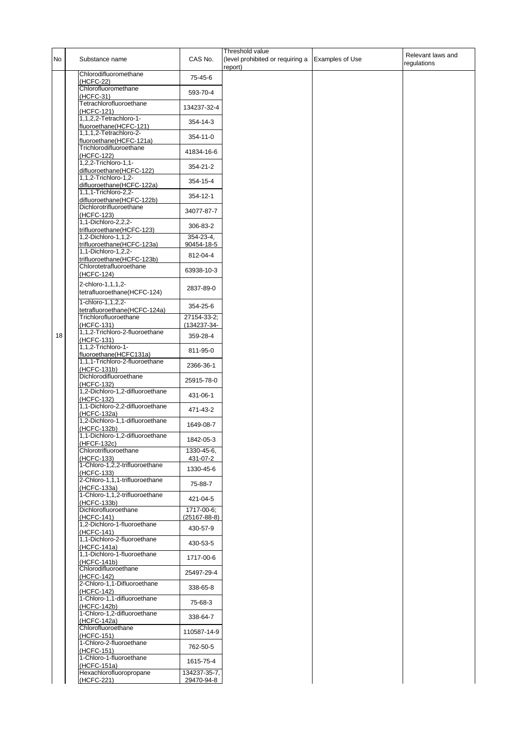| No | Substance name | CAS No. | Threshold value (level prohibited or requiring a report) | Examples of Use | Relevant laws and regulations |
|---|---|---|---|---|---|
| 18 | Chlorodifluoromethane (HCFC-22) | 75-45-6 | | | |
| | Chlorofluoromethane (HCFC-31) | 593-70-4 | | | |
| | Tetrachlorofluoroethane (HCFC-121) | 134237-32-4 | | | |
| | 1,1,2,2-Tetrachloro-1-fluoroethane(HCFC-121) | 354-14-3 | | | |
| | 1,1,1,2-Tetrachloro-2-fluoroethane(HCFC-121a) | 354-11-0 | | | |
| | Trichlorodifluoroethane (HCFC-122) | 41834-16-6 | | | |
| | 1,2,2-Trichloro-1,1-difluoroethane(HCFC-122) | 354-21-2 | | | |
| | 1,1,2-Trichloro-1,2-difluoroethane(HCFC-122a) | 354-15-4 | | | |
| | 1,1,1-Trichloro-2,2-difluoroethane(HCFC-122b) | 354-12-1 | | | |
| | Dichlorotrifluoroethane (HCFC-123) | 34077-87-7 | | | |
| | 1,1-Dichloro-2,2,2-trifluoroethane(HCFC-123) | 306-83-2 | | | |
| | 1,2-Dichloro-1,1,2-trifluoroethane(HCFC-123a) | 354-23-4, 90454-18-5 | | | |
| | 1,1-Dichloro-1,2,2-trifluoroethane(HCFC-123b) | 812-04-4 | | | |
| | Chlorotetrafluoroethane (HCFC-124) | 63938-10-3 | | | |
| | 2-chloro-1,1,1,2-tetrafluoroethane(HCFC-124) | 2837-89-0 | | | |
| | 1-chloro-1,1,2,2-tetrafluoroethane(HCFC-124a) | 354-25-6 | | | |
| | Trichlorofluoroethane (HCFC-131) | 27154-33-2; (134237-34- | | | |
| | 1,1,2-Trichloro-2-fluoroethane (HCFC-131) | 359-28-4 | | | |
| | 1,1,2-Trichloro-1-fluoroethane(HCFC131a) | 811-95-0 | | | |
| | 1,1,1-Trichloro-2-fluoroethane (HCFC-131b) | 2366-36-1 | | | |
| | Dichlorodifluoroethane (HCFC-132) | 25915-78-0 | | | |
| | 1,2-Dichloro-1,2-difluoroethane (HCFC-132) | 431-06-1 | | | |
| | 1,1-Dichloro-2,2-difluoroethane (HCFC-132a) | 471-43-2 | | | |
| | 1,2-Dichloro-1,1-difluoroethane (HCFC-132b) | 1649-08-7 | | | |
| | 1,1-Dichloro-1,2-difluoroethane (HFCF-132c) | 1842-05-3 | | | |
| | Chlorotrifluoroethane (HCFC-133) | 1330-45-6, 431-07-2 | | | |
| | 1-Chloro-1,2,2-trifluoroethane (HCFC-133) | 1330-45-6 | | | |
| | 2-Chloro-1,1,1-trifluoroethane (HCFC-133a) | 75-88-7 | | | |
| | 1-Chloro-1,1,2-trifluoroethane (HCFC-133b) | 421-04-5 | | | |
| | Dichlorofluoroethane (HCFC-141) | 1717-00-6; (25167-88-8) | | | |
| | 1,2-Dichloro-1-fluoroethane (HCFC-141) | 430-57-9 | | | |
| | 1,1-Dichloro-2-fluoroethane (HCFC-141a) | 430-53-5 | | | |
| | 1,1-Dichloro-1-fluoroethane (HCFC-141b) | 1717-00-6 | | | |
| | Chlorodifluoroethane (HCFC-142) | 25497-29-4 | | | |
| | 2-Chloro-1,1-Difluoroethane (HCFC-142) | 338-65-8 | | | |
| | 1-Chloro-1,1-difluoroethane (HCFC-142b) | 75-68-3 | | | |
| | 1-Chloro-1,2-difluoroethane (HCFC-142a) | 338-64-7 | | | |
| | Chlorofluoroethane (HCFC-151) | 110587-14-9 | | | |
| | 1-Chloro-2-fluoroethane (HCFC-151) | 762-50-5 | | | |
| | 1-Chloro-1-fluoroethane (HCFC-151a) | 1615-75-4 | | | |
| | Hexachlorofluoropropane (HCFC-221) | 134237-35-7, 29470-94-8 | | | |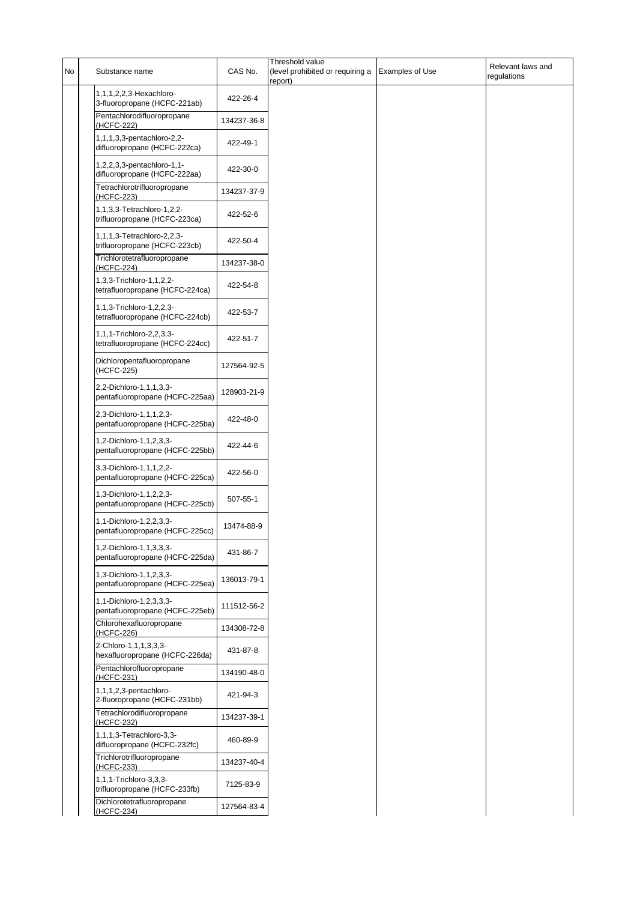| No | Substance name | CAS No. | Threshold value (level prohibited or requiring a report) | Examples of Use | Relevant laws and regulations |
|---|---|---|---|---|---|
| | 1,1,1,2,2,3-Hexachloro-3-fluoropropane (HCFC-221ab) | 422-26-4 | | | |
| | Pentachlorodifluoropropane (HCFC-222) | 134237-36-8 | | | |
| | 1,1,1,3,3-pentachloro-2,2-difluoropropane (HCFC-222ca) | 422-49-1 | | | |
| | 1,2,2,3,3-pentachloro-1,1-difluoropropane (HCFC-222aa) | 422-30-0 | | | |
| | Tetrachlorotrifluoropropane (HCFC-223) | 134237-37-9 | | | |
| | 1,1,3,3-Tetrachloro-1,2,2-trifluoropropane (HCFC-223ca) | 422-52-6 | | | |
| | 1,1,1,3-Tetrachloro-2,2,3-trifluoropropane (HCFC-223cb) | 422-50-4 | | | |
| | Trichlorotetrafluoropropane (HCFC-224) | 134237-38-0 | | | |
| | 1,3,3-Trichloro-1,1,2,2-tetrafluoropropane (HCFC-224ca) | 422-54-8 | | | |
| | 1,1,3-Trichloro-1,2,2,3-tetrafluoropropane (HCFC-224cb) | 422-53-7 | | | |
| | 1,1,1-Trichloro-2,2,3,3-tetrafluoropropane (HCFC-224cc) | 422-51-7 | | | |
| | Dichloropentafluoropropane (HCFC-225) | 127564-92-5 | | | |
| | 2,2-Dichloro-1,1,1,3,3-pentafluoropropane (HCFC-225aa) | 128903-21-9 | | | |
| | 2,3-Dichloro-1,1,1,2,3-pentafluoropropane (HCFC-225ba) | 422-48-0 | | | |
| | 1,2-Dichloro-1,1,2,3,3-pentafluoropropane (HCFC-225bb) | 422-44-6 | | | |
| | 3,3-Dichloro-1,1,1,2,2-pentafluoropropane (HCFC-225ca) | 422-56-0 | | | |
| | 1,3-Dichloro-1,1,2,2,3-pentafluoropropane (HCFC-225cb) | 507-55-1 | | | |
| | 1,1-Dichloro-1,2,2,3,3-pentafluoropropane (HCFC-225cc) | 13474-88-9 | | | |
| | 1,2-Dichloro-1,1,3,3,3-pentafluoropropane (HCFC-225da) | 431-86-7 | | | |
| | 1,3-Dichloro-1,1,2,3,3-pentafluoropropane (HCFC-225ea) | 136013-79-1 | | | |
| | 1,1-Dichloro-1,2,3,3,3-pentafluoropropane (HCFC-225eb) | 111512-56-2 | | | |
| | Chlorohexafluoropropane (HCFC-226) | 134308-72-8 | | | |
| | 2-Chloro-1,1,1,3,3,3-hexafluoropropane (HCFC-226da) | 431-87-8 | | | |
| | Pentachlorofluoropropane (HCFC-231) | 134190-48-0 | | | |
| | 1,1,1,2,3-pentachloro-2-fluoropropane (HCFC-231bb) | 421-94-3 | | | |
| | Tetrachlorodifluoropropane (HCFC-232) | 134237-39-1 | | | |
| | 1,1,1,3-Tetrachloro-3,3-difluoropropane (HCFC-232fc) | 460-89-9 | | | |
| | Trichlorotrifluoropropane (HCFC-233) | 134237-40-4 | | | |
| | 1,1,1-Trichloro-3,3,3-trifluoropropane (HCFC-233fb) | 7125-83-9 | | | |
| | Dichlorotetrafluoropropane (HCFC-234) | 127564-83-4 | | | |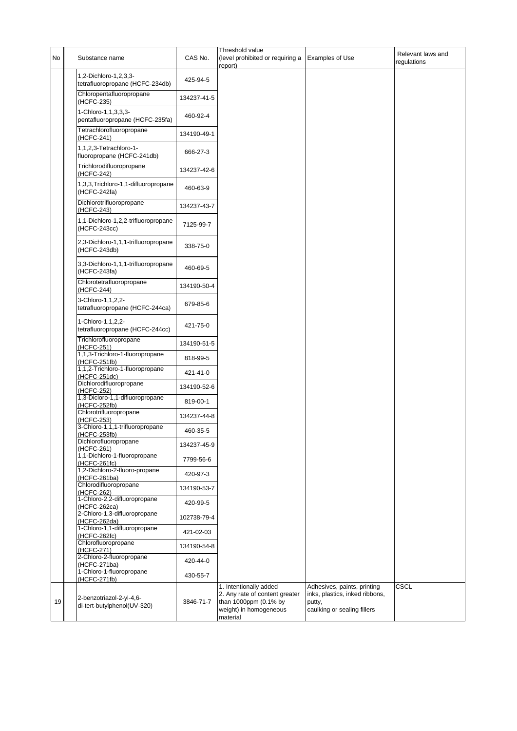| No | Substance name | CAS No. | Threshold value (level prohibited or requiring a report) | Examples of Use | Relevant laws and regulations |
|---|---|---|---|---|---|
| | 1,2-Dichloro-1,2,3,3-tetrafluoropropane (HCFC-234db) | 425-94-5 | | | |
| | Chloropentafluoropropane (HCFC-235) | 134237-41-5 | | | |
| | 1-Chloro-1,1,3,3,3-pentafluoropropane (HCFC-235fa) | 460-92-4 | | | |
| | Tetrachlorofluoropropane (HCFC-241) | 134190-49-1 | | | |
| | 1,1,2,3-Tetrachloro-1-fluoropropane (HCFC-241db) | 666-27-3 | | | |
| | Trichlorodifluoropropane (HCFC-242) | 134237-42-6 | | | |
| | 1,3,3,Trichloro-1,1-difluoropropane (HCFC-242fa) | 460-63-9 | | | |
| | Dichlorotrifluoropropane (HCFC-243) | 134237-43-7 | | | |
| | 1,1-Dichloro-1,2,2-trifluoropropane (HCFC-243cc) | 7125-99-7 | | | |
| | 2,3-Dichloro-1,1,1-trifluoropropane (HCFC-243db) | 338-75-0 | | | |
| | 3,3-Dichloro-1,1,1-trifluoropropane (HCFC-243fa) | 460-69-5 | | | |
| | Chlorotetrafluoropropane (HCFC-244) | 134190-50-4 | | | |
| | 3-Chloro-1,1,2,2-tetrafluoropropane (HCFC-244ca) | 679-85-6 | | | |
| | 1-Chloro-1,1,2,2-tetrafluoropropane (HCFC-244cc) | 421-75-0 | | | |
| | Trichlorofluoropropane (HCFC-251) | 134190-51-5 | | | |
| | 1,1,3-Trichloro-1-fluoropropane (HCFC-251fb) | 818-99-5 | | | |
| | 1,1,2-Trichloro-1-fluoropropane (HCFC-251dc) | 421-41-0 | | | |
| | Dichlorodifluoropropane (HCFC-252) | 134190-52-6 | | | |
| | 1,3-Dicloro-1,1-difluoropropane (HCFC-252fb) | 819-00-1 | | | |
| | Chlorotrifluoropropane (HCFC-253) | 134237-44-8 | | | |
| | 3-Chloro-1,1,1-trifluoropropane (HCFC-253fb) | 460-35-5 | | | |
| | Dichlorofluoropropane (HCFC-261) | 134237-45-9 | | | |
| | 1,1-Dichloro-1-fluoropropane (HCFC-261fc) | 7799-56-6 | | | |
| | 1,2-Dichloro-2-fluoro-propane (HCFC-261ba) | 420-97-3 | | | |
| | Chlorodifluoropropane (HCFC-262) | 134190-53-7 | | | |
| | 1-Chloro-2,2-difluoropropane (HCFC-262ca) | 420-99-5 | | | |
| | 2-Chloro-1,3-difluoropropane (HCFC-262da) | 102738-79-4 | | | |
| | 1-Chloro-1,1-difluoropropane (HCFC-262fc) | 421-02-03 | | | |
| | Chlorofluoropropane (HCFC-271) | 134190-54-8 | | | |
| | 2-Chloro-2-fluoropropane (HCFC-271ba) | 420-44-0 | | | |
| | 1-Chloro-1-fluoropropane (HCFC-271fb) | 430-55-7 | | | |
| 19 | 2-benzotriazol-2-yl-4,6-di-tert-butylphenol(UV-320) | 3846-71-7 | 1. Intentionally added<br>2. Any rate of content greater than 1000ppm (0.1% by weight) in homogeneous material | Adhesives, paints, printing inks, plastics, inked ribbons, putty, caulking or sealing fillers | CSCL |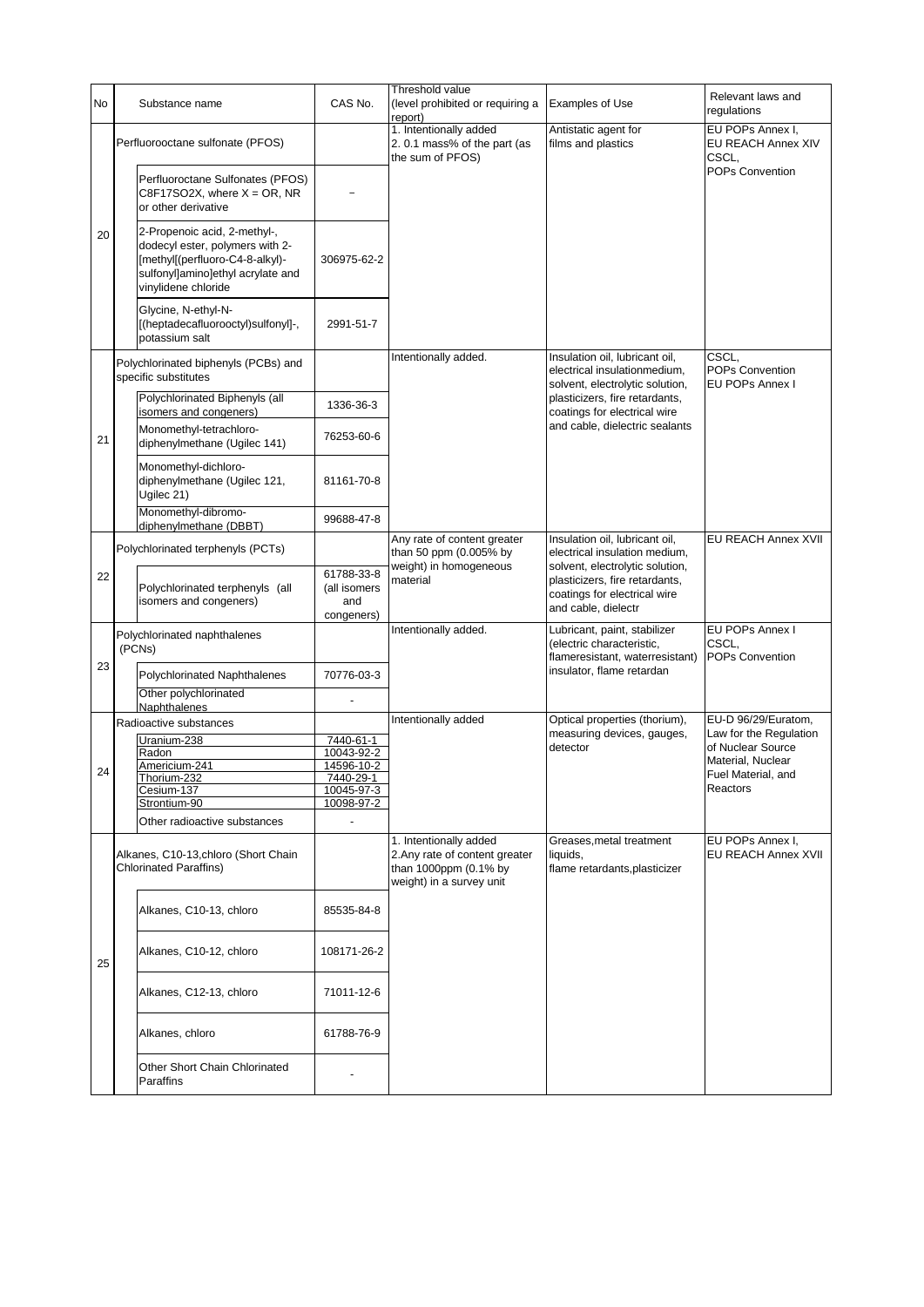| No | Substance name | | CAS No. | Threshold value (level prohibited or requiring a report) | Examples of Use | Relevant laws and regulations |
|---|---|---|---|---|---|---|
| 20 | Perfluorooctane sulfonate (PFOS) | | | 1. Intentionally added<br>2. 0.1 mass% of the part (as the sum of PFOS) | Antistatic agent for films and plastics | EU POPs Annex I,<br>EU REACH Annex XIV<br>CSCL,<br>POPs Convention |
| | | Perfluoroctane Sulfonates (PFOS) $C_8F_{17}SO_2X$, where X = OR, NR or other derivative | – | | | |
| | | 2-Propenoic acid, 2-methyl-, dodecyl ester, polymers with 2-[methyl[(perfluoro-C4-8-alkyl)-sulfonyl]amino]ethyl acrylate and vinylidene chloride | 306975-62-2 | | | |
| | | Glycine, N-ethyl-N-[(heptadecafluorooctyl)sulfonyl]-, potassium salt | 2991-51-7 | | | |
| 21 | Polychlorinated biphenyls (PCBs) and specific substitutes | | | Intentionally added. | Insulation oil, lubricant oil, electrical insulationmedium, solvent, electrolytic solution, plasticizers, fire retardants, coatings for electrical wire and cable, dielectric sealants | CSCL,<br>POPs Convention<br>EU POPs Annex I |
| | | Polychlorinated Biphenyls (all isomers and congeners) | 1336-36-3 | | | |
| | | Monomethyl-tetrachloro-diphenylmethane (Ugilec 141) | 76253-60-6 | | | |
| | | Monomethyl-dichloro-diphenylmethane (Ugilec 121, Ugilec 21) | 81161-70-8 | | | |
| | | Monomethyl-dibromo-diphenylmethane (DBBT) | 99688-47-8 | | | |
| 22 | Polychlorinated terphenyls (PCTs) | | | Any rate of content greater than 50 ppm (0.005% by weight) in homogeneous material | Insulation oil, lubricant oil, electrical insulation medium, solvent, electrolytic solution, plasticizers, fire retardants, coatings for electrical wire and cable, dielectr | EU REACH Annex XVII |
| | | Polychlorinated terphenyls (all isomers and congeners) | 61788-33-8 (all isomers and congeners) | | | |
| 23 | Polychlorinated naphthalenes (PCNs) | | | Intentionally added. | Lubricant, paint, stabilizer (electric characteristic, flameresistant, waterresistant) insulator, flame retardan | EU POPs Annex I<br>CSCL,<br>POPs Convention |
| | | Polychlorinated Naphthalenes | 70776-03-3 | | | |
| | | Other polychlorinated Naphthalenes | - | | | |
| 24 | Radioactive substances | | | Intentionally added | Optical properties (thorium), measuring devices, gauges, detector | EU-D 96/29/Euratom,<br>Law for the Regulation of Nuclear Source Material, Nuclear Fuel Material, and Reactors |
| | | Uranium-238 | 7440-61-1 | | | |
| | | Radon | 10043-92-2 | | | |
| | | Americium-241 | 14596-10-2 | | | |
| | | Thorium-232 | 7440-29-1 | | | |
| | | Cesium-137 | 10045-97-3 | | | |
| | | Strontium-90 | 10098-97-2 | | | |
| | | Other radioactive substances | - | | | |
| 25 | Alkanes, C10-13,chloro (Short Chain Chlorinated Paraffins) | | | 1. Intentionally added<br>2.Any rate of content greater than 1000ppm (0.1% by weight) in a survey unit | Greases,metal treatment liquids,<br>flame retardants,plasticizer | EU POPs Annex I,<br>EU REACH Annex XVII |
| | | Alkanes, C10-13, chloro | 85535-84-8 | | | |
| | | Alkanes, C10-12, chloro | 108171-26-2 | | | |
| | | Alkanes, C12-13, chloro | 71011-12-6 | | | |
| | | Alkanes, chloro | 61788-76-9 | | | |
| | | Other Short Chain Chlorinated Paraffins | - | | | |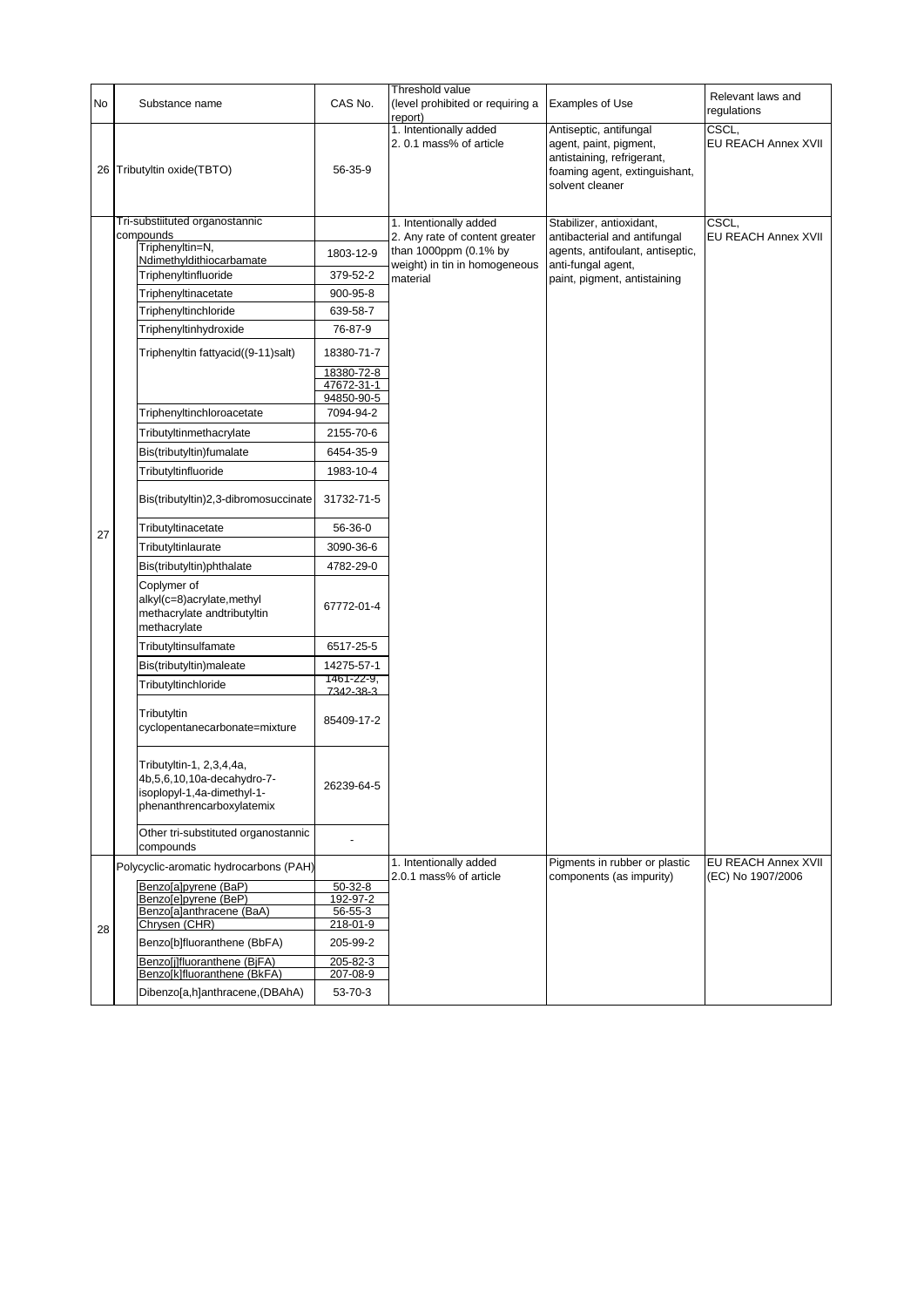| No | Substance name | CAS No. | Threshold value (level prohibited or requiring a report) | Examples of Use | Relevant laws and regulations |
|---|---|---|---|---|---|
| 26 | Tributyltin oxide(TBTO) | 56-35-9 | 1. Intentionally added<br>2. 0.1 mass% of article | Antiseptic, antifungal agent, paint, pigment, antistaining, refrigerant, foaming agent, extinguishant, solvent cleaner | CSCL,<br>EU REACH Annex XVII |
| 27 | Tri-substituted organostannic compounds | | 1. Intentionally added<br>2. Any rate of content greater than 1000ppm (0.1% by weight) in tin in homogeneous material | Stabilizer, antioxidant, antibacterial and antifungal agents, antifoulant, antiseptic, anti-fungal agent, paint, pigment, antistaining | CSCL,<br>EU REACH Annex XVII |
| | Triphenyltin=N, Ndimethyldithiocarbamate | 1803-12-9 | | | |
| | Triphenyltinfluoride | 379-52-2 | | | |
| | Triphenyltinacetate | 900-95-8 | | | |
| | Triphenyltinchloride | 639-58-7 | | | |
| | Triphenyltinhydroxide | 76-87-9 | | | |
| | Triphenyltin fattyacid((9-11)salt) | 18380-71-7<br>18380-72-8<br>47672-31-1<br>94850-90-5 | | | |
| | Triphenyltinchloroacetate | 7094-94-2 | | | |
| | Tributyltinmethacrylate | 2155-70-6 | | | |
| | Bis(tributyltin)fumalate | 6454-35-9 | | | |
| | Tributyltinfluoride | 1983-10-4 | | | |
| | Bis(tributyltin)2,3-dibromosuccinate | 31732-71-5 | | | |
| | Tributyltinacetate | 56-36-0 | | | |
| | Tributyltinlaurate | 3090-36-6 | | | |
| | Bis(tributyltin)phthalate | 4782-29-0 | | | |
| | Coplymer of alkyl(c=8)acrylate,methyl methacrylate andtributyltin methacrylate | 67772-01-4 | | | |
| | Tributyltinsulfamate | 6517-25-5 | | | |
| | Bis(tributyltin)maleate | 14275-57-1 | | | |
| | Tributyltinchloride | 1461-22-9,<br>7342-38-3 | | | |
| | Tributyltin cyclopentanecarbonate=mixture | 85409-17-2 | | | |
| | Tributyltin-1, 2,3,4,4a, 4b,5,6,10,10a-decahydro-7-isoplopyl-1,4a-dimethyl-1-phenanthrencarboxylatemix | 26239-64-5 | | | |
| | Other tri-substituted organostannic compounds | - | | | |
| 28 | Polycyclic-aromatic hydrocarbons (PAH) | | 1. Intentionally added<br>2.0.1 mass% of article | Pigments in rubber or plastic components (as impurity) | EU REACH Annex XVII<br>(EC) No 1907/2006 |
| | Benzo[a]pyrene (BaP) | 50-32-8 | | | |
| | Benzo[e]pyrene (BeP) | 192-97-2 | | | |
| | Benzo[a]anthracene (BaA) | 56-55-3 | | | |
| | Chrysen (CHR) | 218-01-9 | | | |
| | Benzo[b]fluoranthene (BbFA) | 205-99-2 | | | |
| | Benzo[j]fluoranthene (BjFA) | 205-82-3 | | | |
| | Benzo[k]fluoranthene (BkFA) | 207-08-9 | | | |
| | Dibenzo[a,h]anthracene,(DBAhA) | 53-70-3 | | | |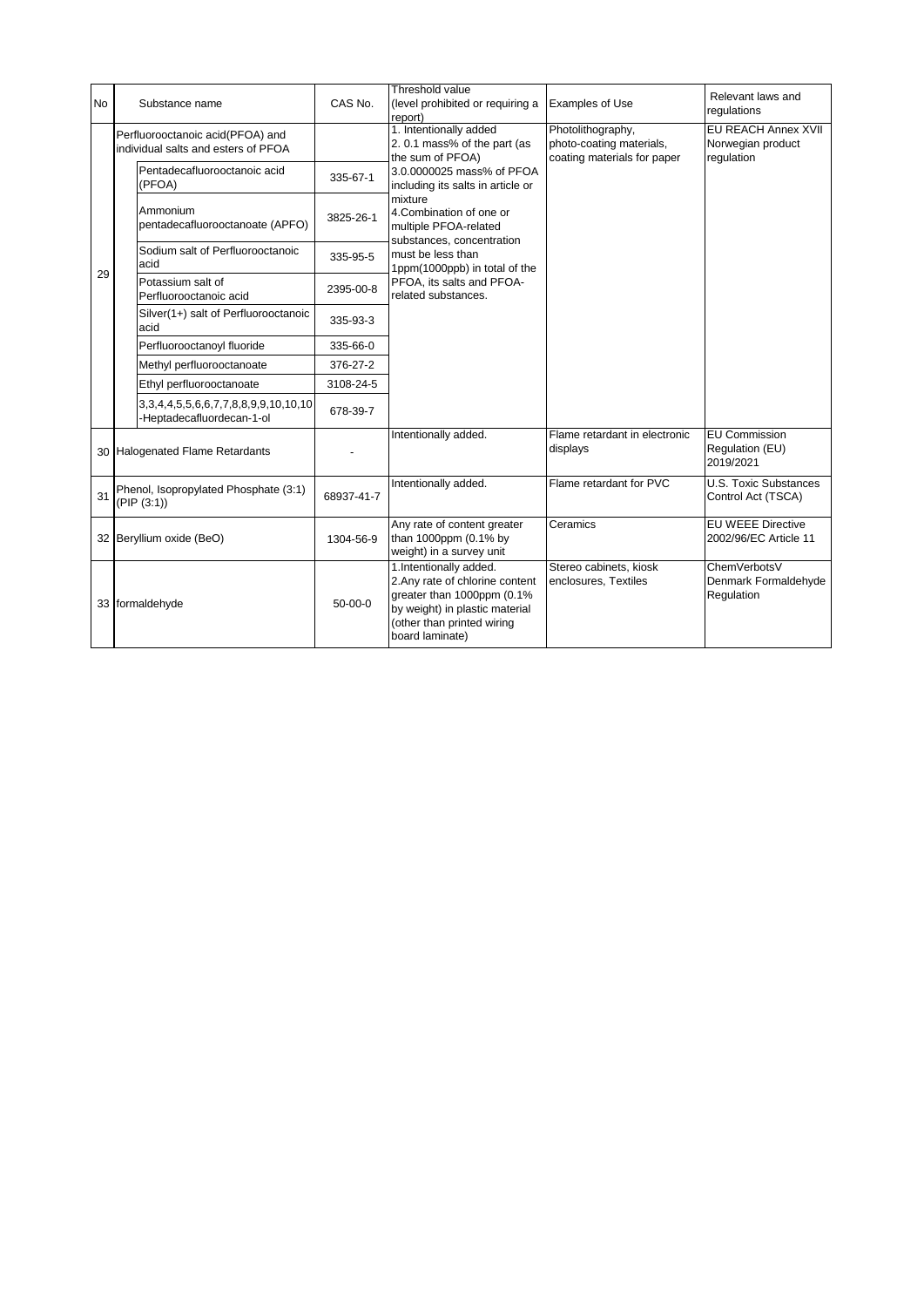| No | Substance name | | CAS No. | Threshold value (level prohibited or requiring a report) | Examples of Use | Relevant laws and regulations |
|---|---|---|---|---|---|---|
| 29 | Perfluorooctanoic acid(PFOA) and individual salts and esters of PFOA | | | 1. Intentionally added<br>2. 0.1 mass% of the part (as the sum of PFOA)<br>3.0.0000025 mass% of PFOA including its salts in article or mixture<br>4.Combination of one or multiple PFOA-related substances, concentration must be less than 1ppm(1000ppb) in total of the PFOA, its salts and PFOA-related substances. | Photolithography, photo-coating materials, coating materials for paper | EU REACH Annex XVII<br>Norwegian product regulation |
| | | Pentadecafluorooctanoic acid (PFOA) | 335-67-1 | | | |
| | | Ammonium pentadecafluorooctanoate (APFO) | 3825-26-1 | | | |
| | | Sodium salt of Perfluorooctanoic acid | 335-95-5 | | | |
| | | Potassium salt of Perfluorooctanoic acid | 2395-00-8 | | | |
| | | Silver(1+) salt of Perfluorooctanoic acid | 335-93-3 | | | |
| | | Perfluorooctanoyl fluoride | 335-66-0 | | | |
| | | Methyl perfluorooctanoate | 376-27-2 | | | |
| | | Ethyl perfluorooctanoate | 3108-24-5 | | | |
| | | 3,3,4,4,5,5,6,6,7,7,8,8,9,9,10,10,10-Heptadecafluordecan-1-ol | 678-39-7 | | | |
| 30 | Halogenated Flame Retardants | | - | Intentionally added. | Flame retardant in electronic displays | EU Commission Regulation (EU) 2019/2021 |
| 31 | Phenol, Isopropylated Phosphate (3:1) (PIP (3:1)) | | 68937-41-7 | Intentionally added. | Flame retardant for PVC | U.S. Toxic Substances Control Act (TSCA) |
| 32 | Beryllium oxide (BeO) | | 1304-56-9 | Any rate of content greater than 1000ppm (0.1% by weight) in a survey unit | Ceramics | EU WEEE Directive 2002/96/EC Article 11 |
| 33 | formaldehyde | | 50-00-0 | 1.Intentionally added.<br>2.Any rate of chlorine content greater than 1000ppm (0.1% by weight) in plastic material (other than printed wiring board laminate) | Stereo cabinets, kiosk enclosures, Textiles | ChemVerbotsV<br>Denmark Formaldehyde Regulation |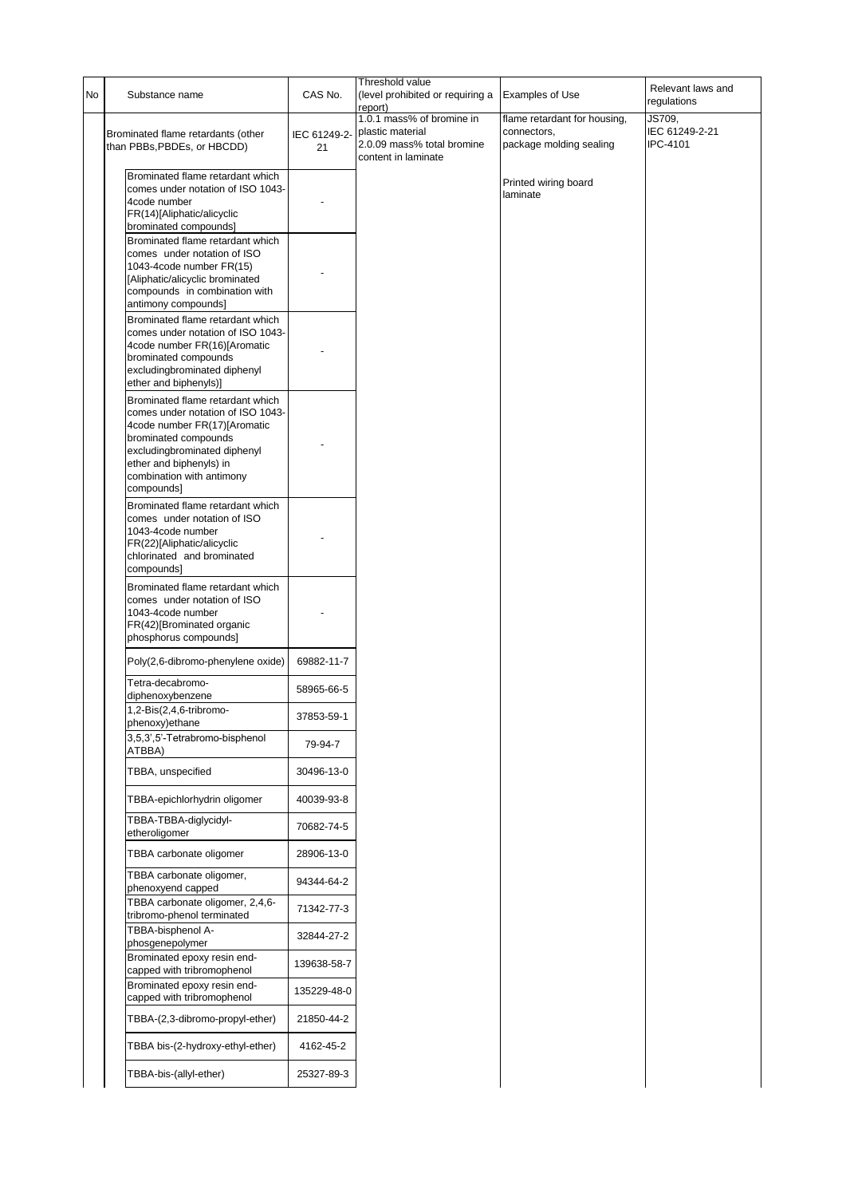| No | Substance name | CAS No. | Threshold value (level prohibited or requiring a report) | Examples of Use | Relevant laws and regulations |
|---|---|---|---|---|---|
| | Brominated flame retardants (other than PBBs,PBDEs, or HBCDD) | IEC 61249-2-21 | 1.0.1 mass% of bromine in plastic material<br>2.0.09 mass% total bromine content in laminate | flame retardant for housing, connectors, package molding sealing | JS709, IEC 61249-2-21 IPC-4101 |
| | Brominated flame retardant which comes under notation of ISO 1043-4code number FR(14)[Aliphatic/alicyclic brominated compounds] | - | | Printed wiring board laminate | |
| | Brominated flame retardant which comes under notation of ISO 1043-4code number FR(15) [Aliphatic/alicyclic brominated compounds in combination with antimony compounds] | - | | | |
| | Brominated flame retardant which comes under notation of ISO 1043-4code number FR(16)[Aromatic brominated compounds excludingbrominated diphenyl ether and biphenyls)] | - | | | |
| | Brominated flame retardant which comes under notation of ISO 1043-4code number FR(17)[Aromatic brominated compounds excludingbrominated diphenyl ether and biphenyls) in combination with antimony compounds] | - | | | |
| | Brominated flame retardant which comes under notation of ISO 1043-4code number FR(22)[Aliphatic/alicyclic chlorinated and brominated compounds] | - | | | |
| | Brominated flame retardant which comes under notation of ISO 1043-4code number FR(42)[Brominated organic phosphorus compounds] | - | | | |
| | Poly(2,6-dibromo-phenylene oxide) | 69882-11-7 | | | |
| | Tetra-decabromo-diphenoxybenzene | 58965-66-5 | | | |
| | 1,2-Bis(2,4,6-tribromo-phenoxy)ethane | 37853-59-1 | | | |
| | 3,5,3',5'-Tetrabromo-bisphenol ATBBA) | 79-94-7 | | | |
| | TBBA, unspecified | 30496-13-0 | | | |
| | TBBA-epichlorhydrin oligomer | 40039-93-8 | | | |
| | TBBA-TBBA-diglycidyl-etheroligomer | 70682-74-5 | | | |
| | TBBA carbonate oligomer | 28906-13-0 | | | |
| | TBBA carbonate oligomer, phenoxyend capped | 94344-64-2 | | | |
| | TBBA carbonate oligomer, 2,4,6-tribromo-phenol terminated | 71342-77-3 | | | |
| | TBBA-bisphenol A-phosgenepolymer | 32844-27-2 | | | |
| | Brominated epoxy resin end-capped with tribromophenol | 139638-58-7 | | | |
| | Brominated epoxy resin end-capped with tribromophenol | 135229-48-0 | | | |
| | TBBA-(2,3-dibromo-propyl-ether) | 21850-44-2 | | | |
| | TBBA bis-(2-hydroxy-ethyl-ether) | 4162-45-2 | | | |
| | TBBA-bis-(allyl-ether) | 25327-89-3 | | | |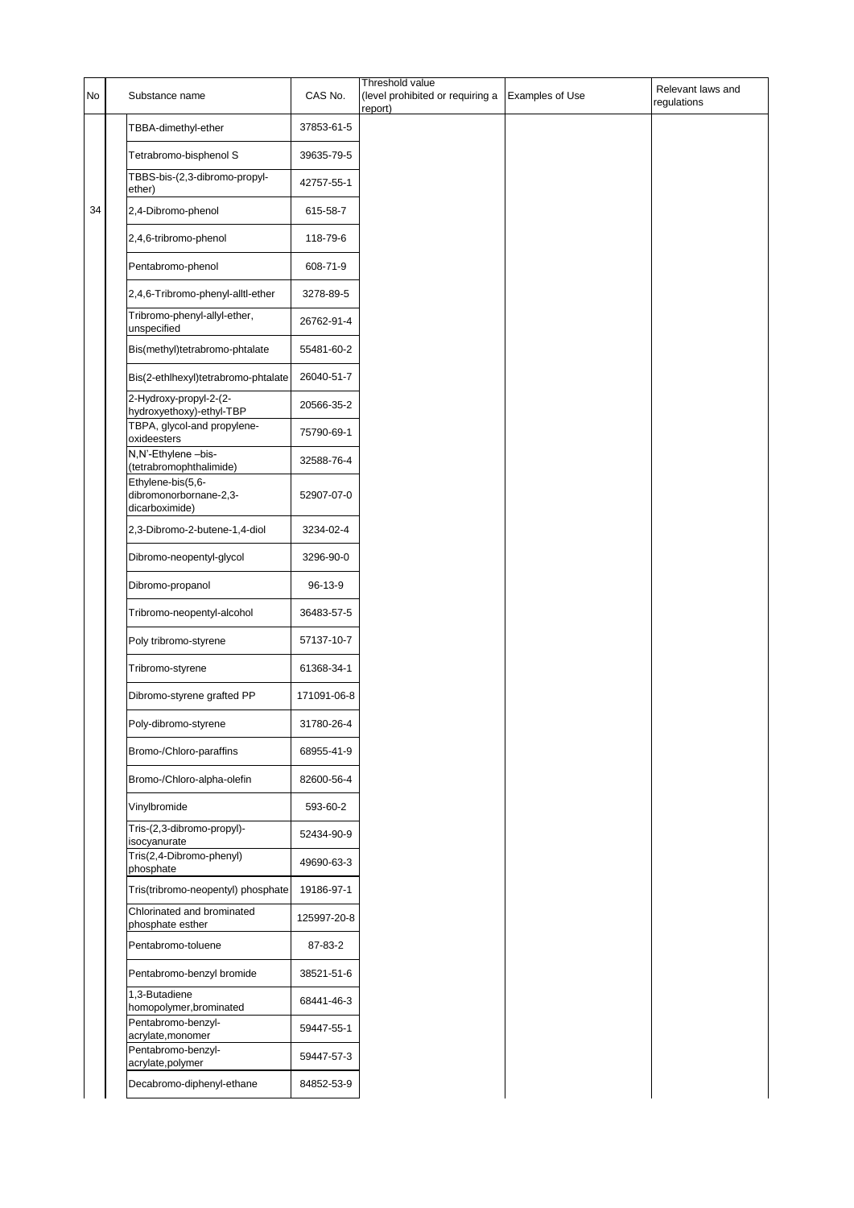| No | Substance name | CAS No. | Threshold value (level prohibited or requiring a report) | Examples of Use | Relevant laws and regulations |
|---|---|---|---|---|---|
| 34 | TBBA-dimethyl-ether | 37853-61-5 | | | |
| | Tetrabromo-bisphenol S | 39635-79-5 | | | |
| | TBBS-bis-(2,3-dibromo-propyl-ether) | 42757-55-1 | | | |
| | 2,4-Dibromo-phenol | 615-58-7 | | | |
| | 2,4,6-tribromo-phenol | 118-79-6 | | | |
| | Pentabromo-phenol | 608-71-9 | | | |
| | 2,4,6-Tribromo-phenyl-alltl-ether | 3278-89-5 | | | |
| | Tribromo-phenyl-allyl-ether, unspecified | 26762-91-4 | | | |
| | Bis(methyl)tetrabromo-phtalate | 55481-60-2 | | | |
| | Bis(2-ethlhexyl)tetrabromo-phtalate | 26040-51-7 | | | |
| | 2-Hydroxy-propyl-2-(2-hydroxyethoxy)-ethyl-TBP | 20566-35-2 | | | |
| | TBPA, glycol-and propylene-oxideesters | 75790-69-1 | | | |
| | N,N'-Ethylene –bis-(tetrabromophthalimide) | 32588-76-4 | | | |
| | Ethylene-bis(5,6-dibromonorbornane-2,3-dicarboximide) | 52907-07-0 | | | |
| | 2,3-Dibromo-2-butene-1,4-diol | 3234-02-4 | | | |
| | Dibromo-neopentyl-glycol | 3296-90-0 | | | |
| | Dibromo-propanol | 96-13-9 | | | |
| | Tribromo-neopentyl-alcohol | 36483-57-5 | | | |
| | Poly tribromo-styrene | 57137-10-7 | | | |
| | Tribromo-styrene | 61368-34-1 | | | |
| | Dibromo-styrene grafted PP | 171091-06-8 | | | |
| | Poly-dibromo-styrene | 31780-26-4 | | | |
| | Bromo-/Chloro-paraffins | 68955-41-9 | | | |
| | Bromo-/Chloro-alpha-olefin | 82600-56-4 | | | |
| | Vinylbromide | 593-60-2 | | | |
| | Tris-(2,3-dibromo-propyl)-isocyanurate | 52434-90-9 | | | |
| | Tris(2,4-Dibromo-phenyl) phosphate | 49690-63-3 | | | |
| | Tris(tribromo-neopentyl) phosphate | 19186-97-1 | | | |
| | Chlorinated and brominated phosphate esther | 125997-20-8 | | | |
| | Pentabromo-toluene | 87-83-2 | | | |
| | Pentabromo-benzyl bromide | 38521-51-6 | | | |
| | 1,3-Butadiene homopolymer,brominated | 68441-46-3 | | | |
| | Pentabromo-benzyl-acrylate,monomer | 59447-55-1 | | | |
| | Pentabromo-benzyl-acrylate,polymer | 59447-57-3 | | | |
| | Decabromo-diphenyl-ethane | 84852-53-9 | | | |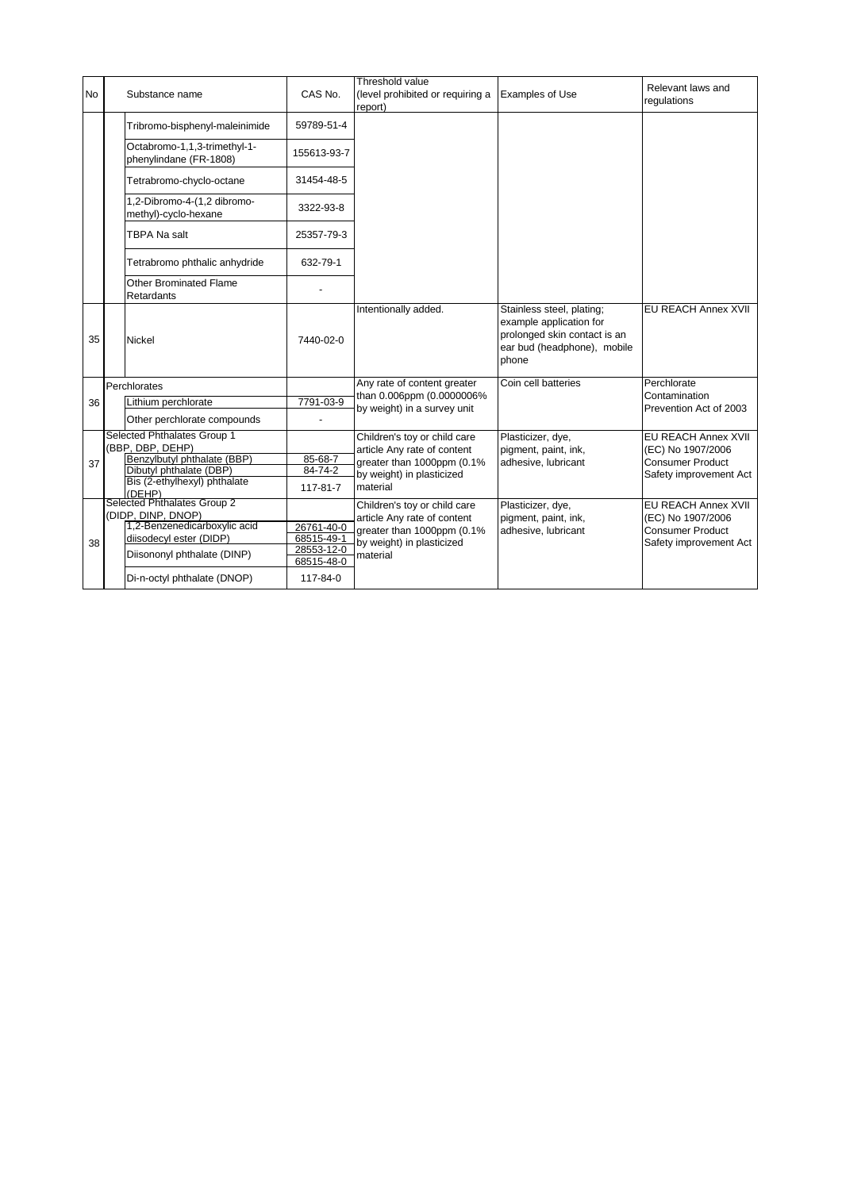| No | | Substance name | CAS No. | Threshold value (level prohibited or requiring a report) | Examples of Use | Relevant laws and regulations |
|---|---|---|---|---|---|---|
| | | Tribromo-bisphenyl-maleinimide | 59789-51-4 | | | |
| | | Octabromo-1,1,3-trimethyl-1-phenylindane (FR-1808) | 155613-93-7 | | | |
| | | Tetrabromo-chyclo-octane | 31454-48-5 | | | |
| | | 1,2-Dibromo-4-(1,2 dibromo-methyl)-cyclo-hexane | 3322-93-8 | | | |
| | | TBPA Na salt | 25357-79-3 | | | |
| | | Tetrabromo phthalic anhydride | 632-79-1 | | | |
| | | Other Brominated Flame Retardants | - | | | |
| 35 | | Nickel | 7440-02-0 | Intentionally added. | Stainless steel, plating; example application for prolonged skin contact is an ear bud (headphone), mobile phone | EU REACH Annex XVII |
| 36 | Perchlorates | | | Any rate of content greater than 0.006ppm (0.0000006% by weight) in a survey unit | Coin cell batteries | Perchlorate Contamination Prevention Act of 2003 |
| | | Lithium perchlorate | 7791-03-9 | | | |
| | | Other perchlorate compounds | - | | | |
| 37 | Selected Phthalates Group 1 (BBP, DBP, DEHP) | | | Children's toy or child care article Any rate of content greater than 1000ppm (0.1% by weight) in plasticized material | Plasticizer, dye, pigment, paint, ink, adhesive, lubricant | EU REACH Annex XVII (EC) No 1907/2006 Consumer Product Safety improvement Act |
| | | Benzylbutyl phthalate (BBP) | 85-68-7 | | | |
| | | Dibutyl phthalate (DBP) | 84-74-2 | | | |
| | | Bis (2-ethylhexyl) phthalate (DEHP) | 117-81-7 | | | |
| 38 | Selected Phthalates Group 2 (DIDP, DINP, DNOP) | | | Children's toy or child care article Any rate of content greater than 1000ppm (0.1% by weight) in plasticized material | Plasticizer, dye, pigment, paint, ink, adhesive, lubricant | EU REACH Annex XVII (EC) No 1907/2006 Consumer Product Safety improvement Act |
| | | 1,2-Benzenedicarboxylic acid diisodecyl ester (DIDP) | 26761-40-0<br>68515-49-1 | | | |
| | | Diisononyl phthalate (DINP) | 28553-12-0<br>68515-48-0 | | | |
| | | Di-n-octyl phthalate (DNOP) | 117-84-0 | | | |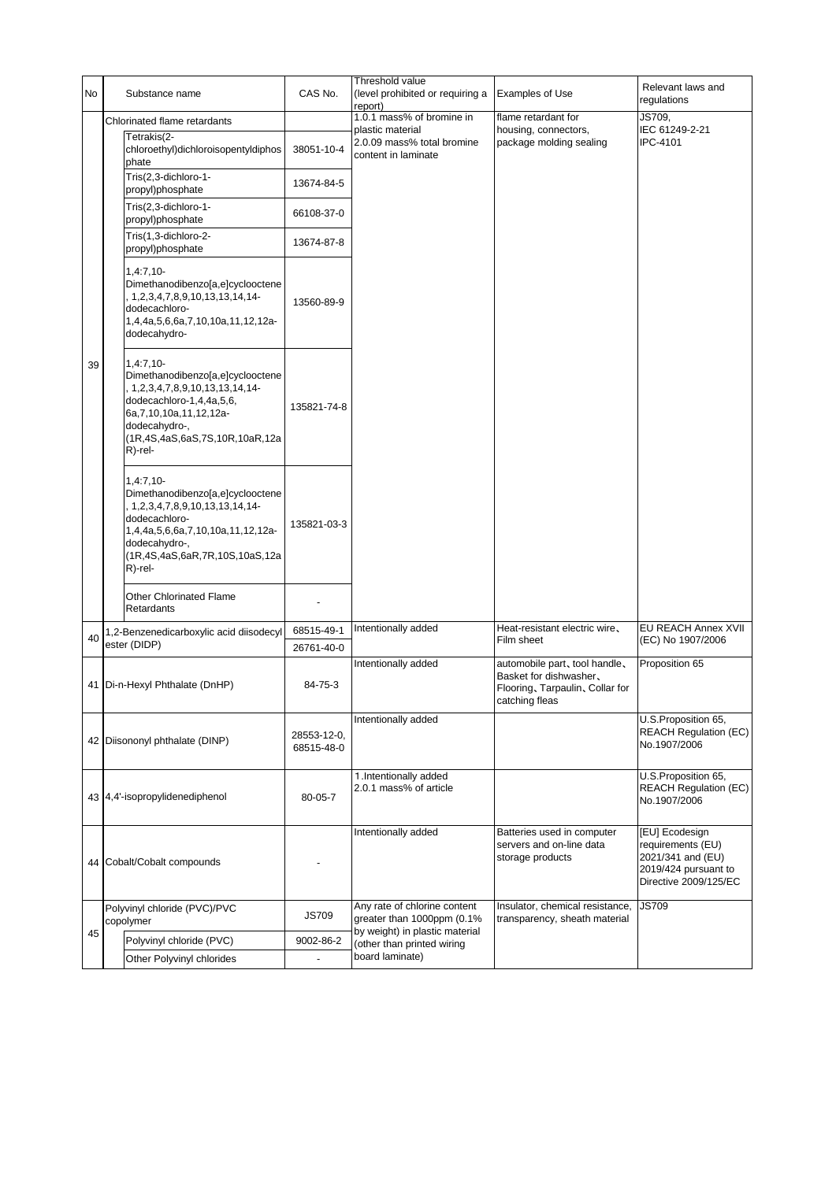| No | Substance name | | CAS No. | Threshold value (level prohibited or requiring a report) | Examples of Use | Relevant laws and regulations |
|---|---|---|---|---|---|---|
| 39 | Chlorinated flame retardants | | | 1.0.1 mass% of bromine in plastic material<br>2.0.09 mass% total bromine content in laminate | flame retardant for housing, connectors, package molding sealing | JS709,<br>IEC 61249-2-21<br>IPC-4101 |
| | | Tetrakis(2-chloroethyl)dichloroisopentyldiphosphate | 38051-10-4 | | | |
| | | Tris(2,3-dichloro-1-propyl)phosphate | 13674-84-5 | | | |
| | | Tris(2,3-dichloro-1-propyl)phosphate | 66108-37-0 | | | |
| | | Tris(1,3-dichloro-2-propyl)phosphate | 13674-87-8 | | | |
| | | 1,4:7,10-Dimethanodibenzo[a,e]cyclooctene, 1,2,3,4,7,8,9,10,13,13,14,14-dodecachloro-1,4,4a,5,6,6a,7,10,10a,11,12,12a-dodecahydro- | 13560-89-9 | | | |
| | | 1,4:7,10-Dimethanodibenzo[a,e]cyclooctene, 1,2,3,4,7,8,9,10,13,13,14,14-dodecachloro-1,4,4a,5,6,6a,7,10,10a,11,12,12a-dodecahydro-, (1R,4S,4aS,6aS,7S,10R,10aR,12aR)-rel- | 135821-74-8 | | | |
| | | 1,4:7,10-Dimethanodibenzo[a,e]cyclooctene, 1,2,3,4,7,8,9,10,13,13,14,14-dodecachloro-1,4,4a,5,6,6a,7,10,10a,11,12,12a-dodecahydro-, (1R,4S,4aS,6aR,7R,10S,10aS,12aR)-rel- | 135821-03-3 | | | |
| | | Other Chlorinated Flame Retardants | - | | | |
| 40 | 1,2-Benzenedicarboxylic acid diisodecyl ester (DIDP) | | 68515-49-1<br>26761-40-0 | Intentionally added | Heat-resistant electric wire、Film sheet | EU REACH Annex XVII (EC) No 1907/2006 |
| 41 | Di-n-Hexyl Phthalate (DnHP) | | 84-75-3 | Intentionally added | automobile part、tool handle、Basket for dishwasher、Flooring、Tarpaulin、Collar for catching fleas | Proposition 65 |
| 42 | Diisononyl phthalate (DINP) | | 28553-12-0,<br>68515-48-0 | Intentionally added | | U.S.Proposition 65, REACH Regulation (EC) No.1907/2006 |
| 43 | 4,4'-isopropylidenediphenol | | 80-05-7 | 1.Intentionally added<br>2.0.1 mass% of article | | U.S.Proposition 65, REACH Regulation (EC) No.1907/2006 |
| 44 | Cobalt/Cobalt compounds | | - | Intentionally added | Batteries used in computer servers and on-line data storage products | [EU] Ecodesign requirements (EU) 2021/341 and (EU) 2019/424 pursuant to Directive 2009/125/EC |
| 45 | Polyvinyl chloride (PVC)/PVC copolymer | | JS709 | Any rate of chlorine content greater than 1000ppm (0.1% by weight) in plastic material (other than printed wiring board laminate) | Insulator, chemical resistance, transparency, sheath material | JS709 |
| | | Polyvinyl chloride (PVC) | 9002-86-2 | | | |
| | | Other Polyvinyl chlorides | - | | | |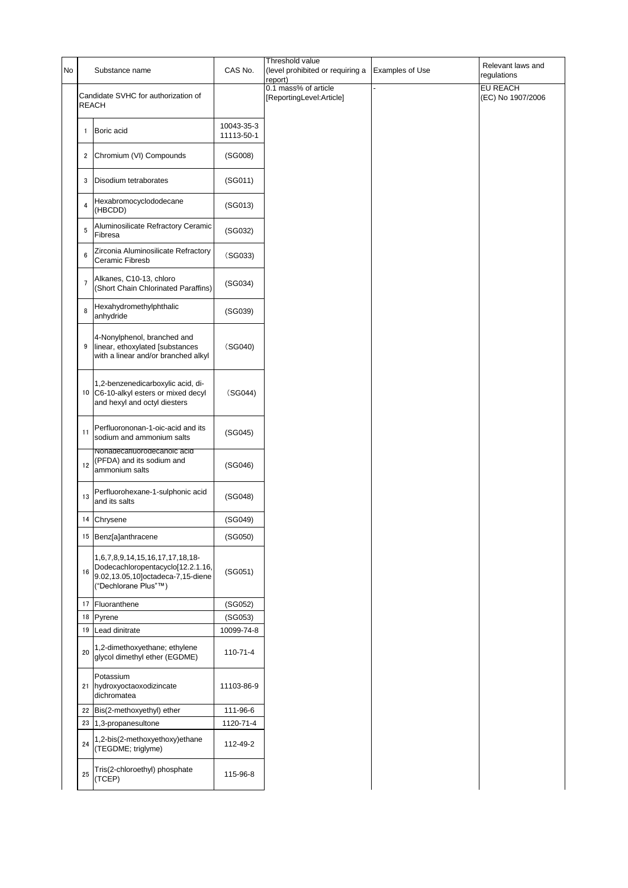| No | | Substance name | CAS No. | Threshold value (level prohibited or requiring a report) | Examples of Use | Relevant laws and regulations |
|---|---|---|---|---|---|---|
| | Candidate SVHC for authorization of REACH | | | 0.1 mass% of article [ReportingLevel:Article] | - | EU REACH (EC) No 1907/2006 |
| | 1 | Boric acid | 10043-35-3 11113-50-1 | | | |
| | 2 | Chromium (VI) Compounds | (SG008) | | | |
| | 3 | Disodium tetraborates | (SG011) | | | |
| | 4 | Hexabromocyclododecane (HBCDD) | (SG013) | | | |
| | 5 | Aluminosilicate Refractory Ceramic Fibresa | (SG032) | | | |
| | 6 | Zirconia Aluminosilicate Refractory Ceramic Fibresb | (SG033) | | | |
| | 7 | Alkanes, C10-13, chloro (Short Chain Chlorinated Paraffins) | (SG034) | | | |
| | 8 | Hexahydromethylphthalic anhydride | (SG039) | | | |
| | 9 | 4-Nonylphenol, branched and linear, ethoxylated [substances with a linear and/or branched alkyl | (SG040) | | | |
| | 10 | 1,2-benzenedicarboxylic acid, di-C6-10-alkyl esters or mixed decyl and hexyl and octyl diesters | (SG044) | | | |
| | 11 | Perfluorononan-1-oic-acid and its sodium and ammonium salts | (SG045) | | | |
| | 12 | Nonadecafluorodecanoic acid (PFDA) and its sodium and ammonium salts | (SG046) | | | |
| | 13 | Perfluorohexane-1-sulphonic acid and its salts | (SG048) | | | |
| | 14 | Chrysene | (SG049) | | | |
| | 15 | Benz[a]anthracene | (SG050) | | | |
| | 16 | 1,6,7,8,9,14,15,16,17,17,18,18-Dodecachloropentacyclo[12.2.1.16,9.02,13.05,10]octadeca-7,15-diene ("Dechlorane Plus"™) | (SG051) | | | |
| | 17 | Fluoranthene | (SG052) | | | |
| | 18 | Pyrene | (SG053) | | | |
| | 19 | Lead dinitrate | 10099-74-8 | | | |
| | 20 | 1,2-dimethoxyethane; ethylene glycol dimethyl ether (EGDME) | 110-71-4 | | | |
| | 21 | Potassium hydroxyoctaoxodizincate dichromatea | 11103-86-9 | | | |
| | 22 | Bis(2-methoxyethyl) ether | 111-96-6 | | | |
| | 23 | 1,3-propanesultone | 1120-71-4 | | | |
| | 24 | 1,2-bis(2-methoxyethoxy)ethane (TEGDME; triglyme) | 112-49-2 | | | |
| | 25 | Tris(2-chloroethyl) phosphate (TCEP) | 115-96-8 | | | |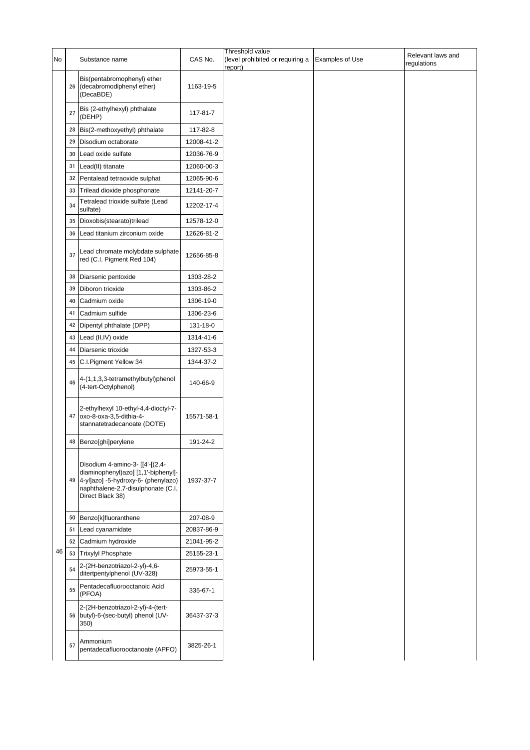| No | | Substance name | CAS No. | Threshold value (level prohibited or requiring a report) | Examples of Use | Relevant laws and regulations |
|---|---|---|---|---|---|---|
| 46 | 26 | Bis(pentabromophenyl) ether (decabromodiphenyl ether) (DecaBDE) | 1163-19-5 | | | |
| | 27 | Bis (2-ethylhexyl) phthalate (DEHP) | 117-81-7 | | | |
| | 28 | Bis(2-methoxyethyl) phthalate | 117-82-8 | | | |
| | 29 | Disodium octaborate | 12008-41-2 | | | |
| | 30 | Lead oxide sulfate | 12036-76-9 | | | |
| | 31 | Lead(II) titanate | 12060-00-3 | | | |
| | 32 | Pentalead tetraoxide sulphat | 12065-90-6 | | | |
| | 33 | Trilead dioxide phosphonate | 12141-20-7 | | | |
| | 34 | Tetralead trioxide sulfate (Lead sulfate) | 12202-17-4 | | | |
| | 35 | Dioxobis(stearato)trilead | 12578-12-0 | | | |
| | 36 | Lead titanium zirconium oxide | 12626-81-2 | | | |
| | 37 | Lead chromate molybdate sulphate red (C.I. Pigment Red 104) | 12656-85-8 | | | |
| | 38 | Diarsenic pentoxide | 1303-28-2 | | | |
| | 39 | Diboron trioxide | 1303-86-2 | | | |
| | 40 | Cadmium oxide | 1306-19-0 | | | |
| | 41 | Cadmium sulfide | 1306-23-6 | | | |
| | 42 | Dipentyl phthalate (DPP) | 131-18-0 | | | |
| | 43 | Lead (II,IV) oxide | 1314-41-6 | | | |
| | 44 | Diarsenic trioxide | 1327-53-3 | | | |
| | 45 | C.I.Pigment Yellow 34 | 1344-37-2 | | | |
| | 46 | 4-(1,1,3,3-tetramethylbutyl)phenol (4-tert-Octylphenol) | 140-66-9 | | | |
| | 47 | 2-ethylhexyl 10-ethyl-4,4-dioctyl-7-oxo-8-oxa-3,5-dithia-4-stannatetradecanoate (DOTE) | 15571-58-1 | | | |
| | 48 | Benzo[ghi]perylene | 191-24-2 | | | |
| | 49 | Disodium 4-amino-3- [[4'-[(2,4-diaminophenyl)azo] [1,1'-biphenyl]-4-yl]azo] -5-hydroxy-6- (phenylazo) naphthalene-2,7-disulphonate (C.I. Direct Black 38) | 1937-37-7 | | | |
| | 50 | Benzo[k]fluoranthene | 207-08-9 | | | |
| | 51 | Lead cyanamidate | 20837-86-9 | | | |
| | 52 | Cadmium hydroxide | 21041-95-2 | | | |
| | 53 | Trixylyl Phosphate | 25155-23-1 | | | |
| | 54 | 2-(2H-benzotriazol-2-yl)-4,6-ditertpentylphenol (UV-328) | 25973-55-1 | | | |
| | 55 | Pentadecafluorooctanoic Acid (PFOA) | 335-67-1 | | | |
| | 56 | 2-(2H-benzotriazol-2-yl)-4-(tert-butyl)-6-(sec-butyl) phenol (UV-350) | 36437-37-3 | | | |
| | 57 | Ammonium pentadecafluorooctanoate (APFO) | 3825-26-1 | | | |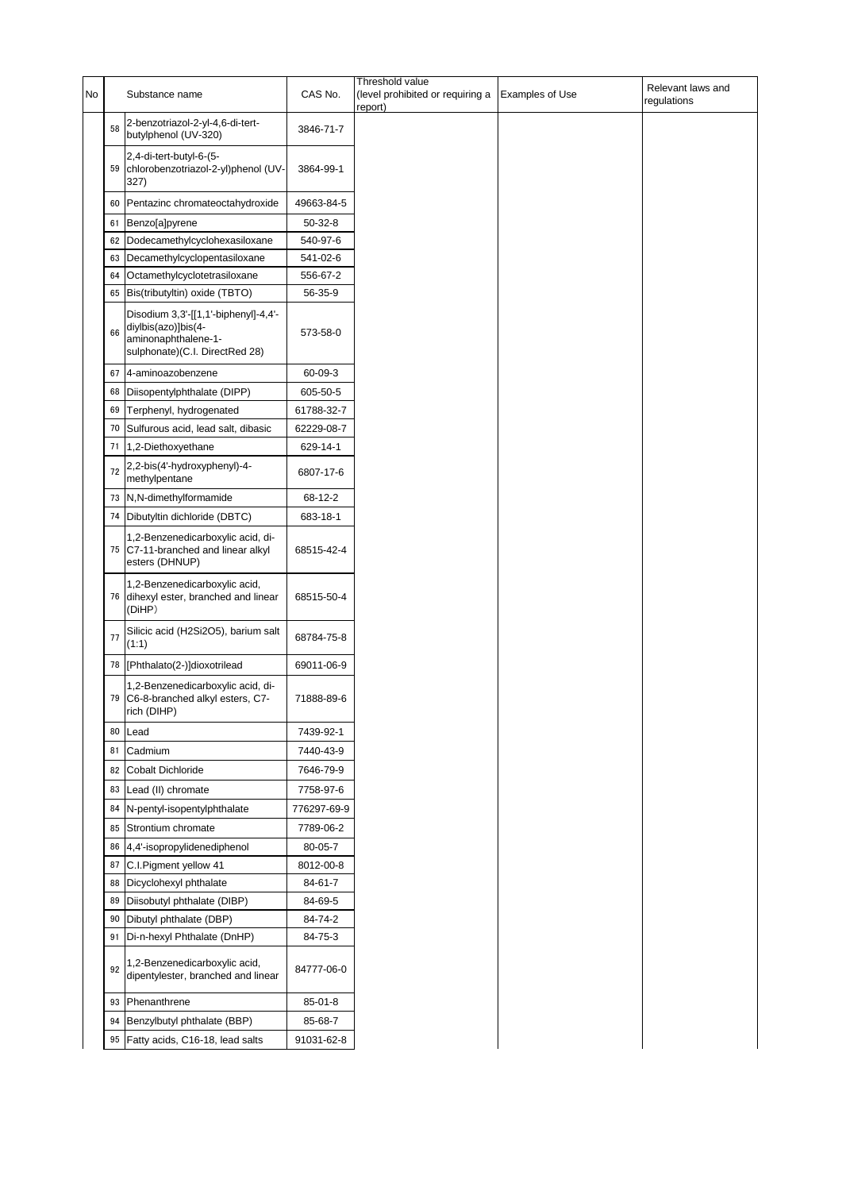| No | | Substance name | CAS No. | Threshold value (level prohibited or requiring a report) | Examples of Use | Relevant laws and regulations |
|---|---|---|---|---|---|---|
| | 58 | 2-benzotriazol-2-yl-4,6-di-tert-butylphenol (UV-320) | 3846-71-7 | | | |
| | 59 | 2,4-di-tert-butyl-6-(5-chlorobenzotriazol-2-yl)phenol (UV-327) | 3864-99-1 | | | |
| | 60 | Pentazinc chromateoctahydroxide | 49663-84-5 | | | |
| | 61 | Benzo[a]pyrene | 50-32-8 | | | |
| | 62 | Dodecamethylcyclohexasiloxane | 540-97-6 | | | |
| | 63 | Decamethylcyclopentasiloxane | 541-02-6 | | | |
| | 64 | Octamethylcyclotetrasiloxane | 556-67-2 | | | |
| | 65 | Bis(tributyltin) oxide (TBTO) | 56-35-9 | | | |
| | 66 | Disodium 3,3'-[[1,1'-biphenyl]-4,4'-diylbis(azo)]bis(4-aminonaphthalene-1-sulphonate)(C.I. DirectRed 28) | 573-58-0 | | | |
| | 67 | 4-aminoazobenzene | 60-09-3 | | | |
| | 68 | Diisopentylphthalate (DIPP) | 605-50-5 | | | |
| | 69 | Terphenyl, hydrogenated | 61788-32-7 | | | |
| | 70 | Sulfurous acid, lead salt, dibasic | 62229-08-7 | | | |
| | 71 | 1,2-Diethoxyethane | 629-14-1 | | | |
| | 72 | 2,2-bis(4'-hydroxyphenyl)-4-methylpentane | 6807-17-6 | | | |
| | 73 | N,N-dimethylformamide | 68-12-2 | | | |
| | 74 | Dibutyltin dichloride (DBTC) | 683-18-1 | | | |
| | 75 | 1,2-Benzenedicarboxylic acid, di-C7-11-branched and linear alkyl esters (DHNUP) | 68515-42-4 | | | |
| | 76 | 1,2-Benzenedicarboxylic acid, dihexyl ester, branched and linear (DiHP) | 68515-50-4 | | | |
| | 77 | Silicic acid ($H_2Si_2O_5$), barium salt (1:1) | 68784-75-8 | | | |
| | 78 | [Phthalato(2-)]dioxotrilead | 69011-06-9 | | | |
| | 79 | 1,2-Benzenedicarboxylic acid, di-C6-8-branched alkyl esters, C7-rich (DIHP) | 71888-89-6 | | | |
| | 80 | Lead | 7439-92-1 | | | |
| | 81 | Cadmium | 7440-43-9 | | | |
| | 82 | Cobalt Dichloride | 7646-79-9 | | | |
| | 83 | Lead (II) chromate | 7758-97-6 | | | |
| | 84 | N-pentyl-isopentylphthalate | 776297-69-9 | | | |
| | 85 | Strontium chromate | 7789-06-2 | | | |
| | 86 | 4,4'-isopropylidenediphenol | 80-05-7 | | | |
| | 87 | C.I.Pigment yellow 41 | 8012-00-8 | | | |
| | 88 | Dicyclohexyl phthalate | 84-61-7 | | | |
| | 89 | Diisobutyl phthalate (DIBP) | 84-69-5 | | | |
| | 90 | Dibutyl phthalate (DBP) | 84-74-2 | | | |
| | 91 | Di-n-hexyl Phthalate (DnHP) | 84-75-3 | | | |
| | 92 | 1,2-Benzenedicarboxylic acid, dipentylester, branched and linear | 84777-06-0 | | | |
| | 93 | Phenanthrene | 85-01-8 | | | |
| | 94 | Benzylbutyl phthalate (BBP) | 85-68-7 | | | |
| | 95 | Fatty acids, C16-18, lead salts | 91031-62-8 | | | |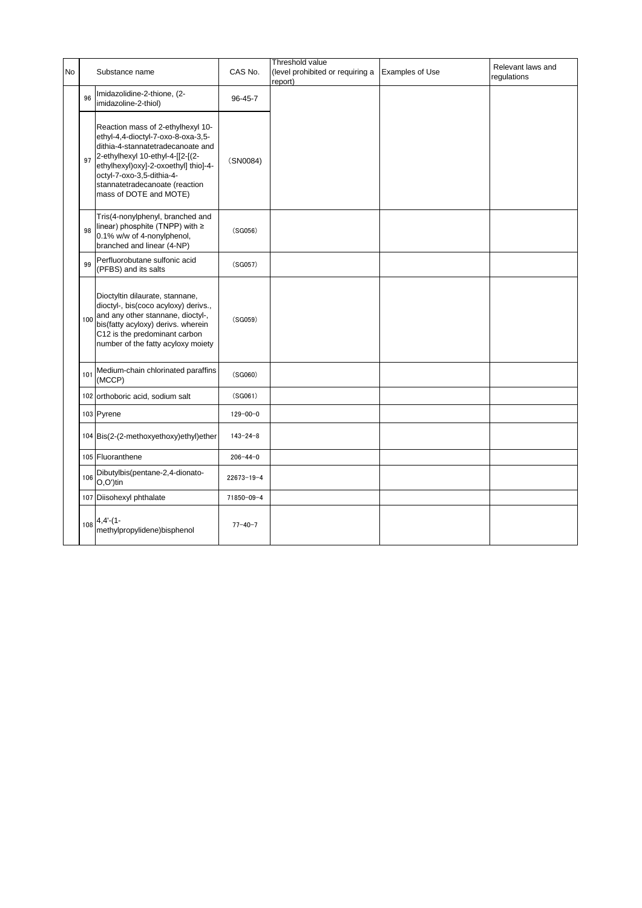| No | | Substance name | CAS No. | Threshold value (level prohibited or requiring a report) | Examples of Use | Relevant laws and regulations |
|---|---|---|---|---|---|---|
| | 96 | Imidazolidine-2-thione, (2-imidazoline-2-thiol) | 96-45-7 | | | |
| | 97 | Reaction mass of 2-ethylhexyl 10-ethyl-4,4-dioctyl-7-oxo-8-oxa-3,5-dithia-4-stannatetradecanoate and 2-ethylhexyl 10-ethyl-4-[[2-[(2-ethylhexyl)oxy]-2-oxoethyl] thio]-4-octyl-7-oxo-3,5-dithia-4-stannatetradecanoate (reaction mass of DOTE and MOTE) | （SN0084) | | | |
| | 98 | Tris(4-nonylphenyl, branched and linear) phosphite (TNPP) with ≥ 0.1% w/w of 4-nonylphenol, branched and linear (4-NP) | （SG056） | | | |
| | 99 | Perfluorobutane sulfonic acid (PFBS) and its salts | （SG057） | | | |
| | 100 | Dioctyltin dilaurate, stannane, dioctyl-, bis(coco acyloxy) derivs., and any other stannane, dioctyl-, bis(fatty acyloxy) derivs. wherein C12 is the predominant carbon number of the fatty acyloxy moiety | （SG059） | | | |
| | 101 | Medium-chain chlorinated paraffins (MCCP) | （SG060） | | | |
| | 102 | orthoboric acid, sodium salt | （SG061） | | | |
| | 103 | Pyrene | 129-00-0 | | | |
| | 104 | Bis(2-(2-methoxyethoxy)ethyl)ether | 143-24-8 | | | |
| | 105 | Fluoranthene | 206-44-0 | | | |
| | 106 | Dibutylbis(pentane-2,4-dionato-O,O')tin | 22673-19-4 | | | |
| | 107 | Diisohexyl phthalate | 71850-09-4 | | | |
| | 108 | 4,4'-(1-methylpropylidene)bisphenol | 77-40-7 | | | |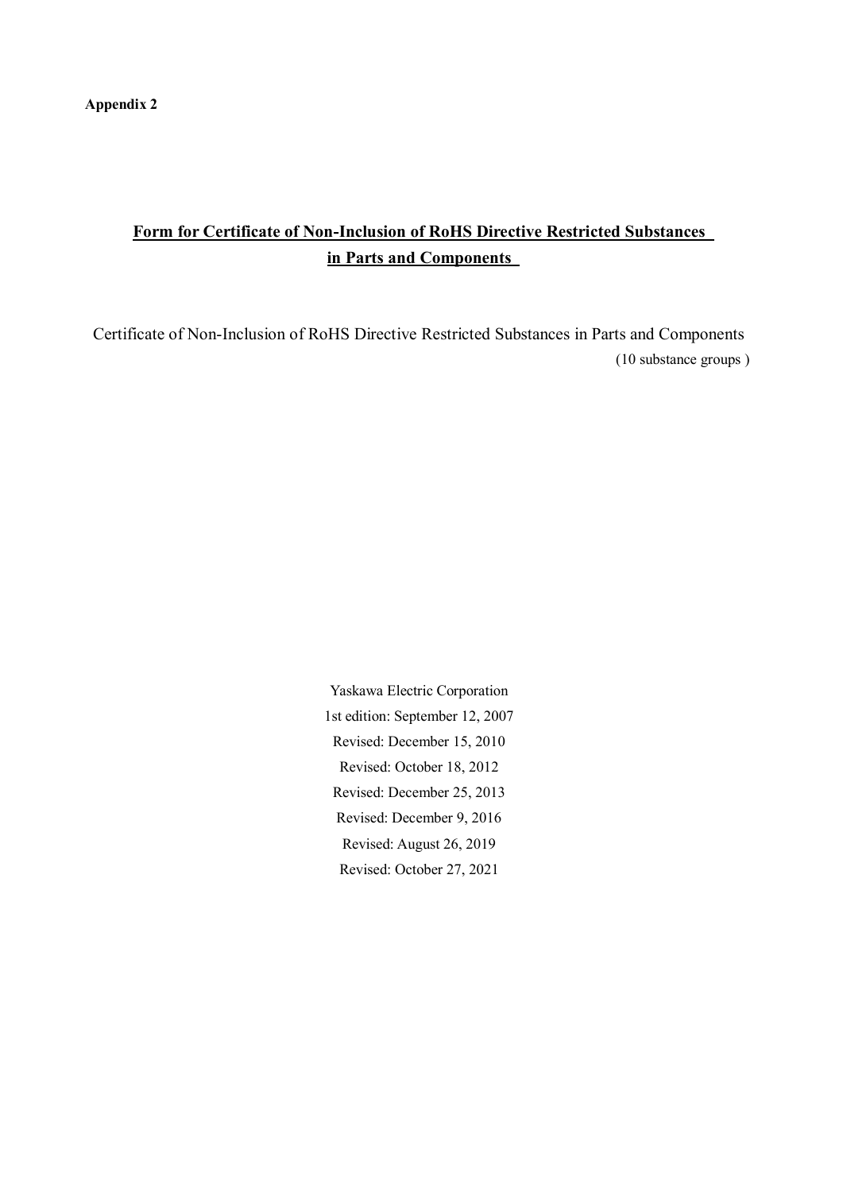**Appendix 2**

## Form for Certificate of Non-Inclusion of RoHS Directive Restricted Substances in Parts and Components

Certificate of Non-Inclusion of RoHS Directive Restricted Substances in Parts and Components

(10 substance groups )

Yaskawa Electric Corporation

1st edition: September 12, 2007

Revised: December 15, 2010

Revised: October 18, 2012

Revised: December 25, 2013

Revised: December 9, 2016

Revised: August 26, 2019

Revised: October 27, 2021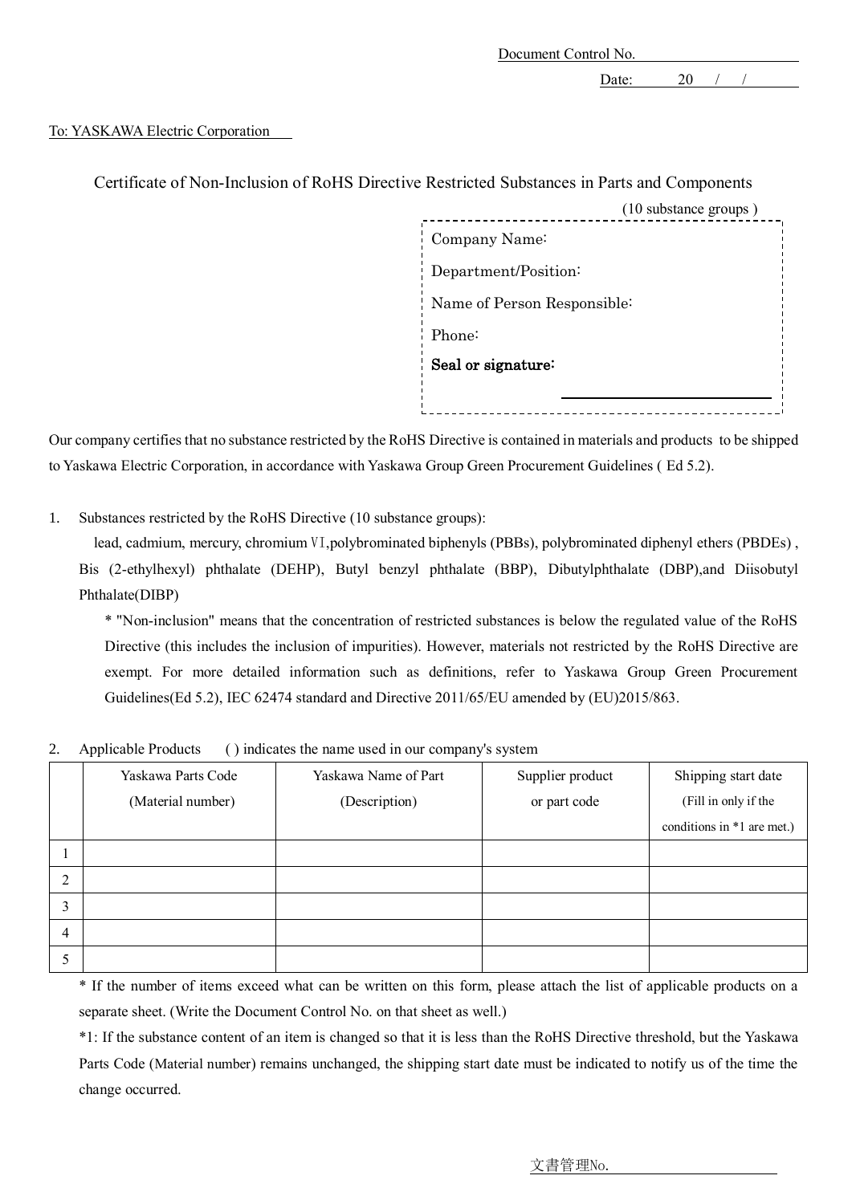Document Control No. ____________________

Date: 20 / /

To: YASKAWA Electric Corporation

## Certificate of Non-Inclusion of RoHS Directive Restricted Substances in Parts and Components

(10 substance groups )

Company Name:

Department/Position:

Name of Person Responsible:

Phone:

**Seal or signature:**

____________________

Our company certifies that no substance restricted by the RoHS Directive is contained in materials and products to be shipped to Yaskawa Electric Corporation, in accordance with Yaskawa Group Green Procurement Guidelines ( Ed 5.2).

1. Substances restricted by the RoHS Directive (10 substance groups):

   lead, cadmium, mercury, chromium Ⅵ,polybrominated biphenyls (PBBs), polybrominated diphenyl ethers (PBDEs) , Bis (2-ethylhexyl) phthalate (DEHP), Butyl benzyl phthalate (BBP), Dibutylphthalate (DBP),and Diisobutyl Phthalate(DIBP)

   * "Non-inclusion" means that the concentration of restricted substances is below the regulated value of the RoHS Directive (this includes the inclusion of impurities). However, materials not restricted by the RoHS Directive are exempt. For more detailed information such as definitions, refer to Yaskawa Group Green Procurement Guidelines(Ed 5.2), IEC 62474 standard and Directive 2011/65/EU amended by (EU)2015/863.

2. Applicable Products ( ) indicates the name used in our company's system

| | Yaskawa Parts Code (Material number) | Yaskawa Name of Part (Description) | Supplier product or part code | Shipping start date (Fill in only if the conditions in *1 are met.) |
|---|---|---|---|---|
| 1 | | | | |
| 2 | | | | |
| 3 | | | | |
| 4 | | | | |
| 5 | | | | |

* If the number of items exceed what can be written on this form, please attach the list of applicable products on a separate sheet. (Write the Document Control No. on that sheet as well.)

*1: If the substance content of an item is changed so that it is less than the RoHS Directive threshold, but the Yaskawa Parts Code (Material number) remains unchanged, the shipping start date must be indicated to notify us of the time the change occurred.

文書管理No. ____________________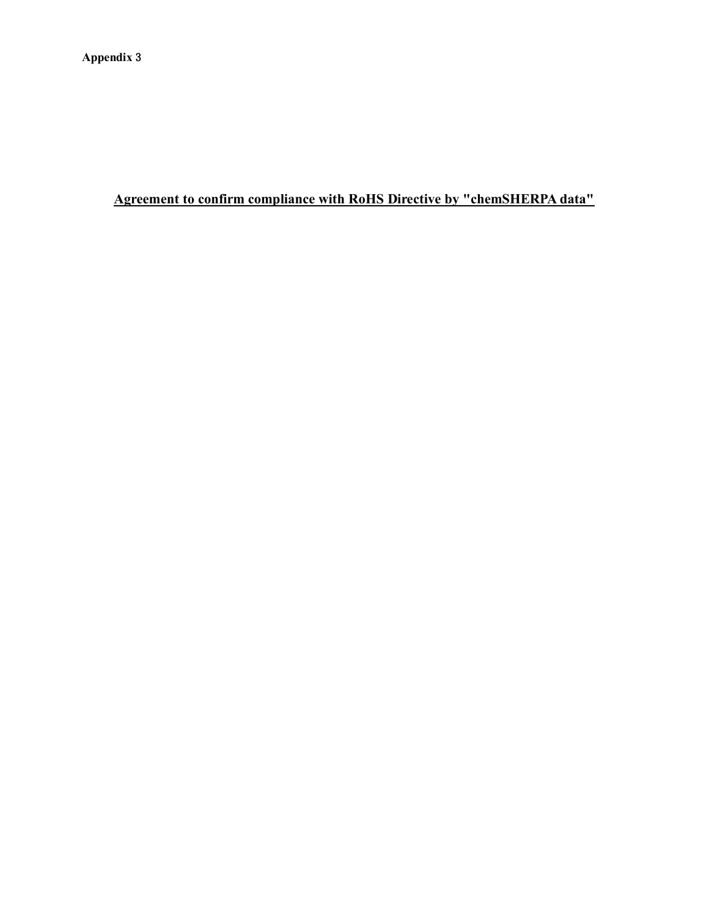**Appendix 3**

# Agreement to confirm compliance with RoHS Directive by "chemSHERPA data"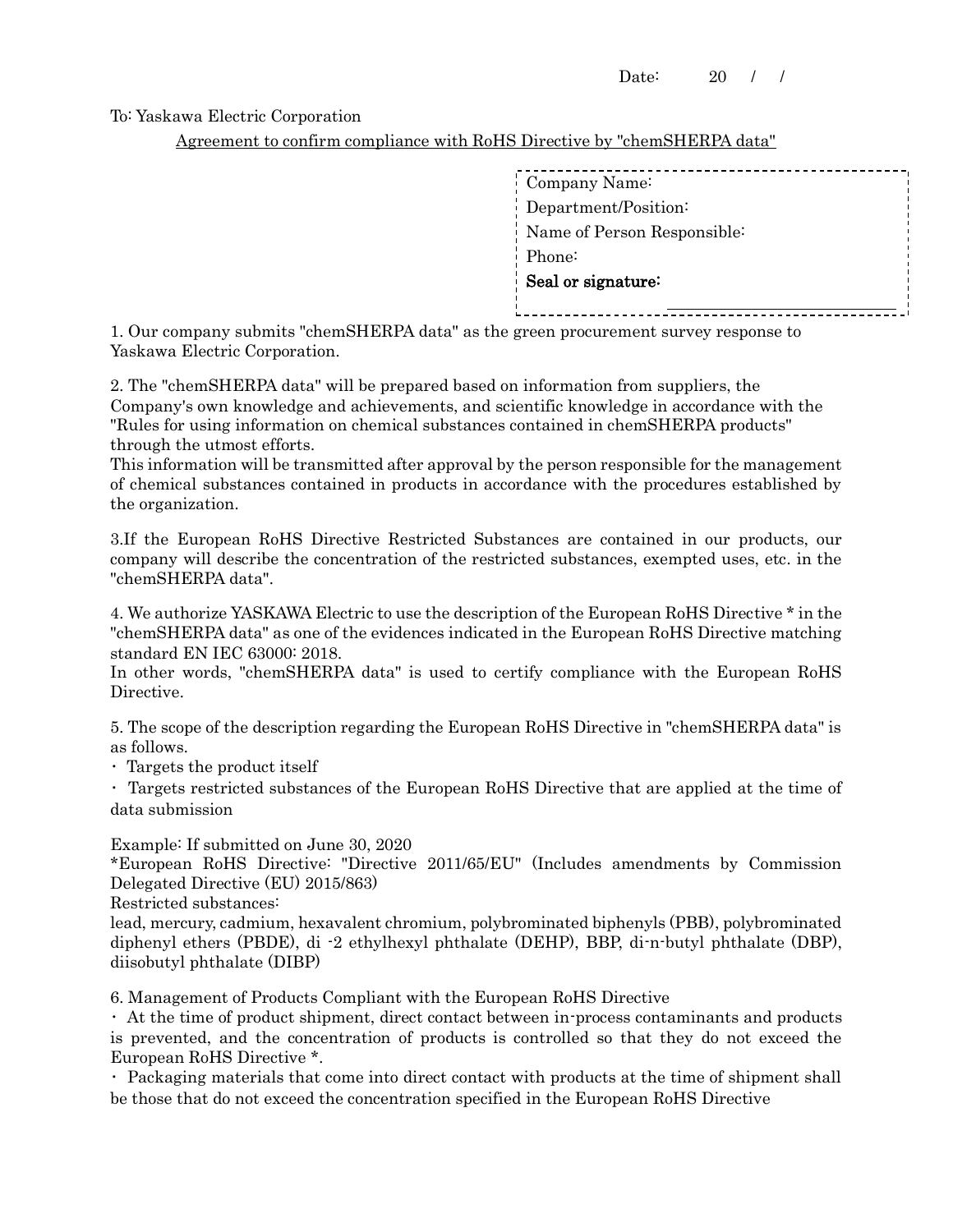Date: 20 / /

To: Yaskawa Electric Corporation

Agreement to confirm compliance with RoHS Directive by "chemSHERPA data"

Company Name:
Department/Position:
Name of Person Responsible:
Phone:
**Seal or signature:**

1. Our company submits "chemSHERPA data" as the green procurement survey response to Yaskawa Electric Corporation.

2. The "chemSHERPA data" will be prepared based on information from suppliers, the Company's own knowledge and achievements, and scientific knowledge in accordance with the "Rules for using information on chemical substances contained in chemSHERPA products" through the utmost efforts.
This information will be transmitted after approval by the person responsible for the management of chemical substances contained in products in accordance with the procedures established by the organization.

3.If the European RoHS Directive Restricted Substances are contained in our products, our company will describe the concentration of the restricted substances, exempted uses, etc. in the "chemSHERPA data".

4. We authorize YASKAWA Electric to use the description of the European RoHS Directive * in the "chemSHERPA data" as one of the evidences indicated in the European RoHS Directive matching standard EN IEC 63000: 2018.
In other words, "chemSHERPA data" is used to certify compliance with the European RoHS Directive.

5. The scope of the description regarding the European RoHS Directive in "chemSHERPA data" is as follows.
・ Targets the product itself
・ Targets restricted substances of the European RoHS Directive that are applied at the time of data submission

Example: If submitted on June 30, 2020
*European RoHS Directive: "Directive 2011/65/EU" (Includes amendments by Commission Delegated Directive (EU) 2015/863)
Restricted substances:
lead, mercury, cadmium, hexavalent chromium, polybrominated biphenyls (PBB), polybrominated diphenyl ethers (PBDE), di -2 ethylhexyl phthalate (DEHP), BBP, di-n-butyl phthalate (DBP), diisobutyl phthalate (DIBP)

6. Management of Products Compliant with the European RoHS Directive
・ At the time of product shipment, direct contact between in-process contaminants and products is prevented, and the concentration of products is controlled so that they do not exceed the European RoHS Directive *.
・ Packaging materials that come into direct contact with products at the time of shipment shall be those that do not exceed the concentration specified in the European RoHS Directive